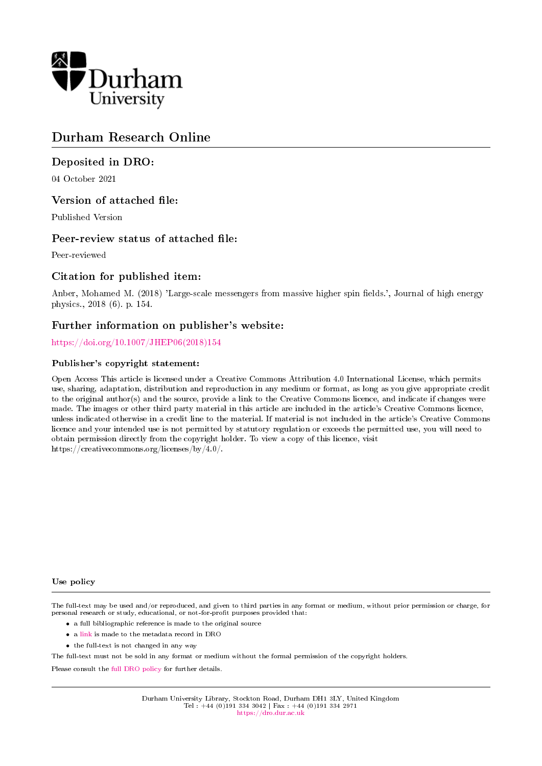Durham University

# Durham Research Online

## Deposited in DRO:

04 October 2021

## Version of attached file:

Published Version

## Peer-review status of attached file:

Peer-reviewed

## Citation for published item:

Anber, Mohamed M. (2018) 'Large-scale messengers from massive higher spin fields.', Journal of high energy physics., 2018 (6). p. 154.

## Further information on publisher's website:

https://doi.org/10.1007/JHEP06(2018)154

### Publisher's copyright statement:

Open Access This article is licensed under a Creative Commons Attribution 4.0 International License, which permits use, sharing, adaptation, distribution and reproduction in any medium or format, as long as you give appropriate credit to the original author(s) and the source, provide a link to the Creative Commons licence, and indicate if changes were made. The images or other third party material in this article are included in the article's Creative Commons licence, unless indicated otherwise in a credit line to the material. If material is not included in the article's Creative Commons licence and your intended use is not permitted by statutory regulation or exceeds the permitted use, you will need to obtain permission directly from the copyright holder. To view a copy of this licence, visit https://creativecommons.org/licenses/by/4.0/.

### Use policy

The full-text may be used and/or reproduced, and given to third parties in any format or medium, without prior permission or charge, for personal research or study, educational, or not-for-profit purposes provided that:

- a full bibliographic reference is made to the original source
- a link is made to the metadata record in DRO
- the full-text is not changed in any way

The full-text must not be sold in any format or medium without the formal permission of the copyright holders.

Please consult the full DRO policy for further details.

Durham University Library, Stockton Road, Durham DH1 3LY, United Kingdom
Tel : +44 (0)191 334 3042 | Fax : +44 (0)191 334 2971
https://dro.dur.ac.uk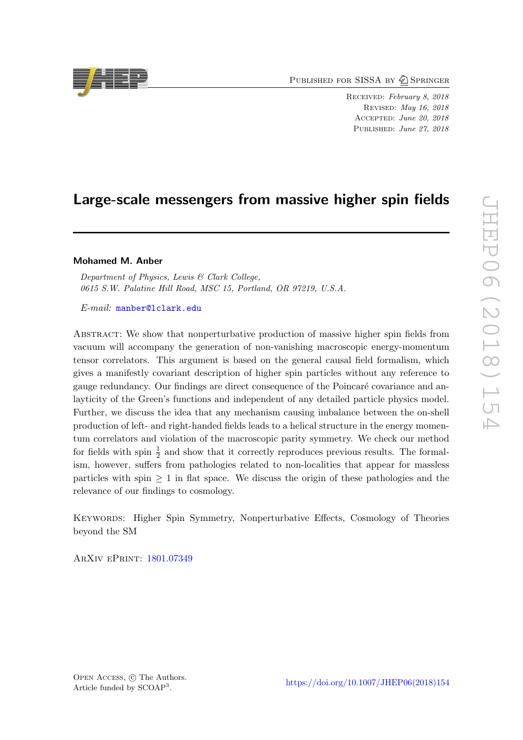Published for SISSA by Springer

Received: *February 8, 2018*
Revised: *May 16, 2018*
Accepted: *June 20, 2018*
Published: *June 27, 2018*

# Large-scale messengers from massive higher spin fields

**Mohamed M. Anber**

*Department of Physics, Lewis & Clark College, 0615 S.W. Palatine Hill Road, MSC 15, Portland, OR 97219, U.S.A.*

*E-mail:* manber@lclark.edu

Abstract: We show that nonperturbative production of massive higher spin fields from vacuum will accompany the generation of non-vanishing macroscopic energy-momentum tensor correlators. This argument is based on the general causal field formalism, which gives a manifestly covariant description of higher spin particles without any reference to gauge redundancy. Our findings are direct consequence of the Poincaré covariance and analyticity of the Green's functions and independent of any detailed particle physics model. Further, we discuss the idea that any mechanism causing imbalance between the on-shell production of left- and right-handed fields leads to a helical structure in the energy momentum correlators and violation of the macroscopic parity symmetry. We check our method for fields with spin $\frac{1}{2}$ and show that it correctly reproduces previous results. The formalism, however, suffers from pathologies related to non-localities that appear for massless particles with spin $\geq 1$ in flat space. We discuss the origin of these pathologies and the relevance of our findings to cosmology.

Keywords: Higher Spin Symmetry, Nonperturbative Effects, Cosmology of Theories beyond the SM

ArXiv ePrint: 1801.07349

Open Access, © The Authors.
Article funded by SCOAP[3].

https://doi.org/10.1007/JHEP06(2018)154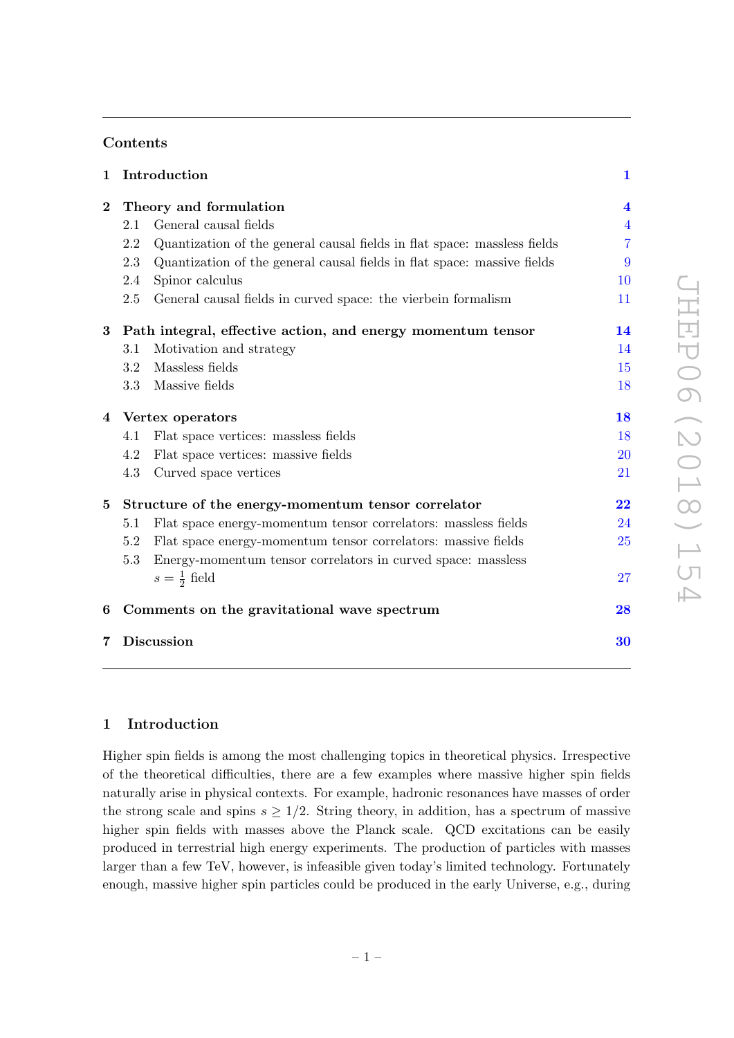## Contents

| | | |
|---|---|---|
| **1** | **Introduction** | **1** |
| **2** | **Theory and formulation** | **4** |
| | 2.1 General causal fields | 4 |
| | 2.2 Quantization of the general causal fields in flat space: massless fields | 7 |
| | 2.3 Quantization of the general causal fields in flat space: massive fields | 9 |
| | 2.4 Spinor calculus | 10 |
| | 2.5 General causal fields in curved space: the vierbein formalism | 11 |
| **3** | **Path integral, effective action, and energy momentum tensor** | **14** |
| | 3.1 Motivation and strategy | 14 |
| | 3.2 Massless fields | 15 |
| | 3.3 Massive fields | 18 |
| **4** | **Vertex operators** | **18** |
| | 4.1 Flat space vertices: massless fields | 18 |
| | 4.2 Flat space vertices: massive fields | 20 |
| | 4.3 Curved space vertices | 21 |
| **5** | **Structure of the energy-momentum tensor correlator** | **22** |
| | 5.1 Flat space energy-momentum tensor correlators: massless fields | 24 |
| | 5.2 Flat space energy-momentum tensor correlators: massive fields | 25 |
| | 5.3 Energy-momentum tensor correlators in curved space: massless $s = \frac{1}{2}$ field | 27 |
| **6** | **Comments on the gravitational wave spectrum** | **28** |
| **7** | **Discussion** | **30** |

# 1 Introduction

Higher spin fields is among the most challenging topics in theoretical physics. Irrespective of the theoretical difficulties, there are a few examples where massive higher spin fields naturally arise in physical contexts. For example, hadronic resonances have masses of order the strong scale and spins $s \geq 1/2$. String theory, in addition, has a spectrum of massive higher spin fields with masses above the Planck scale. QCD excitations can be easily produced in terrestrial high energy experiments. The production of particles with masses larger than a few TeV, however, is infeasible given today's limited technology. Fortunately enough, massive higher spin particles could be produced in the early Universe, e.g., during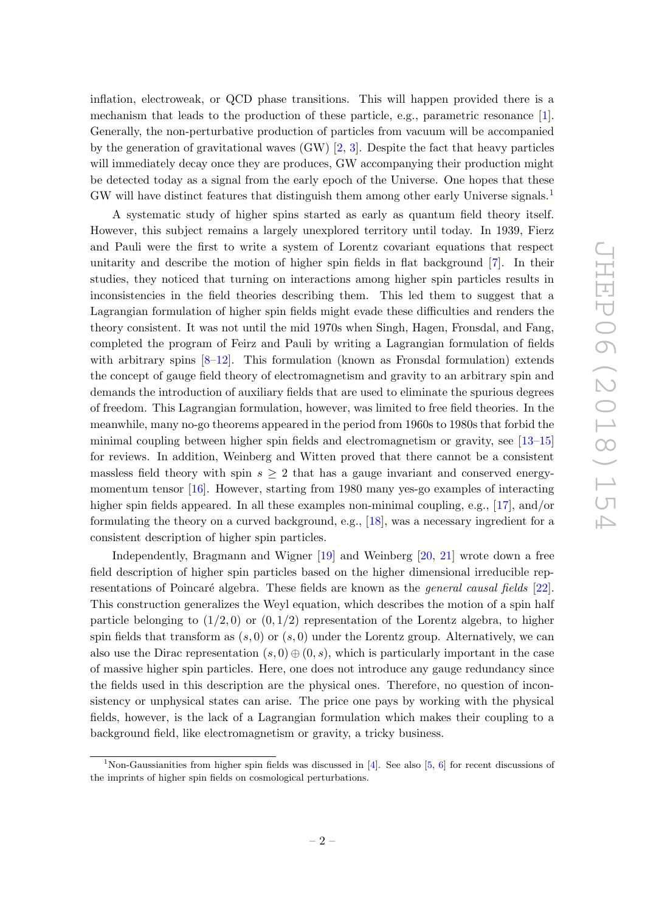inflation, electroweak, or QCD phase transitions. This will happen provided there is a mechanism that leads to the production of these particle, e.g., parametric resonance [1]. Generally, the non-perturbative production of particles from vacuum will be accompanied by the generation of gravitational waves (GW) [2, 3]. Despite the fact that heavy particles will immediately decay once they are produces, GW accompanying their production might be detected today as a signal from the early epoch of the Universe. One hopes that these GW will have distinct features that distinguish them among other early Universe signals.[1]

A systematic study of higher spins started as early as quantum field theory itself. However, this subject remains a largely unexplored territory until today. In 1939, Fierz and Pauli were the first to write a system of Lorentz covariant equations that respect unitarity and describe the motion of higher spin fields in flat background [7]. In their studies, they noticed that turning on interactions among higher spin particles results in inconsistencies in the field theories describing them. This led them to suggest that a Lagrangian formulation of higher spin fields might evade these difficulties and renders the theory consistent. It was not until the mid 1970s when Singh, Hagen, Fronsdal, and Fang, completed the program of Feirz and Pauli by writing a Lagrangian formulation of fields with arbitrary spins [8–12]. This formulation (known as Fronsdal formulation) extends the concept of gauge field theory of electromagnetism and gravity to an arbitrary spin and demands the introduction of auxiliary fields that are used to eliminate the spurious degrees of freedom. This Lagrangian formulation, however, was limited to free field theories. In the meanwhile, many no-go theorems appeared in the period from 1960s to 1980s that forbid the minimal coupling between higher spin fields and electromagnetism or gravity, see [13–15] for reviews. In addition, Weinberg and Witten proved that there cannot be a consistent massless field theory with spin $s \geq 2$ that has a gauge invariant and conserved energy-momentum tensor [16]. However, starting from 1980 many yes-go examples of interacting higher spin fields appeared. In all these examples non-minimal coupling, e.g., [17], and/or formulating the theory on a curved background, e.g., [18], was a necessary ingredient for a consistent description of higher spin particles.

Independently, Bragmann and Wigner [19] and Weinberg [20, 21] wrote down a free field description of higher spin particles based on the higher dimensional irreducible representations of Poincaré algebra. These fields are known as the *general causal fields* [22]. This construction generalizes the Weyl equation, which describes the motion of a spin half particle belonging to $(1/2, 0)$ or $(0, 1/2)$ representation of the Lorentz algebra, to higher spin fields that transform as $(s, 0)$ or $(s, 0)$ under the Lorentz group. Alternatively, we can also use the Dirac representation $(s, 0) \oplus (0, s)$, which is particularly important in the case of massive higher spin particles. Here, one does not introduce any gauge redundancy since the fields used in this description are the physical ones. Therefore, no question of inconsistency or unphysical states can arise. The price one pays by working with the physical fields, however, is the lack of a Lagrangian formulation which makes their coupling to a background field, like electromagnetism or gravity, a tricky business.

[1] Non-Gaussianities from higher spin fields was discussed in [4]. See also [5, 6] for recent discussions of the imprints of higher spin fields on cosmological perturbations.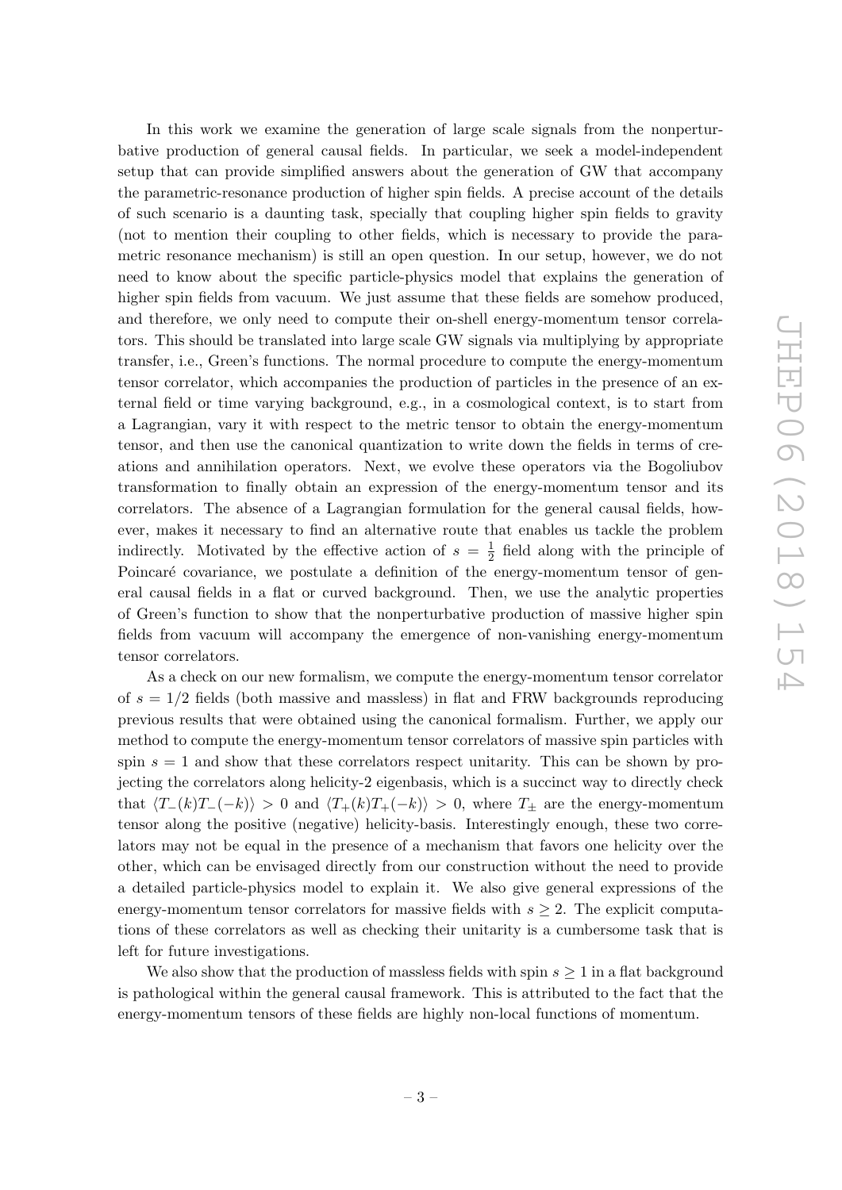In this work we examine the generation of large scale signals from the nonperturbative production of general causal fields. In particular, we seek a model-independent setup that can provide simplified answers about the generation of GW that accompany the parametric-resonance production of higher spin fields. A precise account of the details of such scenario is a daunting task, specially that coupling higher spin fields to gravity (not to mention their coupling to other fields, which is necessary to provide the parametric resonance mechanism) is still an open question. In our setup, however, we do not need to know about the specific particle-physics model that explains the generation of higher spin fields from vacuum. We just assume that these fields are somehow produced, and therefore, we only need to compute their on-shell energy-momentum tensor correlators. This should be translated into large scale GW signals via multiplying by appropriate transfer, i.e., Green's functions. The normal procedure to compute the energy-momentum tensor correlator, which accompanies the production of particles in the presence of an external field or time varying background, e.g., in a cosmological context, is to start from a Lagrangian, vary it with respect to the metric tensor to obtain the energy-momentum tensor, and then use the canonical quantization to write down the fields in terms of creations and annihilation operators. Next, we evolve these operators via the Bogoliubov transformation to finally obtain an expression of the energy-momentum tensor and its correlators. The absence of a Lagrangian formulation for the general causal fields, however, makes it necessary to find an alternative route that enables us tackle the problem indirectly. Motivated by the effective action of $s = \frac{1}{2}$ field along with the principle of Poincaré covariance, we postulate a definition of the energy-momentum tensor of general causal fields in a flat or curved background. Then, we use the analytic properties of Green's function to show that the nonperturbative production of massive higher spin fields from vacuum will accompany the emergence of non-vanishing energy-momentum tensor correlators.

As a check on our new formalism, we compute the energy-momentum tensor correlator of $s = 1/2$ fields (both massive and massless) in flat and FRW backgrounds reproducing previous results that were obtained using the canonical formalism. Further, we apply our method to compute the energy-momentum tensor correlators of massive spin particles with spin $s = 1$ and show that these correlators respect unitarity. This can be shown by projecting the correlators along helicity-2 eigenbasis, which is a succinct way to directly check that $\langle T_-(k)T_-(-k)\rangle > 0$ and $\langle T_+(k)T_+(-k)\rangle > 0$, where $T_\pm$ are the energy-momentum tensor along the positive (negative) helicity-basis. Interestingly enough, these two correlators may not be equal in the presence of a mechanism that favors one helicity over the other, which can be envisaged directly from our construction without the need to provide a detailed particle-physics model to explain it. We also give general expressions of the energy-momentum tensor correlators for massive fields with $s \geq 2$. The explicit computations of these correlators as well as checking their unitarity is a cumbersome task that is left for future investigations.

We also show that the production of massless fields with spin $s \geq 1$ in a flat background is pathological within the general causal framework. This is attributed to the fact that the energy-momentum tensors of these fields are highly non-local functions of momentum.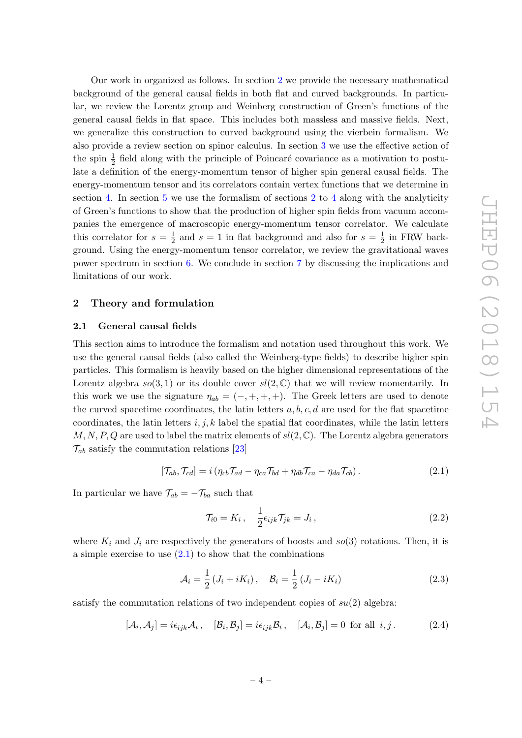Our work in organized as follows. In section 2 we provide the necessary mathematical background of the general causal fields in both flat and curved backgrounds. In particular, we review the Lorentz group and Weinberg construction of Green's functions of the general causal fields in flat space. This includes both massless and massive fields. Next, we generalize this construction to curved background using the vierbein formalism. We also provide a review section on spinor calculus. In section 3 we use the effective action of the spin $\frac{1}{2}$ field along with the principle of Poincaré covariance as a motivation to postulate a definition of the energy-momentum tensor of higher spin general causal fields. The energy-momentum tensor and its correlators contain vertex functions that we determine in section 4. In section 5 we use the formalism of sections 2 to 4 along with the analyticity of Green's functions to show that the production of higher spin fields from vacuum accompanies the emergence of macroscopic energy-momentum tensor correlator. We calculate this correlator for $s = \frac{1}{2}$ and $s = 1$ in flat background and also for $s = \frac{1}{2}$ in FRW background. Using the energy-momentum tensor correlator, we review the gravitational waves power spectrum in section 6. We conclude in section 7 by discussing the implications and limitations of our work.

## 2 Theory and formulation

### 2.1 General causal fields

This section aims to introduce the formalism and notation used throughout this work. We use the general causal fields (also called the Weinberg-type fields) to describe higher spin particles. This formalism is heavily based on the higher dimensional representations of the Lorentz algebra $so(3,1)$ or its double cover $sl(2,\mathbb{C})$ that we will review momentarily. In this work we use the signature $\eta_{ab} = (-,+,+,+)$. The Greek letters are used to denote the curved spacetime coordinates, the latin letters $a, b, c, d$ are used for the flat spacetime coordinates, the latin letters $i, j, k$ label the spatial flat coordinates, while the latin letters $M, N, P, Q$ are used to label the matrix elements of $sl(2,\mathbb{C})$. The Lorentz algebra generators $\mathcal{T}_{ab}$ satisfy the commutation relations [23]

$$[\mathcal{T}_{ab}, \mathcal{T}_{cd}] = i\left(\eta_{cb}\mathcal{T}_{ad} - \eta_{ca}\mathcal{T}_{bd} + \eta_{db}\mathcal{T}_{ca} - \eta_{da}\mathcal{T}_{cb}\right). \tag{2.1}$$

In particular we have $\mathcal{T}_{ab} = -\mathcal{T}_{ba}$ such that

$$\mathcal{T}_{i0} = K_i\,, \quad \frac{1}{2}\epsilon_{ijk}\mathcal{T}_{jk} = J_i\,, \tag{2.2}$$

where $K_i$ and $J_i$ are respectively the generators of boosts and $so(3)$ rotations. Then, it is a simple exercise to use (2.1) to show that the combinations

$$\mathcal{A}_i = \frac{1}{2}\left(J_i + iK_i\right), \quad \mathcal{B}_i = \frac{1}{2}\left(J_i - iK_i\right) \tag{2.3}$$

satisfy the commutation relations of two independent copies of $su(2)$ algebra:

$$[\mathcal{A}_i, \mathcal{A}_j] = i\epsilon_{ijk}\mathcal{A}_i\,, \quad [\mathcal{B}_i, \mathcal{B}_j] = i\epsilon_{ijk}\mathcal{B}_i\,, \quad [\mathcal{A}_i, \mathcal{B}_j] = 0 \;\text{ for all }\; i, j\,. \tag{2.4}$$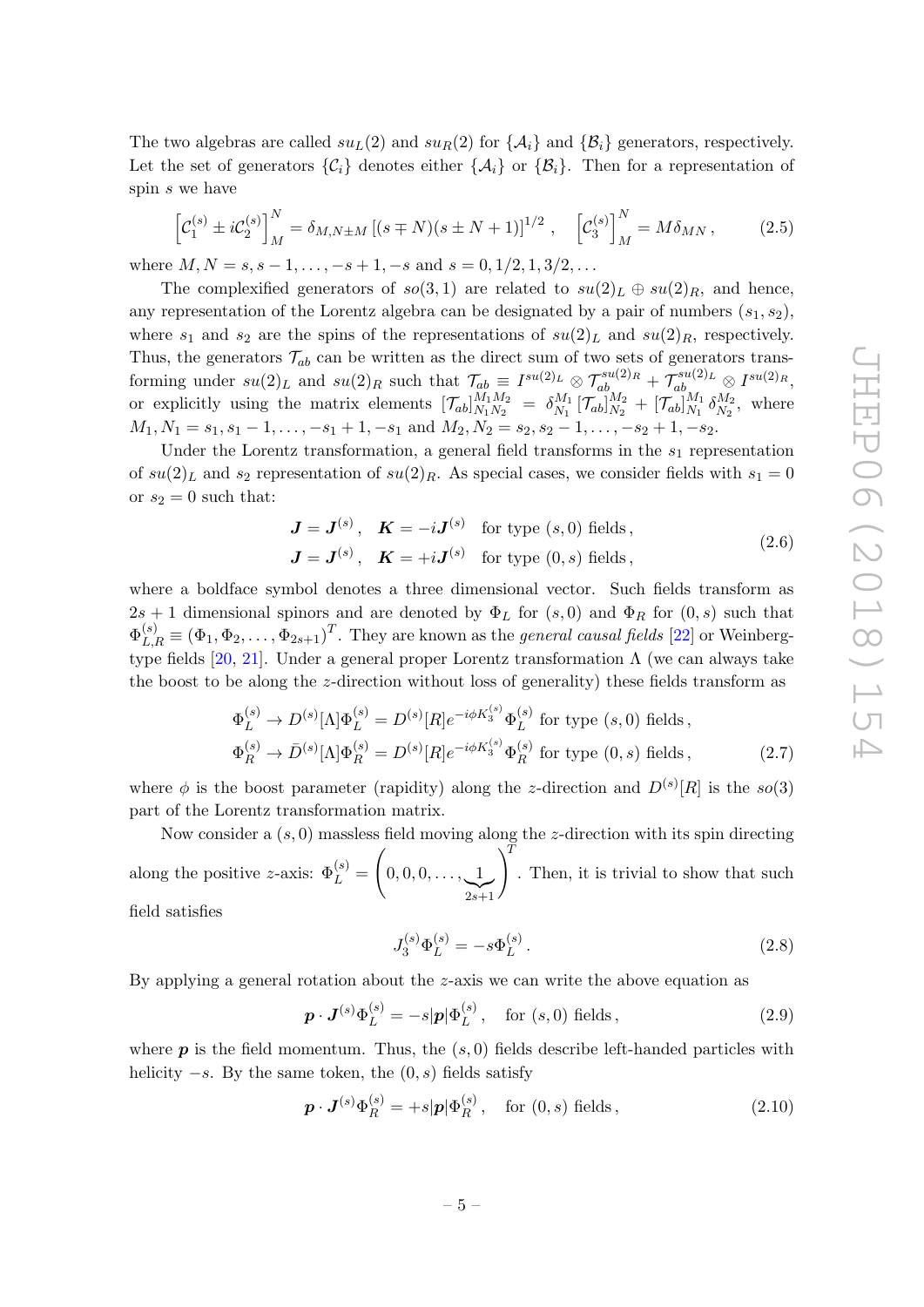The two algebras are called $su_L(2)$ and $su_R(2)$ for $\{\mathcal{A}_i\}$ and $\{\mathcal{B}_i\}$ generators, respectively. Let the set of generators $\{\mathcal{C}_i\}$ denotes either $\{\mathcal{A}_i\}$ or $\{\mathcal{B}_i\}$. Then for a representation of spin $s$ we have

$$\left[\mathcal{C}_1^{(s)} \pm i\mathcal{C}_2^{(s)}\right]_M^N = \delta_{M,N\pm M}\left[(s\mp N)(s\pm N+1)\right]^{1/2}, \quad \left[\mathcal{C}_3^{(s)}\right]_M^N = M\delta_{MN}, \tag{2.5}$$

where $M, N = s, s-1, \ldots, -s+1, -s$ and $s = 0, 1/2, 1, 3/2, \ldots$

The complexified generators of $so(3,1)$ are related to $su(2)_L \oplus su(2)_R$, and hence, any representation of the Lorentz algebra can be designated by a pair of numbers $(s_1, s_2)$, where $s_1$ and $s_2$ are the spins of the representations of $su(2)_L$ and $su(2)_R$, respectively. Thus, the generators $\mathcal{T}_{ab}$ can be written as the direct sum of two sets of generators transforming under $su(2)_L$ and $su(2)_R$ such that $\mathcal{T}_{ab} \equiv I^{su(2)_L} \otimes \mathcal{T}_{ab}^{su(2)_R} + \mathcal{T}_{ab}^{su(2)_L} \otimes I^{su(2)_R}$, or explicitly using the matrix elements $[\mathcal{T}_{ab}]_{N_1 N_2}^{M_1 M_2} = \delta_{N_1}^{M_1}\,[\mathcal{T}_{ab}]_{N_2}^{M_2} + [\mathcal{T}_{ab}]_{N_1}^{M_1}\,\delta_{N_2}^{M_2}$, where $M_1, N_1 = s_1, s_1-1, \ldots, -s_1+1, -s_1$ and $M_2, N_2 = s_2, s_2-1, \ldots, -s_2+1, -s_2$.

Under the Lorentz transformation, a general field transforms in the $s_1$ representation of $su(2)_L$ and $s_2$ representation of $su(2)_R$. As special cases, we consider fields with $s_1 = 0$ or $s_2 = 0$ such that:

$$\begin{aligned}
&\boldsymbol{J} = \boldsymbol{J}^{(s)}, \quad \boldsymbol{K} = -i\boldsymbol{J}^{(s)} \quad \text{for type } (s,0) \text{ fields},\\
&\boldsymbol{J} = \boldsymbol{J}^{(s)}, \quad \boldsymbol{K} = +i\boldsymbol{J}^{(s)} \quad \text{for type } (0,s) \text{ fields},
\end{aligned} \tag{2.6}$$

where a boldface symbol denotes a three dimensional vector. Such fields transform as $2s+1$ dimensional spinors and are denoted by $\Phi_L$ for $(s,0)$ and $\Phi_R$ for $(0,s)$ such that $\Phi_{L,R}^{(s)} \equiv (\Phi_1, \Phi_2, \ldots, \Phi_{2s+1})^T$. They are known as the *general causal fields* [22] or Weinberg-type fields [20, 21]. Under a general proper Lorentz transformation $\Lambda$ (we can always take the boost to be along the $z$-direction without loss of generality) these fields transform as

$$\begin{aligned}
&\Phi_L^{(s)} \to D^{(s)}[\Lambda]\Phi_L^{(s)} = D^{(s)}[R]e^{-i\phi K_3^{(s)}}\Phi_L^{(s)} \text{ for type } (s,0) \text{ fields},\\
&\Phi_R^{(s)} \to \bar{D}^{(s)}[\Lambda]\Phi_R^{(s)} = D^{(s)}[R]e^{-i\phi K_3^{(s)}}\Phi_R^{(s)} \text{ for type } (0,s) \text{ fields},
\end{aligned} \tag{2.7}$$

where $\phi$ is the boost parameter (rapidity) along the $z$-direction and $D^{(s)}[R]$ is the $so(3)$ part of the Lorentz transformation matrix.

Now consider a $(s,0)$ massless field moving along the $z$-direction with its spin directing along the positive $z$-axis: $\Phi_L^{(s)} = \left(0, 0, 0, \ldots, \underbrace{1}_{2s+1}\right)^T$. Then, it is trivial to show that such field satisfies

$$J_3^{(s)}\Phi_L^{(s)} = -s\Phi_L^{(s)}. \tag{2.8}$$

By applying a general rotation about the $z$-axis we can write the above equation as

$$\boldsymbol{p}\cdot\boldsymbol{J}^{(s)}\Phi_L^{(s)} = -s|\boldsymbol{p}|\Phi_L^{(s)}, \quad \text{for } (s,0) \text{ fields}, \tag{2.9}$$

where $\boldsymbol{p}$ is the field momentum. Thus, the $(s,0)$ fields describe left-handed particles with helicity $-s$. By the same token, the $(0,s)$ fields satisfy

$$\boldsymbol{p}\cdot\boldsymbol{J}^{(s)}\Phi_R^{(s)} = +s|\boldsymbol{p}|\Phi_R^{(s)}, \quad \text{for } (0,s) \text{ fields}, \tag{2.10}$$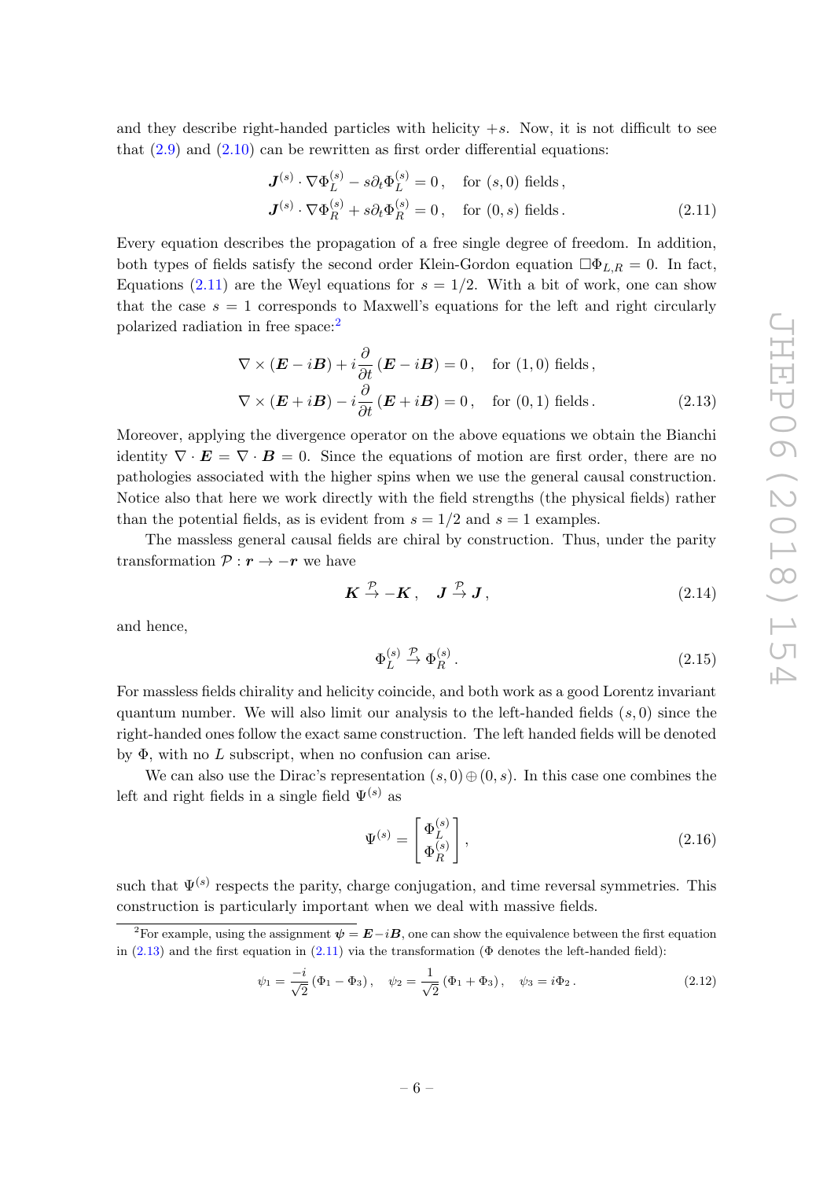and they describe right-handed particles with helicity $+s$. Now, it is not difficult to see that (2.9) and (2.10) can be rewritten as first order differential equations:

$$\boldsymbol{J}^{(s)} \cdot \nabla \Phi_L^{(s)} - s\partial_t \Phi_L^{(s)} = 0\,, \quad \text{for } (s,0) \text{ fields}\,,$$
$$\boldsymbol{J}^{(s)} \cdot \nabla \Phi_R^{(s)} + s\partial_t \Phi_R^{(s)} = 0\,, \quad \text{for } (0,s) \text{ fields}\,. \tag{2.11}$$

Every equation describes the propagation of a free single degree of freedom. In addition, both types of fields satisfy the second order Klein-Gordon equation $\Box \Phi_{L,R} = 0$. In fact, Equations (2.11) are the Weyl equations for $s = 1/2$. With a bit of work, one can show that the case $s = 1$ corresponds to Maxwell's equations for the left and right circularly polarized radiation in free space:[2]

$$\nabla \times (\boldsymbol{E} - i\boldsymbol{B}) + i\frac{\partial}{\partial t}(\boldsymbol{E} - i\boldsymbol{B}) = 0\,, \quad \text{for } (1,0) \text{ fields}\,,$$
$$\nabla \times (\boldsymbol{E} + i\boldsymbol{B}) - i\frac{\partial}{\partial t}(\boldsymbol{E} + i\boldsymbol{B}) = 0\,, \quad \text{for } (0,1) \text{ fields}\,. \tag{2.13}$$

Moreover, applying the divergence operator on the above equations we obtain the Bianchi identity $\nabla \cdot \boldsymbol{E} = \nabla \cdot \boldsymbol{B} = 0$. Since the equations of motion are first order, there are no pathologies associated with the higher spins when we use the general causal construction. Notice also that here we work directly with the field strengths (the physical fields) rather than the potential fields, as is evident from $s = 1/2$ and $s = 1$ examples.

The massless general causal fields are chiral by construction. Thus, under the parity transformation $\mathcal{P} : \boldsymbol{r} \to -\boldsymbol{r}$ we have

$$\boldsymbol{K} \overset{\mathcal{P}}{\to} -\boldsymbol{K}\,, \quad \boldsymbol{J} \overset{\mathcal{P}}{\to} \boldsymbol{J}\,, \tag{2.14}$$

and hence,

$$\Phi_L^{(s)} \overset{\mathcal{P}}{\to} \Phi_R^{(s)}\,. \tag{2.15}$$

For massless fields chirality and helicity coincide, and both work as a good Lorentz invariant quantum number. We will also limit our analysis to the left-handed fields $(s, 0)$ since the right-handed ones follow the exact same construction. The left handed fields will be denoted by $\Phi$, with no $L$ subscript, when no confusion can arise.

We can also use the Dirac's representation $(s, 0) \oplus (0, s)$. In this case one combines the left and right fields in a single field $\Psi^{(s)}$ as

$$\Psi^{(s)} = \begin{bmatrix} \Phi_L^{(s)} \\ \Phi_R^{(s)} \end{bmatrix}, \tag{2.16}$$

such that $\Psi^{(s)}$ respects the parity, charge conjugation, and time reversal symmetries. This construction is particularly important when we deal with massive fields.

---

[2] For example, using the assignment $\boldsymbol{\psi} = \boldsymbol{E} - i\boldsymbol{B}$, one can show the equivalence between the first equation in (2.13) and the first equation in (2.11) via the transformation ($\Phi$ denotes the left-handed field):

$$\psi_1 = \frac{-i}{\sqrt{2}}(\Phi_1 - \Phi_3)\,, \quad \psi_2 = \frac{1}{\sqrt{2}}(\Phi_1 + \Phi_3)\,, \quad \psi_3 = i\Phi_2\,. \tag{2.12}$$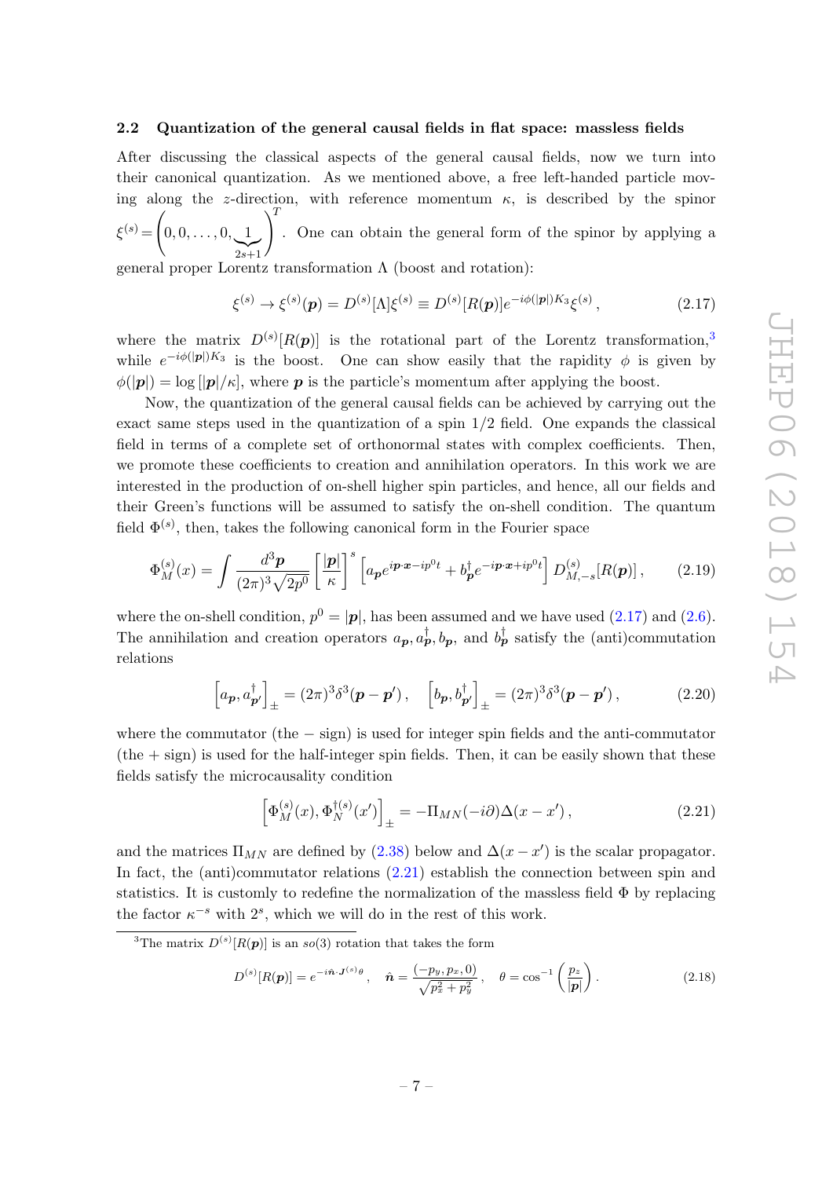### 2.2 Quantization of the general causal fields in flat space: massless fields

After discussing the classical aspects of the general causal fields, now we turn into their canonical quantization. As we mentioned above, a free left-handed particle moving along the $z$-direction, with reference momentum $\kappa$, is described by the spinor $\xi^{(s)} = \Big(\underbrace{0, 0, \ldots, 0, 1}_{2s+1}\Big)^T$. One can obtain the general form of the spinor by applying a general proper Lorentz transformation $\Lambda$ (boost and rotation):

$$\xi^{(s)} \to \xi^{(s)}(\boldsymbol{p}) = D^{(s)}[\Lambda]\xi^{(s)} \equiv D^{(s)}[R(\boldsymbol{p})]e^{-i\phi(|\boldsymbol{p}|)K_3}\xi^{(s)}\,, \tag{2.17}$$

where the matrix $D^{(s)}[R(\boldsymbol{p})]$ is the rotational part of the Lorentz transformation,[3] while $e^{-i\phi(|\boldsymbol{p}|)K_3}$ is the boost. One can show easily that the rapidity $\phi$ is given by $\phi(|\boldsymbol{p}|) = \log\left[|\boldsymbol{p}|/\kappa\right]$, where $\boldsymbol{p}$ is the particle's momentum after applying the boost.

Now, the quantization of the general causal fields can be achieved by carrying out the exact same steps used in the quantization of a spin 1/2 field. One expands the classical field in terms of a complete set of orthonormal states with complex coefficients. Then, we promote these coefficients to creation and annihilation operators. In this work we are interested in the production of on-shell higher spin particles, and hence, all our fields and their Green's functions will be assumed to satisfy the on-shell condition. The quantum field $\Phi^{(s)}$, then, takes the following canonical form in the Fourier space

$$\Phi^{(s)}_M(x) = \int \frac{d^3\boldsymbol{p}}{(2\pi)^3\sqrt{2p^0}}\left[\frac{|\boldsymbol{p}|}{\kappa}\right]^s \left[a_{\boldsymbol{p}}e^{i\boldsymbol{p}\cdot\boldsymbol{x}-ip^0t} + b^\dagger_{\boldsymbol{p}}e^{-i\boldsymbol{p}\cdot\boldsymbol{x}+ip^0t}\right] D^{(s)}_{M,-s}[R(\boldsymbol{p})]\,, \tag{2.19}$$

where the on-shell condition, $p^0 = |\boldsymbol{p}|$, has been assumed and we have used (2.17) and (2.6). The annihilation and creation operators $a_{\boldsymbol{p}}, a^\dagger_{\boldsymbol{p}}, b_{\boldsymbol{p}}$, and $b^\dagger_{\boldsymbol{p}}$ satisfy the (anti)commutation relations

$$\left[a_{\boldsymbol{p}}, a^\dagger_{\boldsymbol{p}'}\right]_\pm = (2\pi)^3\delta^3(\boldsymbol{p}-\boldsymbol{p}')\,, \quad \left[b_{\boldsymbol{p}}, b^\dagger_{\boldsymbol{p}'}\right]_\pm = (2\pi)^3\delta^3(\boldsymbol{p}-\boldsymbol{p}')\,, \tag{2.20}$$

where the commutator (the $-$ sign) is used for integer spin fields and the anti-commutator (the $+$ sign) is used for the half-integer spin fields. Then, it can be easily shown that these fields satisfy the microcausality condition

$$\left[\Phi^{(s)}_M(x), \Phi^{\dagger(s)}_N(x')\right]_\pm = -\Pi_{MN}(-i\partial)\Delta(x-x')\,, \tag{2.21}$$

and the matrices $\Pi_{MN}$ are defined by (2.38) below and $\Delta(x-x')$ is the scalar propagator. In fact, the (anti)commutator relations (2.21) establish the connection between spin and statistics. It is customly to redefine the normalization of the massless field $\Phi$ by replacing the factor $\kappa^{-s}$ with $2^s$, which we will do in the rest of this work.

---

[3] The matrix $D^{(s)}[R(\boldsymbol{p})]$ is an $so(3)$ rotation that takes the form

$$D^{(s)}[R(\boldsymbol{p})] = e^{-i\hat{\boldsymbol{n}}\cdot\boldsymbol{J}^{(s)}\theta}\,, \quad \hat{\boldsymbol{n}} = \frac{(-p_y, p_x, 0)}{\sqrt{p_x^2+p_y^2}}\,, \quad \theta = \cos^{-1}\left(\frac{p_z}{|\boldsymbol{p}|}\right). \tag{2.18}$$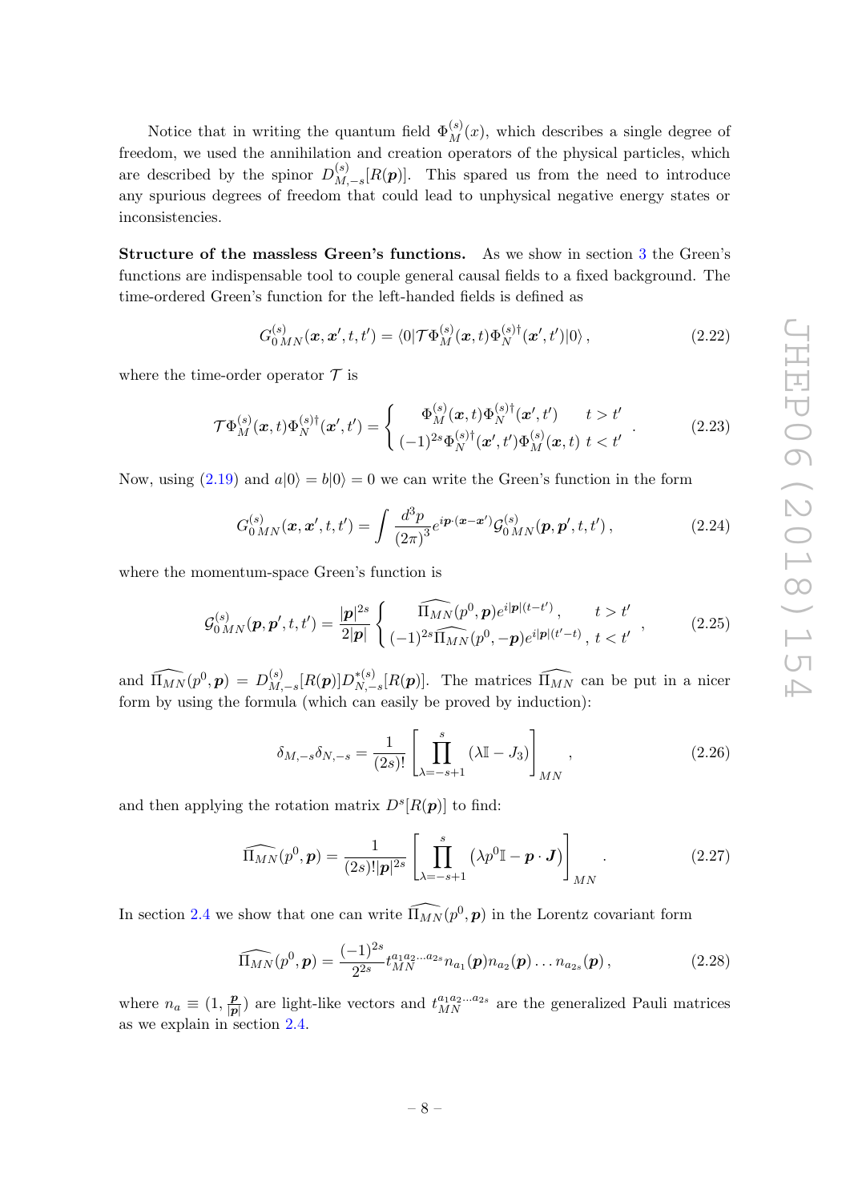Notice that in writing the quantum field $\Phi^{(s)}_M(x)$, which describes a single degree of freedom, we used the annihilation and creation operators of the physical particles, which are described by the spinor $D^{(s)}_{M,-s}[R(\boldsymbol{p})]$. This spared us from the need to introduce any spurious degrees of freedom that could lead to unphysical negative energy states or inconsistencies.

**Structure of the massless Green's functions.** As we show in section 3 the Green's functions are indispensable tool to couple general causal fields to a fixed background. The time-ordered Green's function for the left-handed fields is defined as

$$G^{(s)}_{0\,MN}(\boldsymbol{x},\boldsymbol{x}',t,t') = \langle 0|\mathcal{T}\Phi^{(s)}_M(\boldsymbol{x},t)\Phi^{(s)\dagger}_N(\boldsymbol{x}',t')|0\rangle\,, \tag{2.22}$$

where the time-order operator $\mathcal{T}$ is

$$\mathcal{T}\Phi^{(s)}_M(\boldsymbol{x},t)\Phi^{(s)\dagger}_N(\boldsymbol{x}',t') = \begin{cases} \Phi^{(s)}_M(\boldsymbol{x},t)\Phi^{(s)\dagger}_N(\boldsymbol{x}',t') & t>t' \\ (-1)^{2s}\Phi^{(s)\dagger}_N(\boldsymbol{x}',t')\Phi^{(s)}_M(\boldsymbol{x},t) & t<t' \end{cases}. \tag{2.23}$$

Now, using (2.19) and $a|0\rangle = b|0\rangle = 0$ we can write the Green's function in the form

$$G^{(s)}_{0\,MN}(\boldsymbol{x},\boldsymbol{x}',t,t') = \int \frac{d^3p}{(2\pi)^3} e^{i\boldsymbol{p}\cdot(\boldsymbol{x}-\boldsymbol{x}')}\mathcal{G}^{(s)}_{0\,MN}(\boldsymbol{p},\boldsymbol{p}',t,t')\,, \tag{2.24}$$

where the momentum-space Green's function is

$$\mathcal{G}^{(s)}_{0\,MN}(\boldsymbol{p},\boldsymbol{p}',t,t') = \frac{|\boldsymbol{p}|^{2s}}{2|\boldsymbol{p}|}\begin{cases} \widehat{\Pi_{MN}}(p^0,\boldsymbol{p})e^{i|\boldsymbol{p}|(t-t')}\,, & t>t' \\ (-1)^{2s}\widehat{\Pi_{MN}}(p^0,-\boldsymbol{p})e^{i|\boldsymbol{p}|(t'-t)}\,, & t<t' \end{cases}, \tag{2.25}$$

and $\widehat{\Pi_{MN}}(p^0,\boldsymbol{p}) = D^{(s)}_{M,-s}[R(\boldsymbol{p})]D^{*(s)}_{N,-s}[R(\boldsymbol{p})]$. The matrices $\widehat{\Pi_{MN}}$ can be put in a nicer form by using the formula (which can easily be proved by induction):

$$\delta_{M,-s}\delta_{N,-s} = \frac{1}{(2s)!}\left[\prod_{\lambda=-s+1}^{s}(\lambda\mathbb{I}-J_3)\right]_{MN}, \tag{2.26}$$

and then applying the rotation matrix $D^s[R(\boldsymbol{p})]$ to find:

$$\widehat{\Pi_{MN}}(p^0,\boldsymbol{p}) = \frac{1}{(2s)!|\boldsymbol{p}|^{2s}}\left[\prod_{\lambda=-s+1}^{s}\left(\lambda p^0\mathbb{I}-\boldsymbol{p}\cdot\boldsymbol{J}\right)\right]_{MN}. \tag{2.27}$$

In section 2.4 we show that one can write $\widehat{\Pi_{MN}}(p^0,\boldsymbol{p})$ in the Lorentz covariant form

$$\widehat{\Pi_{MN}}(p^0,\boldsymbol{p}) = \frac{(-1)^{2s}}{2^{2s}}t^{a_1a_2\ldots a_{2s}}_{MN}n_{a_1}(\boldsymbol{p})n_{a_2}(\boldsymbol{p})\ldots n_{a_{2s}}(\boldsymbol{p})\,, \tag{2.28}$$

where $n_a \equiv (1,\frac{\boldsymbol{p}}{|\boldsymbol{p}|})$ are light-like vectors and $t^{a_1a_2\ldots a_{2s}}_{MN}$ are the generalized Pauli matrices as we explain in section 2.4.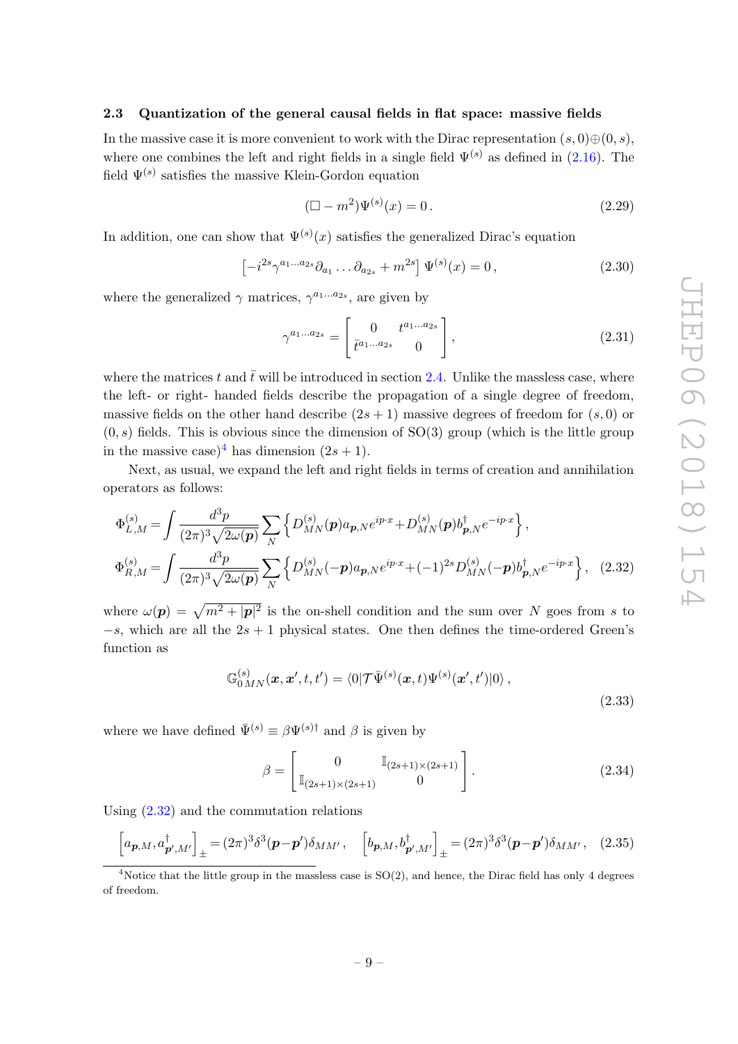### 2.3 Quantization of the general causal fields in flat space: massive fields

In the massive case it is more convenient to work with the Dirac representation $(s,0)\oplus(0,s)$, where one combines the left and right fields in a single field $\Psi^{(s)}$ as defined in (2.16). The field $\Psi^{(s)}$ satisfies the massive Klein-Gordon equation

$$(\Box - m^2)\Psi^{(s)}(x) = 0\,. \tag{2.29}$$

In addition, one can show that $\Psi^{(s)}(x)$ satisfies the generalized Dirac's equation

$$\left[-i^{2s}\gamma^{a_1\ldots a_{2s}}\partial_{a_1}\ldots\partial_{a_{2s}} + m^{2s}\right]\Psi^{(s)}(x) = 0\,, \tag{2.30}$$

where the generalized $\gamma$ matrices, $\gamma^{a_1\ldots a_{2s}}$, are given by

$$\gamma^{a_1\ldots a_{2s}} = \begin{bmatrix} 0 & t^{a_1\ldots a_{2s}} \\ \bar{t}^{a_1\ldots a_{2s}} & 0 \end{bmatrix}, \tag{2.31}$$

where the matrices $t$ and $\bar{t}$ will be introduced in section 2.4. Unlike the massless case, where the left- or right- handed fields describe the propagation of a single degree of freedom, massive fields on the other hand describe $(2s+1)$ massive degrees of freedom for $(s,0)$ or $(0,s)$ fields. This is obvious since the dimension of SO(3) group (which is the little group in the massive case)[4] has dimension $(2s+1)$.

Next, as usual, we expand the left and right fields in terms of creation and annihilation operators as follows:

$$\begin{aligned}
\Phi^{(s)}_{L,M} &= \int \frac{d^3p}{(2\pi)^3\sqrt{2\omega(\boldsymbol{p})}} \sum_N \left\{ D^{(s)}_{MN}(\boldsymbol{p}) a_{\boldsymbol{p},N} e^{ip\cdot x} + D^{(s)}_{MN}(\boldsymbol{p}) b^\dagger_{\boldsymbol{p},N} e^{-ip\cdot x} \right\}, \\
\Phi^{(s)}_{R,M} &= \int \frac{d^3p}{(2\pi)^3\sqrt{2\omega(\boldsymbol{p})}} \sum_N \left\{ D^{(s)}_{MN}(-\boldsymbol{p}) a_{\boldsymbol{p},N} e^{ip\cdot x} + (-1)^{2s} D^{(s)}_{MN}(-\boldsymbol{p}) b^\dagger_{\boldsymbol{p},N} e^{-ip\cdot x} \right\},
\end{aligned} \tag{2.32}$$

where $\omega(\boldsymbol{p}) = \sqrt{m^2 + |\boldsymbol{p}|^2}$ is the on-shell condition and the sum over $N$ goes from $s$ to $-s$, which are all the $2s+1$ physical states. One then defines the time-ordered Green's function as

$$\mathbb{G}^{(s)}_{0\,MN}(\boldsymbol{x},\boldsymbol{x}',t,t') = \langle 0|\mathcal{T}\bar{\Psi}^{(s)}(\boldsymbol{x},t)\Psi^{(s)}(\boldsymbol{x}',t')|0\rangle\,, \tag{2.33}$$

where we have defined $\bar{\Psi}^{(s)} \equiv \beta\Psi^{(s)\dagger}$ and $\beta$ is given by

$$\beta = \begin{bmatrix} 0 & \mathbb{I}_{(2s+1)\times(2s+1)} \\ \mathbb{I}_{(2s+1)\times(2s+1)} & 0 \end{bmatrix}. \tag{2.34}$$

Using (2.32) and the commutation relations

$$\left[a_{\boldsymbol{p},M}, a^\dagger_{\boldsymbol{p}',M'}\right]_\pm = (2\pi)^3\delta^3(\boldsymbol{p}-\boldsymbol{p}')\delta_{MM'}\,, \quad \left[b_{\boldsymbol{p},M}, b^\dagger_{\boldsymbol{p}',M'}\right]_\pm = (2\pi)^3\delta^3(\boldsymbol{p}-\boldsymbol{p}')\delta_{MM'}\,, \tag{2.35}$$

[4] Notice that the little group in the massless case is SO(2), and hence, the Dirac field has only 4 degrees of freedom.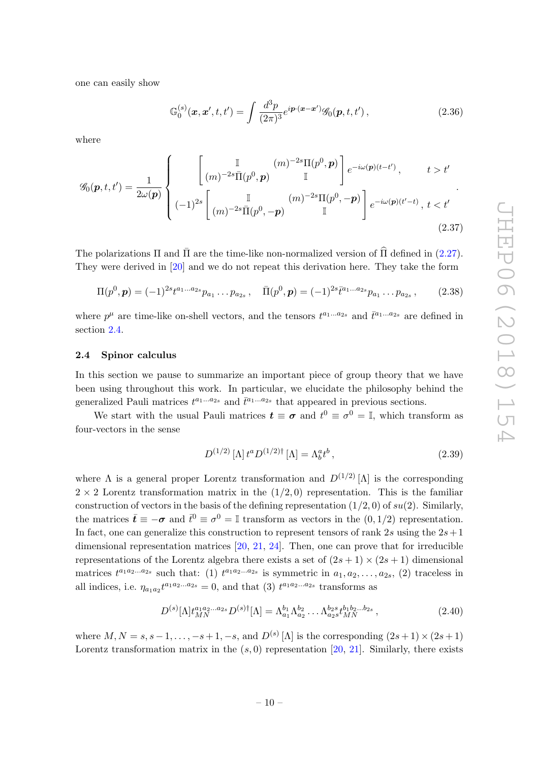one can easily show

$$\mathbb{G}_0^{(s)}(\boldsymbol{x},\boldsymbol{x}',t,t') = \int \frac{d^3p}{(2\pi)^3} e^{i\boldsymbol{p}\cdot(\boldsymbol{x}-\boldsymbol{x}')} \mathscr{G}_0(\boldsymbol{p},t,t')\,, \tag{2.36}$$

where

$$\mathscr{G}_0(\boldsymbol{p},t,t') = \frac{1}{2\omega(\boldsymbol{p})} \begin{cases} \begin{bmatrix} \mathbb{I} & (m)^{-2s}\Pi(p^0,\boldsymbol{p}) \\ (m)^{-2s}\bar{\Pi}(p^0,\boldsymbol{p}) & \mathbb{I} \end{bmatrix} e^{-i\omega(\boldsymbol{p})(t-t')}\,, & t>t' \\ (-1)^{2s}\begin{bmatrix} \mathbb{I} & (m)^{-2s}\Pi(p^0,-\boldsymbol{p}) \\ (m)^{-2s}\bar{\Pi}(p^0,-\boldsymbol{p}) & \mathbb{I} \end{bmatrix} e^{-i\omega(\boldsymbol{p})(t'-t)}\,, & t<t' \end{cases}. \tag{2.37}$$

The polarizations $\Pi$ and $\bar{\Pi}$ are the time-like non-normalized version of $\widehat{\Pi}$ defined in (2.27). They were derived in [20] and we do not repeat this derivation here. They take the form

$$\Pi(p^0,\boldsymbol{p}) = (-1)^{2s} t^{a_1\ldots a_{2s}} p_{a_1}\ldots p_{a_{2s}}\,, \quad \bar{\Pi}(p^0,\boldsymbol{p}) = (-1)^{2s} \bar{t}^{a_1\ldots a_{2s}} p_{a_1}\ldots p_{a_{2s}}\,, \tag{2.38}$$

where $p^\mu$ are time-like on-shell vectors, and the tensors $t^{a_1\ldots a_{2s}}$ and $\bar{t}^{a_1\ldots a_{2s}}$ are defined in section 2.4.

### 2.4 Spinor calculus

In this section we pause to summarize an important piece of group theory that we have been using throughout this work. In particular, we elucidate the philosophy behind the generalized Pauli matrices $t^{a_1\ldots a_{2s}}$ and $\bar{t}^{a_1\ldots a_{2s}}$ that appeared in previous sections.

We start with the usual Pauli matrices $\boldsymbol{t} \equiv \boldsymbol{\sigma}$ and $t^0 \equiv \sigma^0 = \mathbb{I}$, which transform as four-vectors in the sense

$$D^{(1/2)}\left[\Lambda\right] t^a D^{(1/2)\dagger}\left[\Lambda\right] = \Lambda^a_b t^b\,, \tag{2.39}$$

where $\Lambda$ is a general proper Lorentz transformation and $D^{(1/2)}\left[\Lambda\right]$ is the corresponding $2\times 2$ Lorentz transformation matrix in the $(1/2,0)$ representation. This is the familiar construction of vectors in the basis of the defining representation $(1/2,0)$ of $su(2)$. Similarly, the matrices $\bar{\boldsymbol{t}} \equiv -\boldsymbol{\sigma}$ and $\bar{t}^0 \equiv \sigma^0 = \mathbb{I}$ transform as vectors in the $(0,1/2)$ representation. In fact, one can generalize this construction to represent tensors of rank $2s$ using the $2s+1$ dimensional representation matrices [20, 21, 24]. Then, one can prove that for irreducible representations of the Lorentz algebra there exists a set of $(2s+1)\times(2s+1)$ dimensional matrices $t^{a_1a_2\ldots a_{2s}}$ such that: (1) $t^{a_1a_2\ldots a_{2s}}$ is symmetric in $a_1,a_2,\ldots,a_{2s}$, (2) traceless in all indices, i.e. $\eta_{a_1a_2}t^{a_1a_2\ldots a_{2s}}=0$, and that (3) $t^{a_1a_2\ldots a_{2s}}$ transforms as

$$D^{(s)}[\Lambda] t^{a_1a_2\ldots a_{2s}}_{MN} D^{(s)\dagger}[\Lambda] = \Lambda^{b_1}_{a_1}\Lambda^{b_2}_{a_2}\ldots\Lambda^{b_{2s}}_{a_{2s}} t^{b_1b_2\ldots b_{2s}}_{MN}\,, \tag{2.40}$$

where $M,N = s,s-1,\ldots,-s+1,-s$, and $D^{(s)}\left[\Lambda\right]$ is the corresponding $(2s+1)\times(2s+1)$ Lorentz transformation matrix in the $(s,0)$ representation [20, 21]. Similarly, there exists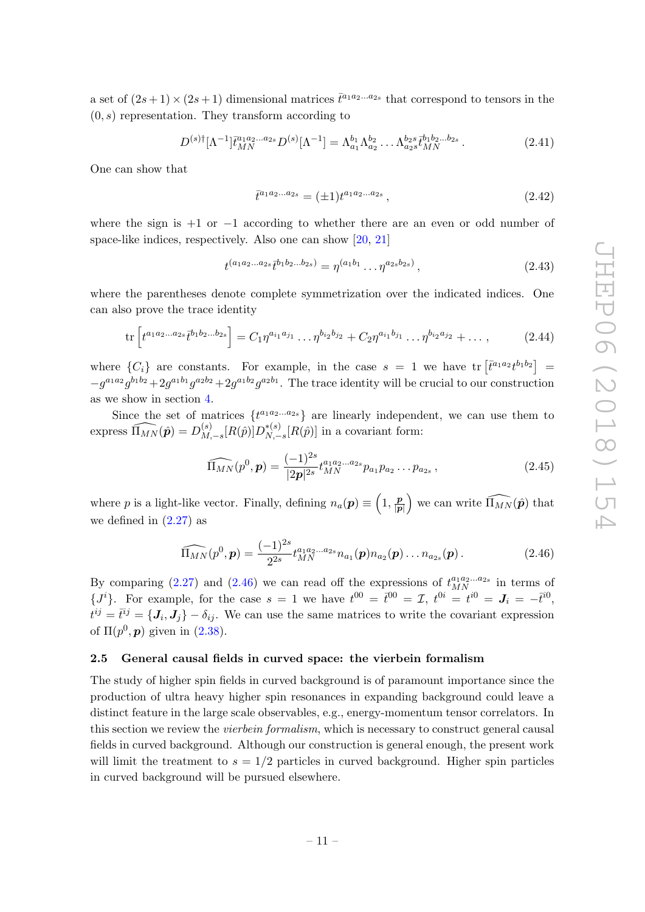a set of $(2s+1)\times(2s+1)$ dimensional matrices $\bar{t}^{a_1 a_2 \dots a_{2s}}$ that correspond to tensors in the $(0,s)$ representation. They transform according to

$$D^{(s)\dagger}[\Lambda^{-1}]\bar{t}^{a_1 a_2 \dots a_{2s}}_{MN} D^{(s)}[\Lambda^{-1}] = \Lambda^{b_1}_{a_1}\Lambda^{b_2}_{a_2}\dots\Lambda^{b_{2s}}_{a_{2s}}\bar{t}^{b_1 b_2 \dots b_{2s}}_{MN}\,. \tag{2.41}$$

One can show that

$$\bar{t}^{a_1 a_2 \dots a_{2s}} = (\pm 1) t^{a_1 a_2 \dots a_{2s}}\,, \tag{2.42}$$

where the sign is $+1$ or $-1$ according to whether there are an even or odd number of space-like indices, respectively. Also one can show [20, 21]

$$t^{(a_1 a_2 \dots a_{2s}}\bar{t}^{b_1 b_2 \dots b_{2s})} = \eta^{(a_1 b_1}\dots\eta^{a_{2s} b_{2s})}\,, \tag{2.43}$$

where the parentheses denote complete symmetrization over the indicated indices. One can also prove the trace identity

$$\mathrm{tr}\left[t^{a_1 a_2 \dots a_{2s}}\bar{t}^{b_1 b_2 \dots b_{2s}}\right] = C_1 \eta^{a_{i_1} a_{j_1}}\dots\eta^{b_{i_2} b_{j_2}} + C_2 \eta^{a_{i_1} b_{j_1}}\dots\eta^{b_{i_2} a_{j_2}} + \dots\,, \tag{2.44}$$

where $\{C_i\}$ are constants. For example, in the case $s=1$ we have $\mathrm{tr}\left[\bar{t}^{a_1 a_2} t^{b_1 b_2}\right] = -g^{a_1 a_2} g^{b_1 b_2} + 2 g^{a_1 b_1} g^{a_2 b_2} + 2 g^{a_1 b_2} g^{a_2 b_1}$. The trace identity will be crucial to our construction as we show in section 4.

Since the set of matrices $\{t^{a_1 a_2 \dots a_{2s}}\}$ are linearly independent, we can use them to express $\widehat{\Pi_{MN}}(\hat{\boldsymbol{p}}) = D^{(s)}_{M,-s}[R(\hat{p})]D^{*(s)}_{N,-s}[R(\hat{p})]$ in a covariant form:

$$\widehat{\Pi_{MN}}(p^0,\boldsymbol{p}) = \frac{(-1)^{2s}}{|2\boldsymbol{p}|^{2s}} t^{a_1 a_2 \dots a_{2s}}_{MN} p_{a_1} p_{a_2}\dots p_{a_{2s}}\,, \tag{2.45}$$

where $p$ is a light-like vector. Finally, defining $n_a(\boldsymbol{p}) \equiv \left(1, \frac{\boldsymbol{p}}{|\boldsymbol{p}|}\right)$ we can write $\widehat{\Pi_{MN}}(\hat{\boldsymbol{p}})$ that we defined in (2.27) as

$$\widehat{\Pi_{MN}}(p^0,\boldsymbol{p}) = \frac{(-1)^{2s}}{2^{2s}} t^{a_1 a_2 \dots a_{2s}}_{MN} n_{a_1}(\boldsymbol{p}) n_{a_2}(\boldsymbol{p})\dots n_{a_{2s}}(\boldsymbol{p})\,. \tag{2.46}$$

By comparing (2.27) and (2.46) we can read off the expressions of $t^{a_1 a_2 \dots a_{2s}}_{MN}$ in terms of $\{J^i\}$. For example, for the case $s=1$ we have $t^{00} = \bar{t}^{00} = \mathcal{I}$, $t^{0i} = t^{i0} = \boldsymbol{J}_i = -\bar{t}^{i0}$, $t^{ij} = \bar{t}^{ij} = \{\boldsymbol{J}_i, \boldsymbol{J}_j\} - \delta_{ij}$. We can use the same matrices to write the covariant expression of $\Pi(p^0,\boldsymbol{p})$ given in (2.38).

### 2.5 General causal fields in curved space: the vierbein formalism

The study of higher spin fields in curved background is of paramount importance since the production of ultra heavy higher spin resonances in expanding background could leave a distinct feature in the large scale observables, e.g., energy-momentum tensor correlators. In this section we review the *vierbein formalism*, which is necessary to construct general causal fields in curved background. Although our construction is general enough, the present work will limit the treatment to $s=1/2$ particles in curved background. Higher spin particles in curved background will be pursued elsewhere.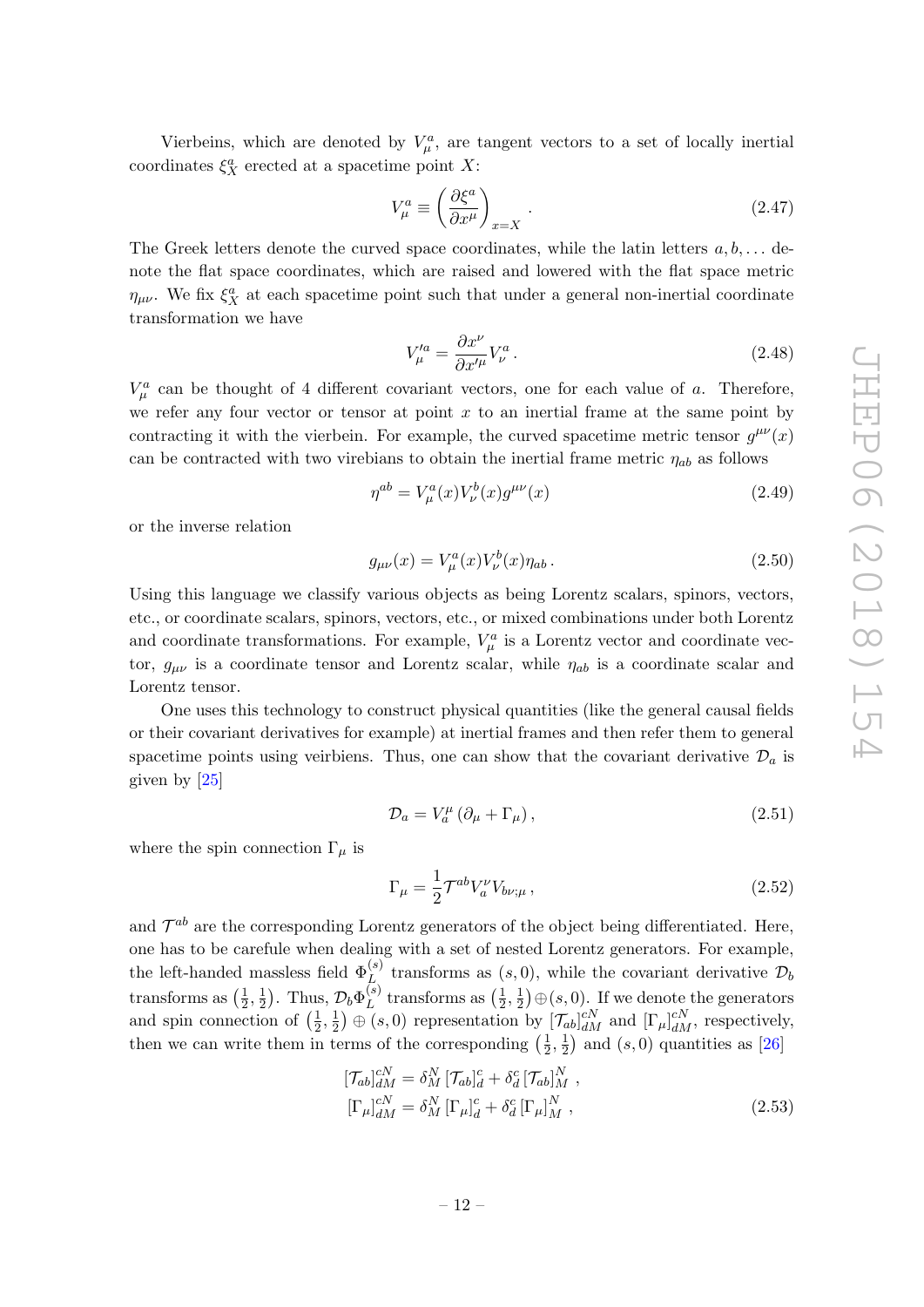Vierbeins, which are denoted by $V_\mu^a$, are tangent vectors to a set of locally inertial coordinates $\xi_X^a$ erected at a spacetime point $X$:

$$V_\mu^a \equiv \left(\frac{\partial \xi^a}{\partial x^\mu}\right)_{x=X} . \tag{2.47}$$

The Greek letters denote the curved space coordinates, while the latin letters $a, b, \dots$ denote the flat space coordinates, which are raised and lowered with the flat space metric $\eta_{\mu\nu}$. We fix $\xi_X^a$ at each spacetime point such that under a general non-inertial coordinate transformation we have

$$V_\mu'^a = \frac{\partial x^\nu}{\partial x'^\mu} V_\nu^a . \tag{2.48}$$

$V_\mu^a$ can be thought of 4 different covariant vectors, one for each value of $a$. Therefore, we refer any four vector or tensor at point $x$ to an inertial frame at the same point by contracting it with the vierbein. For example, the curved spacetime metric tensor $g^{\mu\nu}(x)$ can be contracted with two virebians to obtain the inertial frame metric $\eta_{ab}$ as follows

$$\eta^{ab} = V_\mu^a(x) V_\nu^b(x) g^{\mu\nu}(x) \tag{2.49}$$

or the inverse relation

$$g_{\mu\nu}(x) = V_\mu^a(x) V_\nu^b(x) \eta_{ab} . \tag{2.50}$$

Using this language we classify various objects as being Lorentz scalars, spinors, vectors, etc., or coordinate scalars, spinors, vectors, etc., or mixed combinations under both Lorentz and coordinate transformations. For example, $V_\mu^a$ is a Lorentz vector and coordinate vector, $g_{\mu\nu}$ is a coordinate tensor and Lorentz scalar, while $\eta_{ab}$ is a coordinate scalar and Lorentz tensor.

One uses this technology to construct physical quantities (like the general causal fields or their covariant derivatives for example) at inertial frames and then refer them to general spacetime points using veirbiens. Thus, one can show that the covariant derivative $\mathcal{D}_a$ is given by [25]

$$\mathcal{D}_a = V_a^\mu \left(\partial_\mu + \Gamma_\mu\right) , \tag{2.51}$$

where the spin connection $\Gamma_\mu$ is

$$\Gamma_\mu = \frac{1}{2} \mathcal{T}^{ab} V_a^\nu V_{b\nu;\mu} , \tag{2.52}$$

and $\mathcal{T}^{ab}$ are the corresponding Lorentz generators of the object being differentiated. Here, one has to be carefule when dealing with a set of nested Lorentz generators. For example, the left-handed massless field $\Phi_L^{(s)}$ transforms as $(s, 0)$, while the covariant derivative $\mathcal{D}_b$ transforms as $\left(\frac{1}{2}, \frac{1}{2}\right)$. Thus, $\mathcal{D}_b \Phi_L^{(s)}$ transforms as $\left(\frac{1}{2}, \frac{1}{2}\right) \oplus (s, 0)$. If we denote the generators and spin connection of $\left(\frac{1}{2}, \frac{1}{2}\right) \oplus (s, 0)$ representation by $[\mathcal{T}_{ab}]_{dM}^{cN}$ and $[\Gamma_\mu]_{dM}^{cN}$, respectively, then we can write them in terms of the corresponding $\left(\frac{1}{2}, \frac{1}{2}\right)$ and $(s, 0)$ quantities as [26]

$$\begin{aligned}
[\mathcal{T}_{ab}]_{dM}^{cN} &= \delta_M^N \, [\mathcal{T}_{ab}]_d^c + \delta_d^c \, [\mathcal{T}_{ab}]_M^N , \\
[\Gamma_\mu]_{dM}^{cN} &= \delta_M^N \, [\Gamma_\mu]_d^c + \delta_d^c \, [\Gamma_\mu]_M^N ,
\end{aligned} \tag{2.53}$$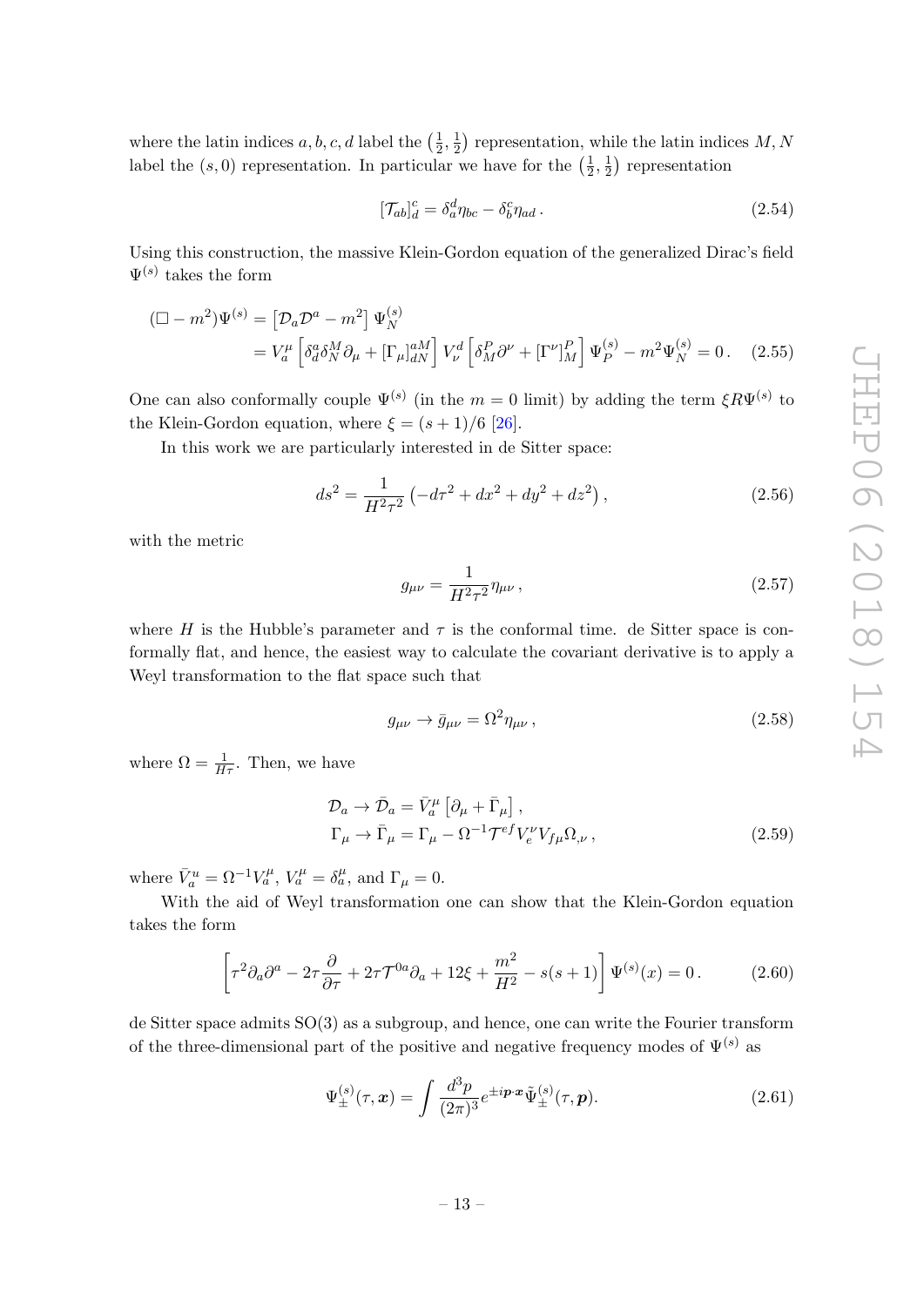where the latin indices $a, b, c, d$ label the $\left(\frac{1}{2}, \frac{1}{2}\right)$ representation, while the latin indices $M, N$ label the $(s, 0)$ representation. In particular we have for the $\left(\frac{1}{2}, \frac{1}{2}\right)$ representation

$$[\mathcal{T}_{ab}]^c_d = \delta^d_a \eta_{bc} - \delta^c_b \eta_{ad} \,. \tag{2.54}$$

Using this construction, the massive Klein-Gordon equation of the generalized Dirac's field $\Psi^{(s)}$ takes the form

$$\begin{aligned}(\Box - m^2)\Psi^{(s)} &= \left[\mathcal{D}_a \mathcal{D}^a - m^2\right] \Psi^{(s)}_N \\ &= V^\mu_a \left[\delta^a_d \delta^M_N \partial_\mu + [\Gamma_\mu]^{aM}_{dN}\right] V^d_\nu \left[\delta^P_M \partial^\nu + [\Gamma^\nu]^P_M\right] \Psi^{(s)}_P - m^2 \Psi^{(s)}_N = 0 \,. \end{aligned} \tag{2.55}$$

One can also conformally couple $\Psi^{(s)}$ (in the $m = 0$ limit) by adding the term $\xi R \Psi^{(s)}$ to the Klein-Gordon equation, where $\xi = (s+1)/6$ [26].

In this work we are particularly interested in de Sitter space:

$$ds^2 = \frac{1}{H^2 \tau^2}\left(-d\tau^2 + dx^2 + dy^2 + dz^2\right), \tag{2.56}$$

with the metric

$$g_{\mu\nu} = \frac{1}{H^2 \tau^2} \eta_{\mu\nu} \,, \tag{2.57}$$

where $H$ is the Hubble's parameter and $\tau$ is the conformal time. de Sitter space is conformally flat, and hence, the easiest way to calculate the covariant derivative is to apply a Weyl transformation to the flat space such that

$$g_{\mu\nu} \to \bar{g}_{\mu\nu} = \Omega^2 \eta_{\mu\nu} \,, \tag{2.58}$$

where $\Omega = \frac{1}{H\tau}$. Then, we have

$$\begin{aligned}\mathcal{D}_a &\to \bar{\mathcal{D}}_a = \bar{V}^\mu_a \left[\partial_\mu + \bar{\Gamma}_\mu\right], \\ \Gamma_\mu &\to \bar{\Gamma}_\mu = \Gamma_\mu - \Omega^{-1} \mathcal{T}^{ef} V^\nu_e V_{f\mu} \Omega_{,\nu} \,, \end{aligned} \tag{2.59}$$

where $\bar{V}^u_a = \Omega^{-1} V^\mu_a$, $V^\mu_a = \delta^\mu_a$, and $\Gamma_\mu = 0$.

With the aid of Weyl transformation one can show that the Klein-Gordon equation takes the form

$$\left[\tau^2 \partial_a \partial^a - 2\tau \frac{\partial}{\partial \tau} + 2\tau \mathcal{T}^{0a} \partial_a + 12\xi + \frac{m^2}{H^2} - s(s+1)\right] \Psi^{(s)}(x) = 0 \,. \tag{2.60}$$

de Sitter space admits SO(3) as a subgroup, and hence, one can write the Fourier transform of the three-dimensional part of the positive and negative frequency modes of $\Psi^{(s)}$ as

$$\Psi^{(s)}_\pm(\tau, \boldsymbol{x}) = \int \frac{d^3 p}{(2\pi)^3} e^{\pm i \boldsymbol{p} \cdot \boldsymbol{x}} \tilde{\Psi}^{(s)}_\pm(\tau, \boldsymbol{p}). \tag{2.61}$$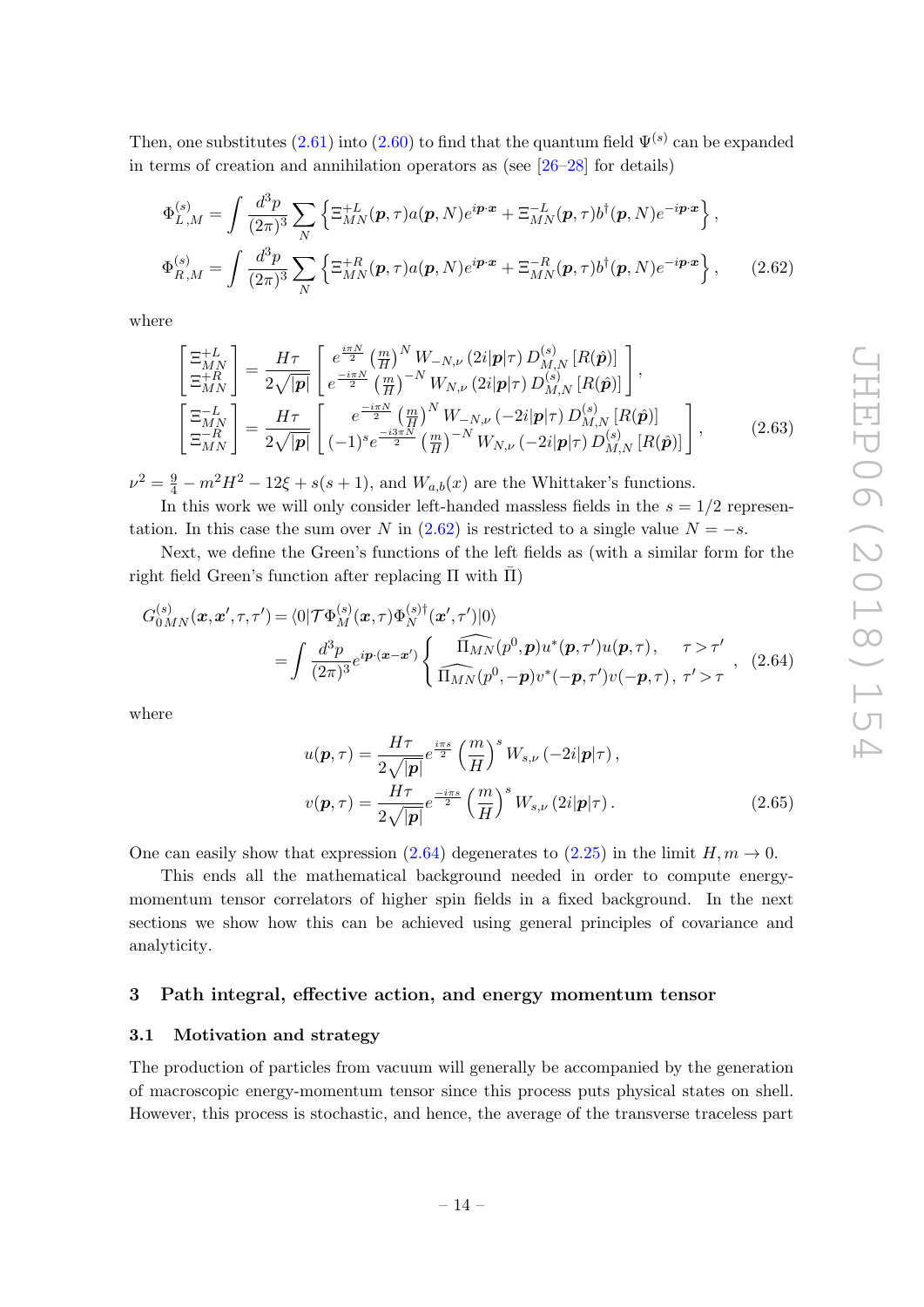Then, one substitutes (2.61) into (2.60) to find that the quantum field $\Psi^{(s)}$ can be expanded in terms of creation and annihilation operators as (see [26–28] for details)

$$
\begin{aligned}
\Phi^{(s)}_{L,M} &= \int \frac{d^3p}{(2\pi)^3} \sum_N \left\{ \Xi^{+L}_{MN}(\boldsymbol{p},\tau) a(\boldsymbol{p},N) e^{i\boldsymbol{p}\cdot\boldsymbol{x}} + \Xi^{-L}_{MN}(\boldsymbol{p},\tau) b^\dagger(\boldsymbol{p},N) e^{-i\boldsymbol{p}\cdot\boldsymbol{x}} \right\}, \\
\Phi^{(s)}_{R,M} &= \int \frac{d^3p}{(2\pi)^3} \sum_N \left\{ \Xi^{+R}_{MN}(\boldsymbol{p},\tau) a(\boldsymbol{p},N) e^{i\boldsymbol{p}\cdot\boldsymbol{x}} + \Xi^{-R}_{MN}(\boldsymbol{p},\tau) b^\dagger(\boldsymbol{p},N) e^{-i\boldsymbol{p}\cdot\boldsymbol{x}} \right\}, \qquad (2.62)
\end{aligned}
$$

where

$$
\begin{aligned}
\begin{bmatrix} \Xi^{+L}_{MN} \\ \Xi^{+R}_{MN} \end{bmatrix} &= \frac{H\tau}{2\sqrt{|\boldsymbol{p}|}} \begin{bmatrix} e^{\frac{i\pi N}{2}} \left(\frac{m}{H}\right)^N W_{-N,\nu}\left(2i|\boldsymbol{p}|\tau\right) D^{(s)}_{M,N}\left[R(\hat{\boldsymbol{p}})\right] \\ e^{\frac{-i\pi N}{2}} \left(\frac{m}{H}\right)^{-N} W_{N,\nu}\left(2i|\boldsymbol{p}|\tau\right) D^{(s)}_{M,N}\left[R(\hat{\boldsymbol{p}})\right] \end{bmatrix}, \\
\begin{bmatrix} \Xi^{-L}_{MN} \\ \Xi^{-R}_{MN} \end{bmatrix} &= \frac{H\tau}{2\sqrt{|\boldsymbol{p}|}} \begin{bmatrix} e^{\frac{-i\pi N}{2}} \left(\frac{m}{H}\right)^N W_{-N,\nu}\left(-2i|\boldsymbol{p}|\tau\right) D^{(s)}_{M,N}\left[R(\hat{\boldsymbol{p}})\right] \\ (-1)^s e^{\frac{-i3\pi N}{2}} \left(\frac{m}{H}\right)^{-N} W_{N,\nu}\left(-2i|\boldsymbol{p}|\tau\right) D^{(s)}_{M,N}\left[R(\hat{\boldsymbol{p}})\right] \end{bmatrix}, \qquad (2.63)
\end{aligned}
$$

$\nu^2 = \frac{9}{4} - m^2H^2 - 12\xi + s(s+1)$, and $W_{a,b}(x)$ are the Whittaker's functions.

In this work we will only consider left-handed massless fields in the $s = 1/2$ representation. In this case the sum over $N$ in (2.62) is restricted to a single value $N = -s$.

Next, we define the Green's functions of the left fields as (with a similar form for the right field Green's function after replacing $\Pi$ with $\bar{\Pi}$)

$$
\begin{aligned}
G^{(s)}_{0\,MN}(\boldsymbol{x},\boldsymbol{x}',\tau,\tau') &= \langle 0|\mathcal{T}\Phi^{(s)}_M(\boldsymbol{x},\tau)\Phi^{(s)\dagger}_N(\boldsymbol{x}',\tau')|0\rangle \\
&= \int \frac{d^3p}{(2\pi)^3} e^{i\boldsymbol{p}\cdot(\boldsymbol{x}-\boldsymbol{x}')} \begin{cases} \widehat{\Pi_{MN}}(p^0,\boldsymbol{p}) u^*(\boldsymbol{p},\tau') u(\boldsymbol{p},\tau), & \tau > \tau' \\ \widehat{\Pi_{MN}}(p^0,-\boldsymbol{p}) v^*(-\boldsymbol{p},\tau') v(-\boldsymbol{p},\tau), & \tau' > \tau \end{cases}, \qquad (2.64)
\end{aligned}
$$

where

$$
\begin{aligned}
u(\boldsymbol{p},\tau) &= \frac{H\tau}{2\sqrt{|\boldsymbol{p}|}} e^{\frac{i\pi s}{2}} \left(\frac{m}{H}\right)^s W_{s,\nu}\left(-2i|\boldsymbol{p}|\tau\right), \\
v(\boldsymbol{p},\tau) &= \frac{H\tau}{2\sqrt{|\boldsymbol{p}|}} e^{\frac{-i\pi s}{2}} \left(\frac{m}{H}\right)^s W_{s,\nu}\left(2i|\boldsymbol{p}|\tau\right). \qquad (2.65)
\end{aligned}
$$

One can easily show that expression (2.64) degenerates to (2.25) in the limit $H, m \to 0$.

This ends all the mathematical background needed in order to compute energy-momentum tensor correlators of higher spin fields in a fixed background. In the next sections we show how this can be achieved using general principles of covariance and analyticity.

## 3 Path integral, effective action, and energy momentum tensor

### 3.1 Motivation and strategy

The production of particles from vacuum will generally be accompanied by the generation of macroscopic energy-momentum tensor since this process puts physical states on shell. However, this process is stochastic, and hence, the average of the transverse traceless part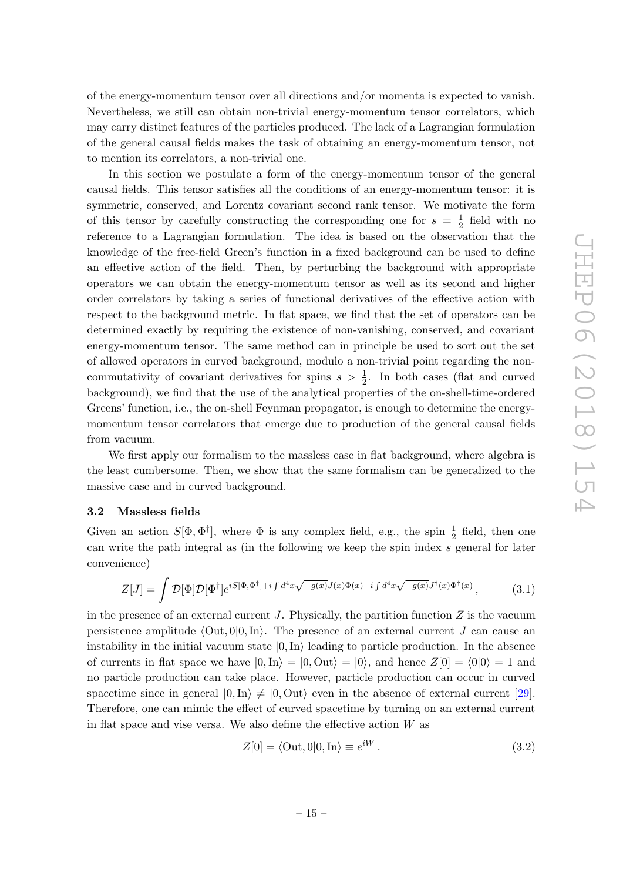of the energy-momentum tensor over all directions and/or momenta is expected to vanish. Nevertheless, we still can obtain non-trivial energy-momentum tensor correlators, which may carry distinct features of the particles produced. The lack of a Lagrangian formulation of the general causal fields makes the task of obtaining an energy-momentum tensor, not to mention its correlators, a non-trivial one.

In this section we postulate a form of the energy-momentum tensor of the general causal fields. This tensor satisfies all the conditions of an energy-momentum tensor: it is symmetric, conserved, and Lorentz covariant second rank tensor. We motivate the form of this tensor by carefully constructing the corresponding one for $s = \frac{1}{2}$ field with no reference to a Lagrangian formulation. The idea is based on the observation that the knowledge of the free-field Green's function in a fixed background can be used to define an effective action of the field. Then, by perturbing the background with appropriate operators we can obtain the energy-momentum tensor as well as its second and higher order correlators by taking a series of functional derivatives of the effective action with respect to the background metric. In flat space, we find that the set of operators can be determined exactly by requiring the existence of non-vanishing, conserved, and covariant energy-momentum tensor. The same method can in principle be used to sort out the set of allowed operators in curved background, modulo a non-trivial point regarding the non-commutativity of covariant derivatives for spins $s > \frac{1}{2}$. In both cases (flat and curved background), we find that the use of the analytical properties of the on-shell-time-ordered Greens' function, i.e., the on-shell Feynman propagator, is enough to determine the energy-momentum tensor correlators that emerge due to production of the general causal fields from vacuum.

We first apply our formalism to the massless case in flat background, where algebra is the least cumbersome. Then, we show that the same formalism can be generalized to the massive case and in curved background.

### 3.2 Massless fields

Given an action $S[\Phi, \Phi^\dagger]$, where $\Phi$ is any complex field, e.g., the spin $\frac{1}{2}$ field, then one can write the path integral as (in the following we keep the spin index $s$ general for later convenience)

$$Z[J] = \int \mathcal{D}[\Phi]\mathcal{D}[\Phi^\dagger] e^{iS[\Phi,\Phi^\dagger] + i\int d^4x \sqrt{-g(x)} J(x)\Phi(x) - i\int d^4x \sqrt{-g(x)} J^\dagger(x)\Phi^\dagger(x)}\,, \tag{3.1}$$

in the presence of an external current $J$. Physically, the partition function $Z$ is the vacuum persistence amplitude $\langle \text{Out}, 0|0, \text{In}\rangle$. The presence of an external current $J$ can cause an instability in the initial vacuum state $|0, \text{In}\rangle$ leading to particle production. In the absence of currents in flat space we have $|0, \text{In}\rangle = |0, \text{Out}\rangle = |0\rangle$, and hence $Z[0] = \langle 0|0\rangle = 1$ and no particle production can take place. However, particle production can occur in curved spacetime since in general $|0, \text{In}\rangle \neq |0, \text{Out}\rangle$ even in the absence of external current [29]. Therefore, one can mimic the effect of curved spacetime by turning on an external current in flat space and vise versa. We also define the effective action $W$ as

$$Z[0] = \langle \text{Out}, 0|0, \text{In}\rangle \equiv e^{iW}\,. \tag{3.2}$$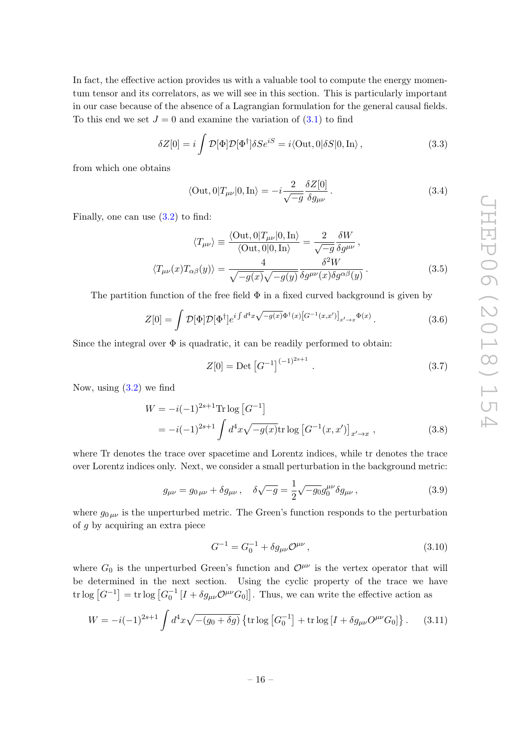In fact, the effective action provides us with a valuable tool to compute the energy momentum tensor and its correlators, as we will see in this section. This is particularly important in our case because of the absence of a Lagrangian formulation for the general causal fields. To this end we set $J = 0$ and examine the variation of (3.1) to find

$$\delta Z[0] = i \int \mathcal{D}[\Phi]\mathcal{D}[\Phi^\dagger] \delta S e^{iS} = i \langle \text{Out}, 0 | \delta S | 0, \text{In} \rangle \,, \tag{3.3}$$

from which one obtains

$$\langle \text{Out}, 0 | T_{\mu\nu} | 0, \text{In} \rangle = -i \frac{2}{\sqrt{-g}} \frac{\delta Z[0]}{\delta g_{\mu\nu}} \,. \tag{3.4}$$

Finally, one can use (3.2) to find:

$$\begin{aligned} \langle T_{\mu\nu} \rangle &\equiv \frac{\langle \text{Out}, 0 | T_{\mu\nu} | 0, \text{In} \rangle}{\langle \text{Out}, 0 | 0, \text{In} \rangle} = \frac{2}{\sqrt{-g}} \frac{\delta W}{\delta g^{\mu\nu}} \,, \\ \langle T_{\mu\nu}(x) T_{\alpha\beta}(y) \rangle &= \frac{4}{\sqrt{-g(x)}\sqrt{-g(y)}} \frac{\delta^2 W}{\delta g^{\mu\nu}(x) \delta g^{\alpha\beta}(y)} \,. \end{aligned} \tag{3.5}$$

The partition function of the free field $\Phi$ in a fixed curved background is given by

$$Z[0] = \int \mathcal{D}[\Phi]\mathcal{D}[\Phi^\dagger] e^{i \int d^4x \sqrt{-g(x)} \Phi^\dagger(x) \left[G^{-1}(x,x')\right]_{x' \to x} \Phi(x)} \,. \tag{3.6}$$

Since the integral over $\Phi$ is quadratic, it can be readily performed to obtain:

$$Z[0] = \text{Det} \left[G^{-1}\right]^{(-1)^{2s+1}} \,. \tag{3.7}$$

Now, using (3.2) we find

$$\begin{aligned} W &= -i(-1)^{2s+1} \text{Tr} \log \left[G^{-1}\right] \\ &= -i(-1)^{2s+1} \int d^4x \sqrt{-g(x)} \text{tr} \log \left[G^{-1}(x,x')\right]_{x' \to x} \,, \end{aligned} \tag{3.8}$$

where Tr denotes the trace over spacetime and Lorentz indices, while tr denotes the trace over Lorentz indices only. Next, we consider a small perturbation in the background metric:

$$g_{\mu\nu} = g_{0\,\mu\nu} + \delta g_{\mu\nu} \,, \quad \delta\sqrt{-g} = \frac{1}{2} \sqrt{-g_0} g_0^{\mu\nu} \delta g_{\mu\nu} \,, \tag{3.9}$$

where $g_{0\,\mu\nu}$ is the unperturbed metric. The Green's function responds to the perturbation of $g$ by acquiring an extra piece

$$G^{-1} = G_0^{-1} + \delta g_{\mu\nu} \mathcal{O}^{\mu\nu} \,, \tag{3.10}$$

where $G_0$ is the unperturbed Green's function and $\mathcal{O}^{\mu\nu}$ is the vertex operator that will be determined in the next section. Using the cyclic property of the trace we have $\text{tr} \log \left[G^{-1}\right] = \text{tr} \log \left[G_0^{-1} \left[I + \delta g_{\mu\nu} \mathcal{O}^{\mu\nu} G_0\right]\right]$. Thus, we can write the effective action as

$$W = -i(-1)^{2s+1} \int d^4x \sqrt{-(g_0 + \delta g)} \left\{ \text{tr} \log \left[G_0^{-1}\right] + \text{tr} \log \left[I + \delta g_{\mu\nu} O^{\mu\nu} G_0\right] \right\} . \tag{3.11}$$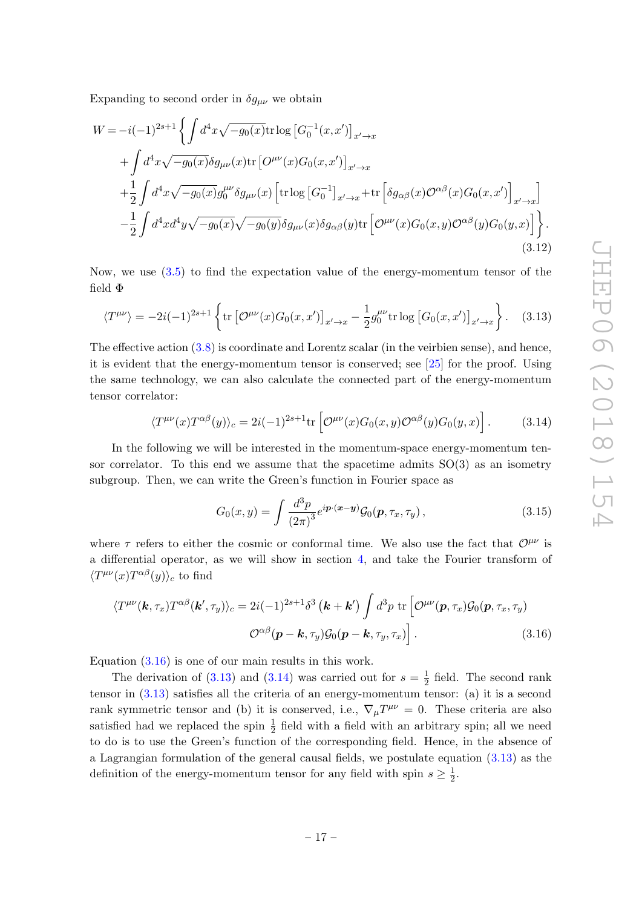Expanding to second order in $\delta g_{\mu\nu}$ we obtain

$$
\begin{aligned}
W = -i(-1)^{2s+1}\Bigg\{ & \int d^4x \sqrt{-g_0(x)} \mathrm{tr}\log\left[G_0^{-1}(x,x')\right]_{x'\to x} \\
& + \int d^4x \sqrt{-g_0(x)}\delta g_{\mu\nu}(x) \mathrm{tr}\left[O^{\mu\nu}(x)G_0(x,x')\right]_{x'\to x} \\
& + \frac{1}{2}\int d^4x \sqrt{-g_0(x)} g_0^{\mu\nu}\delta g_{\mu\nu}(x)\left[\mathrm{tr}\log\left[G_0^{-1}\right]_{x'\to x} + \mathrm{tr}\left[\delta g_{\alpha\beta}(x)\mathcal{O}^{\alpha\beta}(x)G_0(x,x')\right]_{x'\to x}\right] \\
& - \frac{1}{2}\int d^4x d^4y \sqrt{-g_0(x)}\sqrt{-g_0(y)}\delta g_{\mu\nu}(x)\delta g_{\alpha\beta}(y) \mathrm{tr}\left[\mathcal{O}^{\mu\nu}(x)G_0(x,y)\mathcal{O}^{\alpha\beta}(y)G_0(y,x)\right]\Bigg\}.
\end{aligned}
\tag{3.12}
$$

Now, we use (3.5) to find the expectation value of the energy-momentum tensor of the field $\Phi$

$$
\langle T^{\mu\nu}\rangle = -2i(-1)^{2s+1}\left\{\mathrm{tr}\left[\mathcal{O}^{\mu\nu}(x)G_0(x,x')\right]_{x'\to x} - \frac{1}{2}g_0^{\mu\nu}\mathrm{tr}\log\left[G_0(x,x')\right]_{x'\to x}\right\}. \tag{3.13}
$$

The effective action (3.8) is coordinate and Lorentz scalar (in the veirbien sense), and hence, it is evident that the energy-momentum tensor is conserved; see [25] for the proof. Using the same technology, we can also calculate the connected part of the energy-momentum tensor correlator:

$$
\langle T^{\mu\nu}(x)T^{\alpha\beta}(y)\rangle_c = 2i(-1)^{2s+1}\mathrm{tr}\left[\mathcal{O}^{\mu\nu}(x)G_0(x,y)\mathcal{O}^{\alpha\beta}(y)G_0(y,x)\right]. \tag{3.14}
$$

In the following we will be interested in the momentum-space energy-momentum tensor correlator. To this end we assume that the spacetime admits SO(3) as an isometry subgroup. Then, we can write the Green's function in Fourier space as

$$
G_0(x,y) = \int \frac{d^3p}{(2\pi)^3} e^{i\boldsymbol{p}\cdot(\boldsymbol{x}-\boldsymbol{y})}\mathcal{G}_0(\boldsymbol{p},\tau_x,\tau_y), \tag{3.15}
$$

where $\tau$ refers to either the cosmic or conformal time. We also use the fact that $\mathcal{O}^{\mu\nu}$ is a differential operator, as we will show in section 4, and take the Fourier transform of $\langle T^{\mu\nu}(x)T^{\alpha\beta}(y)\rangle_c$ to find

$$
\begin{aligned}
\langle T^{\mu\nu}(\boldsymbol{k},\tau_x)T^{\alpha\beta}(\boldsymbol{k}',\tau_y)\rangle_c = 2i(-1)^{2s+1}\delta^3\left(\boldsymbol{k}+\boldsymbol{k}'\right)\int d^3p\ \mathrm{tr}\Big[&\mathcal{O}^{\mu\nu}(\boldsymbol{p},\tau_x)\mathcal{G}_0(\boldsymbol{p},\tau_x,\tau_y) \\
&\mathcal{O}^{\alpha\beta}(\boldsymbol{p}-\boldsymbol{k},\tau_y)\mathcal{G}_0(\boldsymbol{p}-\boldsymbol{k},\tau_y,\tau_x)\Big].
\end{aligned}
\tag{3.16}
$$

Equation (3.16) is one of our main results in this work.

The derivation of (3.13) and (3.14) was carried out for $s=\frac{1}{2}$ field. The second rank tensor in (3.13) satisfies all the criteria of an energy-momentum tensor: (a) it is a second rank symmetric tensor and (b) it is conserved, i.e., $\nabla_\mu T^{\mu\nu}=0$. These criteria are also satisfied had we replaced the spin $\frac{1}{2}$ field with a field with an arbitrary spin; all we need to do is to use the Green's function of the corresponding field. Hence, in the absence of a Lagrangian formulation of the general causal fields, we postulate equation (3.13) as the definition of the energy-momentum tensor for any field with spin $s \geq \frac{1}{2}$.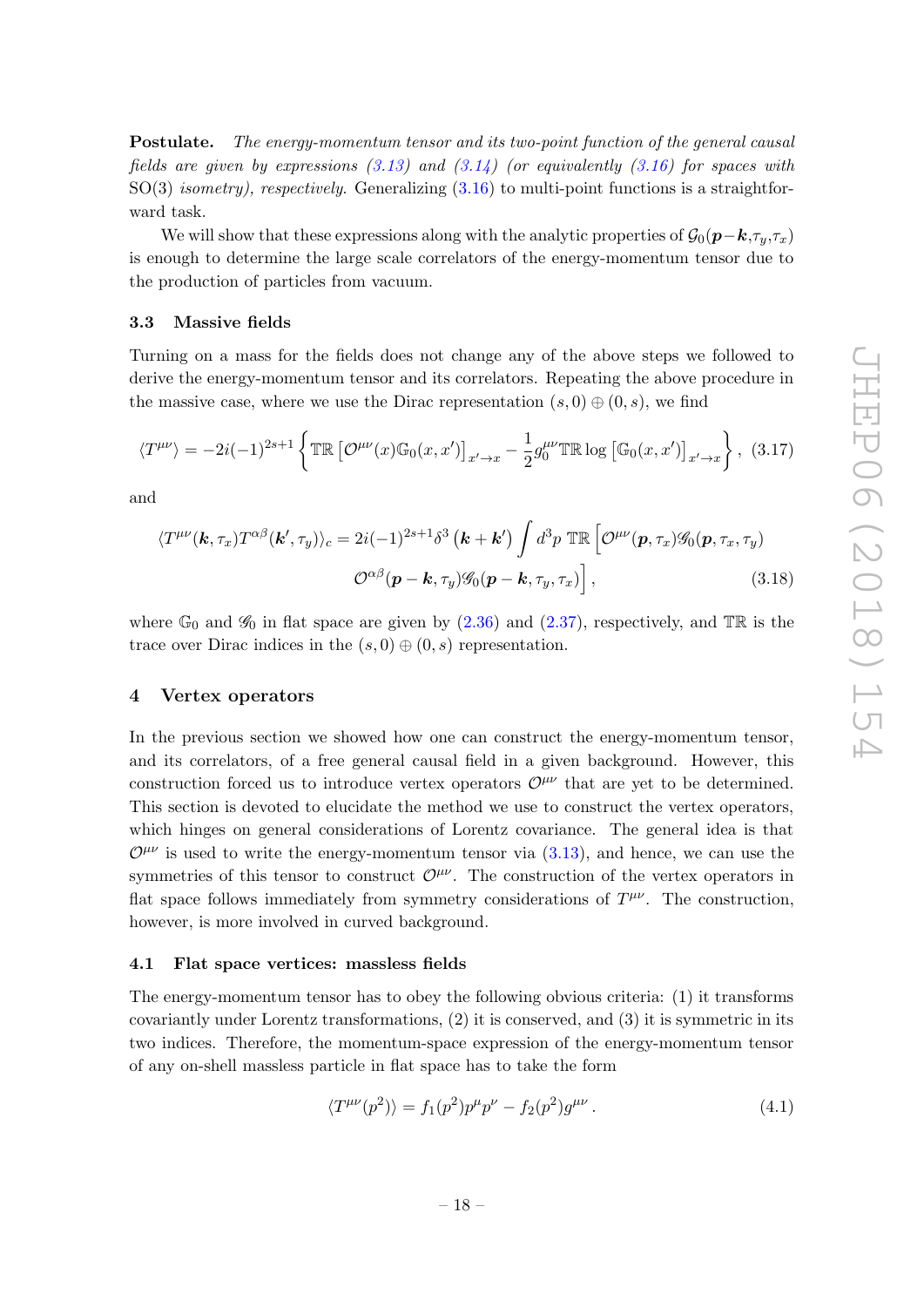**Postulate.** *The energy-momentum tensor and its two-point function of the general causal fields are given by expressions (3.13) and (3.14) (or equivalently (3.16) for spaces with* SO(3) *isometry), respectively.* Generalizing (3.16) to multi-point functions is a straightforward task.

We will show that these expressions along with the analytic properties of $\mathcal{G}_0(\boldsymbol{p}-\boldsymbol{k},\tau_y,\tau_x)$ is enough to determine the large scale correlators of the energy-momentum tensor due to the production of particles from vacuum.

### 3.3 Massive fields

Turning on a mass for the fields does not change any of the above steps we followed to derive the energy-momentum tensor and its correlators. Repeating the above procedure in the massive case, where we use the Dirac representation $(s,0)\oplus(0,s)$, we find

$$\langle T^{\mu\nu}\rangle = -2i(-1)^{2s+1}\left\{\mathbb{TR}\left[\mathcal{O}^{\mu\nu}(x)\mathbb{G}_0(x,x')\right]_{x'\to x} - \frac{1}{2}g_0^{\mu\nu}\mathbb{TR}\log\left[\mathbb{G}_0(x,x')\right]_{x'\to x}\right\}, \quad (3.17)$$

and

$$\langle T^{\mu\nu}(\boldsymbol{k},\tau_x)T^{\alpha\beta}(\boldsymbol{k}',\tau_y)\rangle_c = 2i(-1)^{2s+1}\delta^3\left(\boldsymbol{k}+\boldsymbol{k}'\right)\int d^3p\ \mathbb{TR}\Big[\mathcal{O}^{\mu\nu}(\boldsymbol{p},\tau_x)\mathscr{G}_0(\boldsymbol{p},\tau_x,\tau_y)$$
$$\mathcal{O}^{\alpha\beta}(\boldsymbol{p}-\boldsymbol{k},\tau_y)\mathscr{G}_0(\boldsymbol{p}-\boldsymbol{k},\tau_y,\tau_x)\Big], \quad (3.18)$$

where $\mathbb{G}_0$ and $\mathscr{G}_0$ in flat space are given by (2.36) and (2.37), respectively, and $\mathbb{TR}$ is the trace over Dirac indices in the $(s,0)\oplus(0,s)$ representation.

## 4 Vertex operators

In the previous section we showed how one can construct the energy-momentum tensor, and its correlators, of a free general causal field in a given background. However, this construction forced us to introduce vertex operators $\mathcal{O}^{\mu\nu}$ that are yet to be determined. This section is devoted to elucidate the method we use to construct the vertex operators, which hinges on general considerations of Lorentz covariance. The general idea is that $\mathcal{O}^{\mu\nu}$ is used to write the energy-momentum tensor via (3.13), and hence, we can use the symmetries of this tensor to construct $\mathcal{O}^{\mu\nu}$. The construction of the vertex operators in flat space follows immediately from symmetry considerations of $T^{\mu\nu}$. The construction, however, is more involved in curved background.

### 4.1 Flat space vertices: massless fields

The energy-momentum tensor has to obey the following obvious criteria: (1) it transforms covariantly under Lorentz transformations, (2) it is conserved, and (3) it is symmetric in its two indices. Therefore, the momentum-space expression of the energy-momentum tensor of any on-shell massless particle in flat space has to take the form

$$\langle T^{\mu\nu}(p^2)\rangle = f_1(p^2)p^\mu p^\nu - f_2(p^2)g^{\mu\nu}. \quad (4.1)$$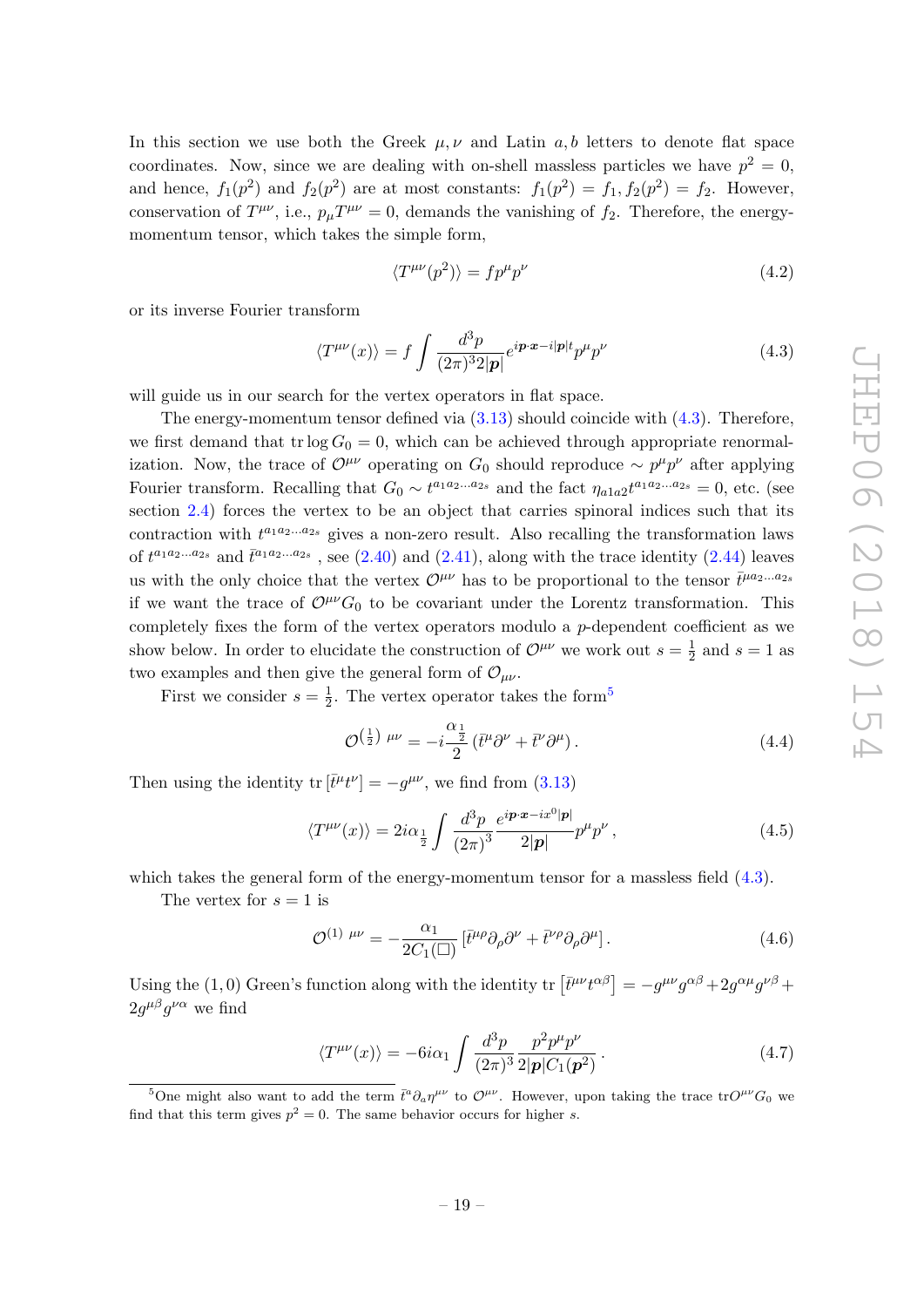In this section we use both the Greek $\mu, \nu$ and Latin $a, b$ letters to denote flat space coordinates. Now, since we are dealing with on-shell massless particles we have $p^2 = 0$, and hence, $f_1(p^2)$ and $f_2(p^2)$ are at most constants: $f_1(p^2) = f_1, f_2(p^2) = f_2$. However, conservation of $T^{\mu\nu}$, i.e., $p_\mu T^{\mu\nu} = 0$, demands the vanishing of $f_2$. Therefore, the energy-momentum tensor, which takes the simple form,

$$
\langle T^{\mu\nu}(p^2)\rangle = f p^\mu p^\nu \tag{4.2}
$$

or its inverse Fourier transform

$$
\langle T^{\mu\nu}(x)\rangle = f \int \frac{d^3p}{(2\pi)^3 2|\boldsymbol{p}|} e^{i\boldsymbol{p}\cdot\boldsymbol{x} - i|\boldsymbol{p}|t} p^\mu p^\nu \tag{4.3}
$$

will guide us in our search for the vertex operators in flat space.

The energy-momentum tensor defined via (3.13) should coincide with (4.3). Therefore, we first demand that $\mathrm{tr}\log G_0 = 0$, which can be achieved through appropriate renormalization. Now, the trace of $\mathcal{O}^{\mu\nu}$ operating on $G_0$ should reproduce $\sim p^\mu p^\nu$ after applying Fourier transform. Recalling that $G_0 \sim t^{a_1 a_2 \ldots a_{2s}}$ and the fact $\eta_{a_1 a_2} t^{a_1 a_2 \ldots a_{2s}} = 0$, etc. (see section 2.4) forces the vertex to be an object that carries spinoral indices such that its contraction with $t^{a_1 a_2 \ldots a_{2s}}$ gives a non-zero result. Also recalling the transformation laws of $t^{a_1 a_2 \ldots a_{2s}}$ and $\bar{t}^{a_1 a_2 \ldots a_{2s}}$ , see (2.40) and (2.41), along with the trace identity (2.44) leaves us with the only choice that the vertex $\mathcal{O}^{\mu\nu}$ has to be proportional to the tensor $\bar{t}^{\mu a_2 \ldots a_{2s}}$ if we want the trace of $\mathcal{O}^{\mu\nu} G_0$ to be covariant under the Lorentz transformation. This completely fixes the form of the vertex operators modulo a $p$-dependent coefficient as we show below. In order to elucidate the construction of $\mathcal{O}^{\mu\nu}$ we work out $s = \frac{1}{2}$ and $s = 1$ as two examples and then give the general form of $\mathcal{O}_{\mu\nu}$.

First we consider $s = \frac{1}{2}$. The vertex operator takes the form[5]

$$
\mathcal{O}^{(\frac{1}{2})\ \mu\nu} = -i \frac{\alpha_{\frac{1}{2}}}{2} \left(\bar{t}^\mu \partial^\nu + \bar{t}^\nu \partial^\mu\right). \tag{4.4}
$$

Then using the identity $\mathrm{tr}\,[\bar{t}^\mu t^\nu] = -g^{\mu\nu}$, we find from (3.13)

$$
\langle T^{\mu\nu}(x)\rangle = 2i\alpha_{\frac{1}{2}} \int \frac{d^3p}{(2\pi)^3} \frac{e^{i\boldsymbol{p}\cdot\boldsymbol{x} - ix^0|\boldsymbol{p}|}}{2|\boldsymbol{p}|} p^\mu p^\nu , \tag{4.5}
$$

which takes the general form of the energy-momentum tensor for a massless field (4.3).

The vertex for $s = 1$ is

$$
\mathcal{O}^{(1)\ \mu\nu} = -\frac{\alpha_1}{2C_1(\Box)} \left[\bar{t}^{\mu\rho}\partial_\rho \partial^\nu + \bar{t}^{\nu\rho}\partial_\rho \partial^\mu\right]. \tag{4.6}
$$

Using the $(1,0)$ Green's function along with the identity $\mathrm{tr}\left[\bar{t}^{\mu\nu} t^{\alpha\beta}\right] = -g^{\mu\nu}g^{\alpha\beta} + 2g^{\alpha\mu}g^{\nu\beta} + 2g^{\mu\beta}g^{\nu\alpha}$ we find

$$
\langle T^{\mu\nu}(x)\rangle = -6i\alpha_1 \int \frac{d^3p}{(2\pi)^3} \frac{p^2 p^\mu p^\nu}{2|\boldsymbol{p}|C_1(\boldsymbol{p}^2)} . \tag{4.7}
$$

[5] One might also want to add the term $\bar{t}^a \partial_a \eta^{\mu\nu}$ to $\mathcal{O}^{\mu\nu}$. However, upon taking the trace $\mathrm{tr}\mathcal{O}^{\mu\nu}G_0$ we find that this term gives $p^2 = 0$. The same behavior occurs for higher $s$.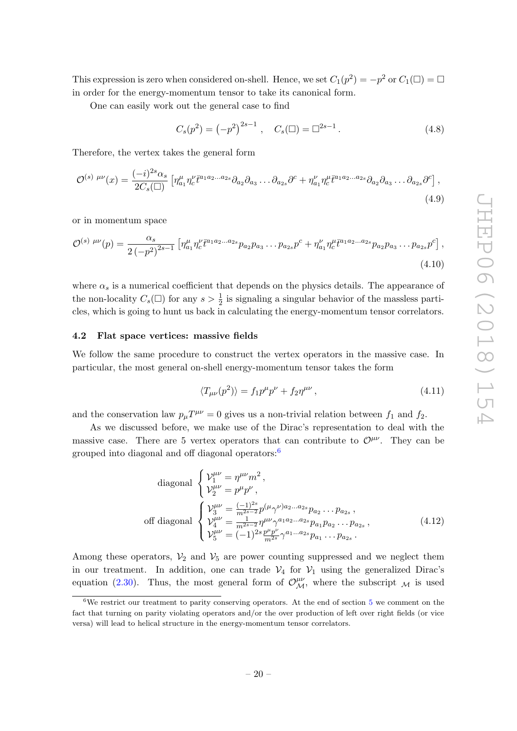This expression is zero when considered on-shell. Hence, we set $C_1(p^2) = -p^2$ or $C_1(\Box) = \Box$ in order for the energy-momentum tensor to take its canonical form.

One can easily work out the general case to find

$$C_s(p^2) = \left(-p^2\right)^{2s-1}, \quad C_s(\Box) = \Box^{2s-1}. \tag{4.8}$$

Therefore, the vertex takes the general form

$$\mathcal{O}^{(s)\ \mu\nu}(x) = \frac{(-i)^{2s}\alpha_s}{2C_s(\Box)}\left[\eta^{\mu}_{a_1}\eta^{\nu}_{c}\bar{t}^{a_1a_2\ldots a_{2s}}\partial_{a_2}\partial_{a_3}\ldots\partial_{a_{2s}}\partial^{c} + \eta^{\nu}_{a_1}\eta^{\mu}_{c}\bar{t}^{a_1a_2\ldots a_{2s}}\partial_{a_2}\partial_{a_3}\ldots\partial_{a_{2s}}\partial^{c}\right], \tag{4.9}$$

or in momentum space

$$\mathcal{O}^{(s)\ \mu\nu}(p) = \frac{\alpha_s}{2\left(-p^2\right)^{2s-1}}\left[\eta^{\mu}_{a_1}\eta^{\nu}_{c}\bar{t}^{a_1a_2\ldots a_{2s}}p_{a_2}p_{a_3}\ldots p_{a_{2s}}p^{c} + \eta^{\nu}_{a_1}\eta^{\mu}_{c}\bar{t}^{a_1a_2\ldots a_{2s}}p_{a_2}p_{a_3}\ldots p_{a_{2s}}p^{c}\right], \tag{4.10}$$

where $\alpha_s$ is a numerical coefficient that depends on the physics details. The appearance of the non-locality $C_s(\Box)$ for any $s > \frac{1}{2}$ is signaling a singular behavior of the massless particles, which is going to hunt us back in calculating the energy-momentum tensor correlators.

### 4.2 Flat space vertices: massive fields

We follow the same procedure to construct the vertex operators in the massive case. In particular, the most general on-shell energy-momentum tensor takes the form

$$\langle T_{\mu\nu}(p^2)\rangle = f_1 p^{\mu}p^{\nu} + f_2\eta^{\mu\nu}, \tag{4.11}$$

and the conservation law $p_\mu T^{\mu\nu} = 0$ gives us a non-trivial relation between $f_1$ and $f_2$.

As we discussed before, we make use of the Dirac's representation to deal with the massive case. There are 5 vertex operators that can contribute to $\mathcal{O}^{\mu\nu}$. They can be grouped into diagonal and off diagonal operators:[6]

$$\begin{aligned}
&\text{diagonal}\ \begin{cases}\mathcal{V}_1^{\mu\nu} = \eta^{\mu\nu}m^2\,,\\ \mathcal{V}_2^{\mu\nu} = p^{\mu}p^{\nu}\,,\end{cases}\\
&\text{off diagonal}\ \begin{cases}\mathcal{V}_3^{\mu\nu} = \frac{(-1)^{2s}}{m^{2s-2}}p^{(\mu}\gamma^{\nu)a_2\ldots a_{2s}}p_{a_2}\ldots p_{a_{2s}}\,,\\ \mathcal{V}_4^{\mu\nu} = \frac{1}{m^{2s-2}}\eta^{\mu\nu}\gamma^{a_1a_2\ldots a_{2s}}p_{a_1}p_{a_2}\ldots p_{a_{2s}}\,,\\ \mathcal{V}_5^{\mu\nu} = (-1)^{2s}\frac{p^{\mu}p^{\nu}}{m^{2s}}\gamma^{a_1\ldots a_{2s}}p_{a_1}\ldots p_{a_{2s}}\,.\end{cases}
\end{aligned} \tag{4.12}$$

Among these operators, $\mathcal{V}_2$ and $\mathcal{V}_5$ are power counting suppressed and we neglect them in our treatment. In addition, one can trade $\mathcal{V}_4$ for $\mathcal{V}_1$ using the generalized Dirac's equation (2.30). Thus, the most general form of $\mathcal{O}^{\mu\nu}_{\mathcal{M}}$, where the subscript $_{\mathcal{M}}$ is used

[6] We restrict our treatment to parity conserving operators. At the end of section 5 we comment on the fact that turning on parity violating operators and/or the over production of left over right fields (or vice versa) will lead to helical structure in the energy-momentum tensor correlators.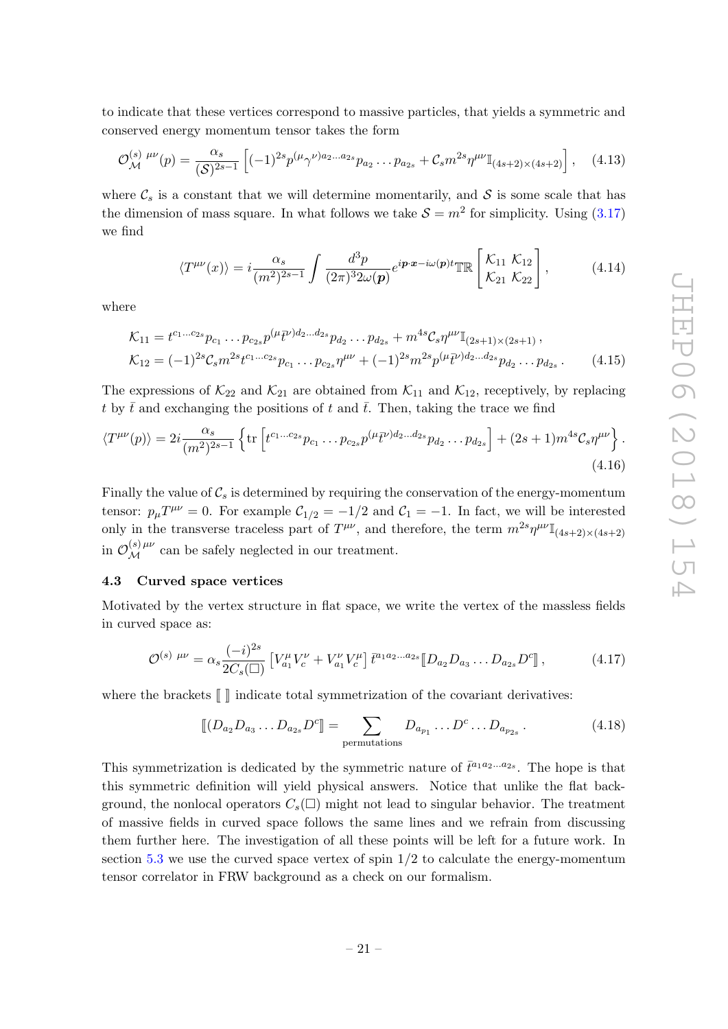to indicate that these vertices correspond to massive particles, that yields a symmetric and conserved energy momentum tensor takes the form

$$\mathcal{O}^{(s)\ \mu\nu}_{\mathcal{M}}(p) = \frac{\alpha_s}{(\mathcal{S})^{2s-1}}\left[(-1)^{2s} p^{(\mu}\gamma^{\nu)a_2\ldots a_{2s}} p_{a_2}\ldots p_{a_{2s}} + \mathcal{C}_s m^{2s}\eta^{\mu\nu}\mathbb{I}_{(4s+2)\times(4s+2)}\right], \quad (4.13)$$

where $\mathcal{C}_s$ is a constant that we will determine momentarily, and $\mathcal{S}$ is some scale that has the dimension of mass square. In what follows we take $\mathcal{S} = m^2$ for simplicity. Using (3.17) we find

$$\langle T^{\mu\nu}(x)\rangle = i\frac{\alpha_s}{(m^2)^{2s-1}}\int \frac{d^3p}{(2\pi)^3 2\omega(\boldsymbol{p})} e^{i\boldsymbol{p}\cdot\boldsymbol{x} - i\omega(\boldsymbol{p})t}\mathbb{TR}\begin{bmatrix}\mathcal{K}_{11} & \mathcal{K}_{12}\\ \mathcal{K}_{21} & \mathcal{K}_{22}\end{bmatrix}, \quad (4.14)$$

where

$$\begin{aligned}
\mathcal{K}_{11} &= t^{c_1\ldots c_{2s}} p_{c_1}\ldots p_{c_{2s}} p^{(\mu}\bar{t}^{\nu)d_2\ldots d_{2s}} p_{d_2}\ldots p_{d_{2s}} + m^{4s}\mathcal{C}_s\eta^{\mu\nu}\mathbb{I}_{(2s+1)\times(2s+1)},\\
\mathcal{K}_{12} &= (-1)^{2s}\mathcal{C}_s m^{2s} t^{c_1\ldots c_{2s}} p_{c_1}\ldots p_{c_{2s}}\eta^{\mu\nu} + (-1)^{2s} m^{2s} p^{(\mu}\bar{t}^{\nu)d_2\ldots d_{2s}} p_{d_2}\ldots p_{d_{2s}}.
\end{aligned} \quad (4.15)$$

The expressions of $\mathcal{K}_{22}$ and $\mathcal{K}_{21}$ are obtained from $\mathcal{K}_{11}$ and $\mathcal{K}_{12}$, receptively, by replacing $t$ by $\bar{t}$ and exchanging the positions of $t$ and $\bar{t}$. Then, taking the trace we find

$$\langle T^{\mu\nu}(p)\rangle = 2i\frac{\alpha_s}{(m^2)^{2s-1}}\left\{\mathrm{tr}\left[t^{c_1\ldots c_{2s}} p_{c_1}\ldots p_{c_{2s}} p^{(\mu}\bar{t}^{\nu)d_2\ldots d_{2s}} p_{d_2}\ldots p_{d_{2s}}\right] + (2s+1)m^{4s}\mathcal{C}_s\eta^{\mu\nu}\right\}. \quad (4.16)$$

Finally the value of $\mathcal{C}_s$ is determined by requiring the conservation of the energy-momentum tensor: $p_\mu T^{\mu\nu} = 0$. For example $\mathcal{C}_{1/2} = -1/2$ and $\mathcal{C}_1 = -1$. In fact, we will be interested only in the transverse traceless part of $T^{\mu\nu}$, and therefore, the term $m^{2s}\eta^{\mu\nu}\mathbb{I}_{(4s+2)\times(4s+2)}$ in $\mathcal{O}^{(s)\,\mu\nu}_{\mathcal{M}}$ can be safely neglected in our treatment.

### 4.3 Curved space vertices

Motivated by the vertex structure in flat space, we write the vertex of the massless fields in curved space as:

$$\mathcal{O}^{(s)\ \mu\nu} = \alpha_s\frac{(-i)^{2s}}{2C_s(\Box)}\left[V^\mu_{a_1}V^\nu_c + V^\nu_{a_1}V^\mu_c\right]\bar{t}^{a_1 a_2\ldots a_{2s}}[\![D_{a_2}D_{a_3}\ldots D_{a_{2s}}D^c]\!], \quad (4.17)$$

where the brackets $[\![\ ]\!]$ indicate total symmetrization of the covariant derivatives:

$$[\![(D_{a_2}D_{a_3}\ldots D_{a_{2s}}D^c]\!] = \sum_{\text{permutations}} D_{a_{p_1}}\ldots D^c\ldots D_{a_{p_{2s}}}. \quad (4.18)$$

This symmetrization is dedicated by the symmetric nature of $\bar{t}^{a_1 a_2\ldots a_{2s}}$. The hope is that this symmetric definition will yield physical answers. Notice that unlike the flat background, the nonlocal operators $C_s(\Box)$ might not lead to singular behavior. The treatment of massive fields in curved space follows the same lines and we refrain from discussing them further here. The investigation of all these points will be left for a future work. In section 5.3 we use the curved space vertex of spin $1/2$ to calculate the energy-momentum tensor correlator in FRW background as a check on our formalism.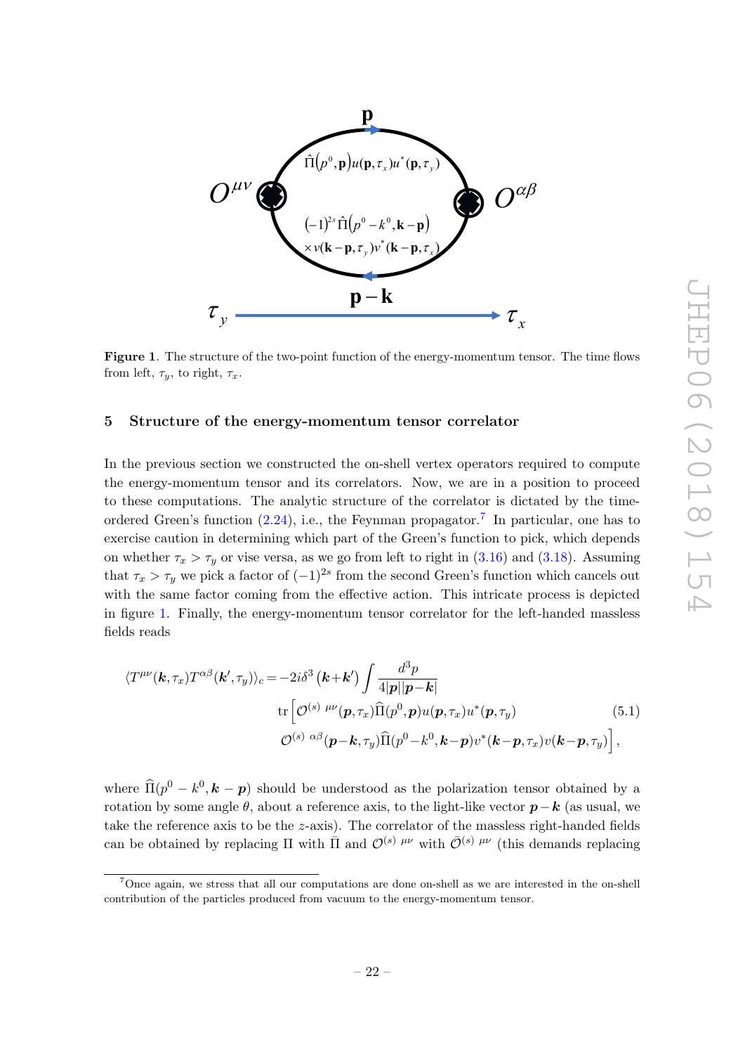Figure 1. The structure of the two-point function of the energy-momentum tensor. The time flows from left, $\tau_y$, to right, $\tau_x$.

## 5 Structure of the energy-momentum tensor correlator

In the previous section we constructed the on-shell vertex operators required to compute the energy-momentum tensor and its correlators. Now, we are in a position to proceed to these computations. The analytic structure of the correlator is dictated by the time-ordered Green's function (2.24), i.e., the Feynman propagator.[7] In particular, one has to exercise caution in determining which part of the Green's function to pick, which depends on whether $\tau_x > \tau_y$ or vise versa, as we go from left to right in (3.16) and (3.18). Assuming that $\tau_x > \tau_y$ we pick a factor of $(-1)^{2s}$ from the second Green's function which cancels out with the same factor coming from the effective action. This intricate process is depicted in figure 1. Finally, the energy-momentum tensor correlator for the left-handed massless fields reads

$$\begin{aligned}
\langle T^{\mu\nu}(\boldsymbol{k},\tau_x)T^{\alpha\beta}(\boldsymbol{k}',\tau_y)\rangle_c = -2i\delta^3\left(\boldsymbol{k}+\boldsymbol{k}'\right)\int \frac{d^3p}{4|\boldsymbol{p}||\boldsymbol{p}-\boldsymbol{k}|} \\
\mathrm{tr}\Big[\mathcal{O}^{(s)\ \mu\nu}(\boldsymbol{p},\tau_x)\widehat{\Pi}(p^0,\boldsymbol{p})u(\boldsymbol{p},\tau_x)u^*(\boldsymbol{p},\tau_y) \\
\mathcal{O}^{(s)\ \alpha\beta}(\boldsymbol{p}-\boldsymbol{k},\tau_y)\widehat{\Pi}(p^0-k^0,\boldsymbol{k}-\boldsymbol{p})v^*(\boldsymbol{k}-\boldsymbol{p},\tau_x)v(\boldsymbol{k}-\boldsymbol{p},\tau_y)\Big],
\end{aligned} \tag{5.1}$$

where $\widehat{\Pi}(p^0 - k^0, \boldsymbol{k} - \boldsymbol{p})$ should be understood as the polarization tensor obtained by a rotation by some angle $\theta$, about a reference axis, to the light-like vector $\boldsymbol{p}-\boldsymbol{k}$ (as usual, we take the reference axis to be the $z$-axis). The correlator of the massless right-handed fields can be obtained by replacing $\Pi$ with $\bar{\Pi}$ and $\mathcal{O}^{(s)\ \mu\nu}$ with $\bar{\mathcal{O}}^{(s)\ \mu\nu}$ (this demands replacing

[7] Once again, we stress that all our computations are done on-shell as we are interested in the on-shell contribution of the particles produced from vacuum to the energy-momentum tensor.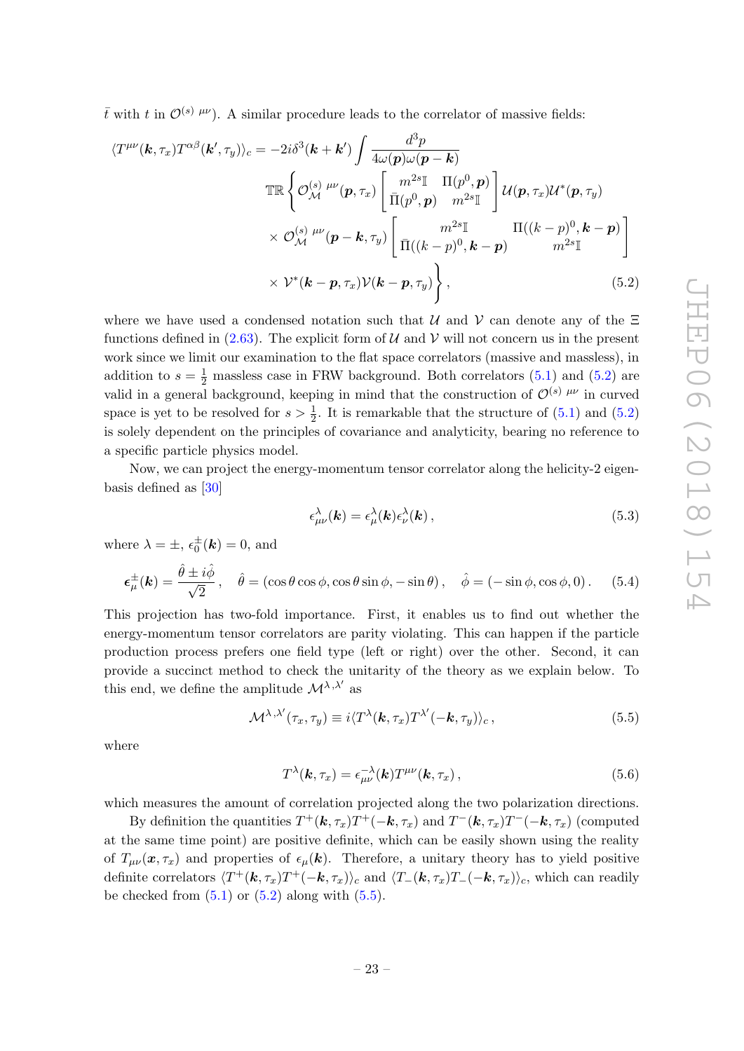$\bar{t}$ with $t$ in $\mathcal{O}^{(s)\ \mu\nu}$). A similar procedure leads to the correlator of massive fields:

$$
\begin{aligned}
\langle T^{\mu\nu}(\boldsymbol{k},\tau_x)T^{\alpha\beta}(\boldsymbol{k}',\tau_y)\rangle_c = -2i\delta^3(\boldsymbol{k}+\boldsymbol{k}')\int \frac{d^3p}{4\omega(\boldsymbol{p})\omega(\boldsymbol{p}-\boldsymbol{k})} \\
\mathbb{TR}\Bigg\{ \mathcal{O}^{(s)\ \mu\nu}_{\mathcal{M}}(\boldsymbol{p},\tau_x)\begin{bmatrix} m^{2s}\mathbb{I} & \Pi(p^0,\boldsymbol{p}) \\ \bar{\Pi}(p^0,\boldsymbol{p}) & m^{2s}\mathbb{I}\end{bmatrix}\mathcal{U}(\boldsymbol{p},\tau_x)\mathcal{U}^*(\boldsymbol{p},\tau_y) \\
\times\, \mathcal{O}^{(s)\ \mu\nu}_{\mathcal{M}}(\boldsymbol{p}-\boldsymbol{k},\tau_y)\begin{bmatrix} m^{2s}\mathbb{I} & \Pi((k-p)^0,\boldsymbol{k}-\boldsymbol{p}) \\ \bar{\Pi}((k-p)^0,\boldsymbol{k}-\boldsymbol{p}) & m^{2s}\mathbb{I}\end{bmatrix} \\
\times\, \mathcal{V}^*(\boldsymbol{k}-\boldsymbol{p},\tau_x)\mathcal{V}(\boldsymbol{k}-\boldsymbol{p},\tau_y)\Bigg\}\,,
\end{aligned}
\tag{5.2}
$$

where we have used a condensed notation such that $\mathcal{U}$ and $\mathcal{V}$ can denote any of the $\Xi$ functions defined in (2.63). The explicit form of $\mathcal{U}$ and $\mathcal{V}$ will not concern us in the present work since we limit our examination to the flat space correlators (massive and massless), in addition to $s=\frac{1}{2}$ massless case in FRW background. Both correlators (5.1) and (5.2) are valid in a general background, keeping in mind that the construction of $\mathcal{O}^{(s)\ \mu\nu}$ in curved space is yet to be resolved for $s>\frac{1}{2}$. It is remarkable that the structure of (5.1) and (5.2) is solely dependent on the principles of covariance and analyticity, bearing no reference to a specific particle physics model.

Now, we can project the energy-momentum tensor correlator along the helicity-2 eigenbasis defined as [30]

$$
\epsilon^{\lambda}_{\mu\nu}(\boldsymbol{k}) = \epsilon^{\lambda}_{\mu}(\boldsymbol{k})\epsilon^{\lambda}_{\nu}(\boldsymbol{k})\,,
\tag{5.3}
$$

where $\lambda=\pm$, $\epsilon^{\pm}_0(\boldsymbol{k})=0$, and

$$
\boldsymbol{\epsilon}^{\pm}_{\mu}(\boldsymbol{k}) = \frac{\hat{\theta}\pm i\hat{\phi}}{\sqrt{2}}\,,\quad \hat{\theta}=(\cos\theta\cos\phi,\cos\theta\sin\phi,-\sin\theta)\,,\quad \hat{\phi}=(-\sin\phi,\cos\phi,0)\,.
\tag{5.4}
$$

This projection has two-fold importance. First, it enables us to find out whether the energy-momentum tensor correlators are parity violating. This can happen if the particle production process prefers one field type (left or right) over the other. Second, it can provide a succinct method to check the unitarity of the theory as we explain below. To this end, we define the amplitude $\mathcal{M}^{\lambda,\lambda'}$ as

$$
\mathcal{M}^{\lambda,\lambda'}(\tau_x,\tau_y) \equiv i\langle T^{\lambda}(\boldsymbol{k},\tau_x)T^{\lambda'}(-\boldsymbol{k},\tau_y)\rangle_c\,,
\tag{5.5}
$$

where

$$
T^{\lambda}(\boldsymbol{k},\tau_x) = \epsilon^{-\lambda}_{\mu\nu}(\boldsymbol{k})T^{\mu\nu}(\boldsymbol{k},\tau_x)\,,
\tag{5.6}
$$

which measures the amount of correlation projected along the two polarization directions.

By definition the quantities $T^{+}(\boldsymbol{k},\tau_x)T^{+}(-\boldsymbol{k},\tau_x)$ and $T^{-}(\boldsymbol{k},\tau_x)T^{-}(-\boldsymbol{k},\tau_x)$ (computed at the same time point) are positive definite, which can be easily shown using the reality of $T_{\mu\nu}(\boldsymbol{x},\tau_x)$ and properties of $\epsilon_{\mu}(\boldsymbol{k})$. Therefore, a unitary theory has to yield positive definite correlators $\langle T^{+}(\boldsymbol{k},\tau_x)T^{+}(-\boldsymbol{k},\tau_x)\rangle_c$ and $\langle T_{-}(\boldsymbol{k},\tau_x)T_{-}(-\boldsymbol{k},\tau_x)\rangle_c$, which can readily be checked from (5.1) or (5.2) along with (5.5).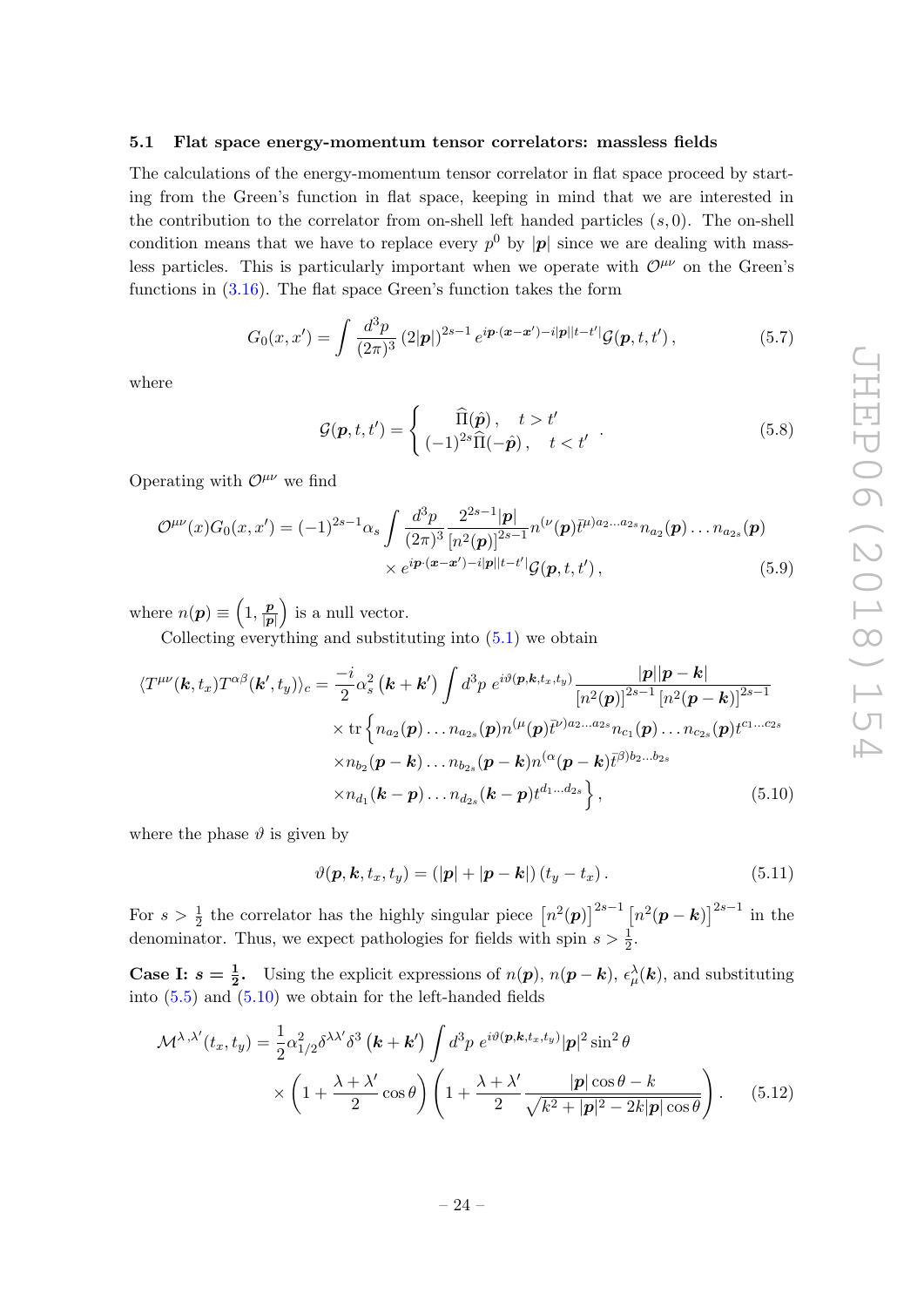### 5.1 Flat space energy-momentum tensor correlators: massless fields

The calculations of the energy-momentum tensor correlator in flat space proceed by starting from the Green's function in flat space, keeping in mind that we are interested in the contribution to the correlator from on-shell left handed particles $(s, 0)$. The on-shell condition means that we have to replace every $p^0$ by $|\boldsymbol{p}|$ since we are dealing with massless particles. This is particularly important when we operate with $\mathcal{O}^{\mu\nu}$ on the Green's functions in (3.16). The flat space Green's function takes the form

$$G_0(x, x') = \int \frac{d^3p}{(2\pi)^3} \left(2|\boldsymbol{p}|\right)^{2s-1} e^{i\boldsymbol{p}\cdot(\boldsymbol{x}-\boldsymbol{x}') - i|\boldsymbol{p}||t-t'|} \mathcal{G}(\boldsymbol{p}, t, t') \,, \tag{5.7}$$

where

$$\mathcal{G}(\boldsymbol{p}, t, t') = \begin{cases} \widehat{\Pi}(\hat{\boldsymbol{p}}) \,, & t > t' \\ (-1)^{2s}\widehat{\Pi}(-\hat{\boldsymbol{p}}) \,, & t < t' \end{cases} . \tag{5.8}$$

Operating with $\mathcal{O}^{\mu\nu}$ we find

$$\begin{aligned} \mathcal{O}^{\mu\nu}(x) G_0(x, x') = (-1)^{2s-1} \alpha_s \int \frac{d^3p}{(2\pi)^3} \frac{2^{2s-1}|\boldsymbol{p}|}{\left[n^2(\boldsymbol{p})\right]^{2s-1}} n^{(\nu}(\boldsymbol{p}) \bar{t}^{\mu) a_2 \ldots a_{2s}} n_{a_2}(\boldsymbol{p}) \ldots n_{a_{2s}}(\boldsymbol{p}) \\ \times e^{i\boldsymbol{p}\cdot(\boldsymbol{x}-\boldsymbol{x}') - i|\boldsymbol{p}||t-t'|} \mathcal{G}(\boldsymbol{p}, t, t') \,, \end{aligned} \tag{5.9}$$

where $n(\boldsymbol{p}) \equiv \left(1, \frac{\boldsymbol{p}}{|\boldsymbol{p}|}\right)$ is a null vector.

Collecting everything and substituting into (5.1) we obtain

$$\begin{aligned} \langle T^{\mu\nu}(\boldsymbol{k}, t_x) T^{\alpha\beta}(\boldsymbol{k}', t_y)\rangle_c = \frac{-i}{2} \alpha_s^2 \left(\boldsymbol{k} + \boldsymbol{k}'\right) \int d^3p \; e^{i\vartheta(\boldsymbol{p}, \boldsymbol{k}, t_x, t_y)} \frac{|\boldsymbol{p}||\boldsymbol{p}-\boldsymbol{k}|}{\left[n^2(\boldsymbol{p})\right]^{2s-1} \left[n^2(\boldsymbol{p}-\boldsymbol{k})\right]^{2s-1}} \\ \times \operatorname{tr}\Big\{ n_{a_2}(\boldsymbol{p}) \ldots n_{a_{2s}}(\boldsymbol{p}) n^{(\mu}(\boldsymbol{p}) \bar{t}^{\nu) a_2 \ldots a_{2s}} n_{c_1}(\boldsymbol{p}) \ldots n_{c_{2s}}(\boldsymbol{p}) t^{c_1 \ldots c_{2s}} \\ \times n_{b_2}(\boldsymbol{p}-\boldsymbol{k}) \ldots n_{b_{2s}}(\boldsymbol{p}-\boldsymbol{k}) n^{(\alpha}(\boldsymbol{p}-\boldsymbol{k}) \bar{t}^{\beta) b_2 \ldots b_{2s}} \\ \times n_{d_1}(\boldsymbol{k}-\boldsymbol{p}) \ldots n_{d_{2s}}(\boldsymbol{k}-\boldsymbol{p}) t^{d_1 \ldots d_{2s}} \Big\} \,, \end{aligned} \tag{5.10}$$

where the phase $\vartheta$ is given by

$$\vartheta(\boldsymbol{p}, \boldsymbol{k}, t_x, t_y) = \left(|\boldsymbol{p}| + |\boldsymbol{p} - \boldsymbol{k}|\right) (t_y - t_x) \,. \tag{5.11}$$

For $s > \frac{1}{2}$ the correlator has the highly singular piece $\left[n^2(\boldsymbol{p})\right]^{2s-1} \left[n^2(\boldsymbol{p}-\boldsymbol{k})\right]^{2s-1}$ in the denominator. Thus, we expect pathologies for fields with spin $s > \frac{1}{2}$.

**Case I: $s = \frac{1}{2}$.** Using the explicit expressions of $n(\boldsymbol{p})$, $n(\boldsymbol{p}-\boldsymbol{k})$, $\epsilon_\mu^\lambda(\boldsymbol{k})$, and substituting into (5.5) and (5.10) we obtain for the left-handed fields

$$\begin{aligned} \mathcal{M}^{\lambda,\lambda'}(t_x, t_y) = \frac{1}{2} \alpha_{1/2}^2 \delta^{\lambda\lambda'} \delta^3\left(\boldsymbol{k} + \boldsymbol{k}'\right) \int d^3p \; e^{i\vartheta(\boldsymbol{p}, \boldsymbol{k}, t_x, t_y)} |\boldsymbol{p}|^2 \sin^2\theta \\ \times \left(1 + \frac{\lambda + \lambda'}{2} \cos\theta\right) \left(1 + \frac{\lambda + \lambda'}{2} \frac{|\boldsymbol{p}|\cos\theta - k}{\sqrt{k^2 + |\boldsymbol{p}|^2 - 2k|\boldsymbol{p}|\cos\theta}}\right) . \end{aligned} \tag{5.12}$$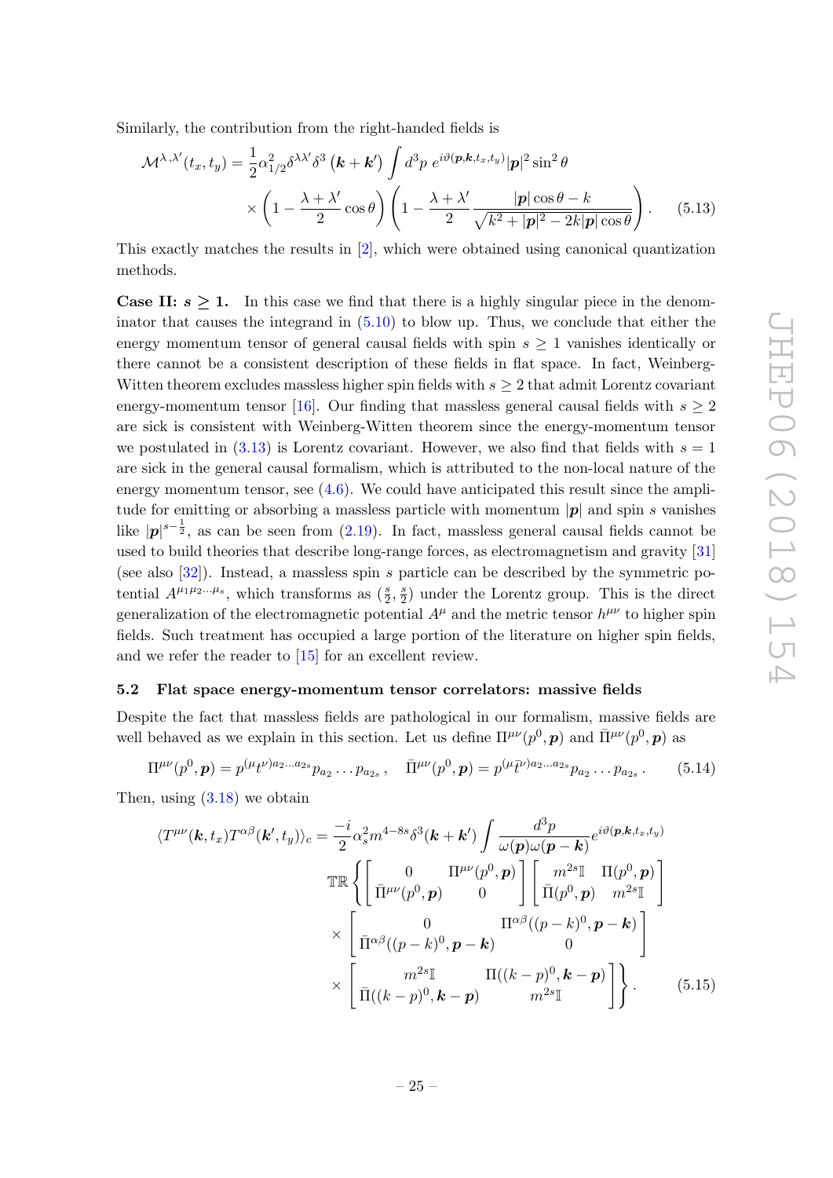Similarly, the contribution from the right-handed fields is

$$\mathcal{M}^{\lambda,\lambda'}(t_x,t_y) = \frac{1}{2}\alpha_{1/2}^2 \delta^{\lambda\lambda'}\delta^3\left(\boldsymbol{k}+\boldsymbol{k}'\right)\int d^3p\; e^{i\vartheta(\boldsymbol{p},\boldsymbol{k},t_x,t_y)}|\boldsymbol{p}|^2\sin^2\theta \\ \times\left(1-\frac{\lambda+\lambda'}{2}\cos\theta\right)\left(1-\frac{\lambda+\lambda'}{2}\frac{|\boldsymbol{p}|\cos\theta - k}{\sqrt{k^2+|\boldsymbol{p}|^2-2k|\boldsymbol{p}|\cos\theta}}\right). \tag{5.13}$$

This exactly matches the results in [2], which were obtained using canonical quantization methods.

**Case II: $s \geq 1$.** In this case we find that there is a highly singular piece in the denominator that causes the integrand in (5.10) to blow up. Thus, we conclude that either the energy momentum tensor of general causal fields with spin $s \geq 1$ vanishes identically or there cannot be a consistent description of these fields in flat space. In fact, Weinberg-Witten theorem excludes massless higher spin fields with $s \geq 2$ that admit Lorentz covariant energy-momentum tensor [16]. Our finding that massless general causal fields with $s \geq 2$ are sick is consistent with Weinberg-Witten theorem since the energy-momentum tensor we postulated in (3.13) is Lorentz covariant. However, we also find that fields with $s = 1$ are sick in the general causal formalism, which is attributed to the non-local nature of the energy momentum tensor, see (4.6). We could have anticipated this result since the amplitude for emitting or absorbing a massless particle with momentum $|\boldsymbol{p}|$ and spin $s$ vanishes like $|\boldsymbol{p}|^{s-\frac{1}{2}}$, as can be seen from (2.19). In fact, massless general causal fields cannot be used to build theories that describe long-range forces, as electromagnetism and gravity [31] (see also [32]). Instead, a massless spin $s$ particle can be described by the symmetric potential $A^{\mu_1\mu_2\ldots\mu_s}$, which transforms as $(\frac{s}{2},\frac{s}{2})$ under the Lorentz group. This is the direct generalization of the electromagnetic potential $A^\mu$ and the metric tensor $h^{\mu\nu}$ to higher spin fields. Such treatment has occupied a large portion of the literature on higher spin fields, and we refer the reader to [15] for an excellent review.

### 5.2 Flat space energy-momentum tensor correlators: massive fields

Despite the fact that massless fields are pathological in our formalism, massive fields are well behaved as we explain in this section. Let us define $\Pi^{\mu\nu}(p^0,\boldsymbol{p})$ and $\bar{\Pi}^{\mu\nu}(p^0,\boldsymbol{p})$ as

$$\Pi^{\mu\nu}(p^0,\boldsymbol{p}) = p^{(\mu}t^{\nu)a_2\ldots a_{2s}}p_{a_2}\ldots p_{a_{2s}}\,, \quad \bar{\Pi}^{\mu\nu}(p^0,\boldsymbol{p}) = p^{(\mu}\bar{t}^{\nu)a_2\ldots a_{2s}}p_{a_2}\ldots p_{a_{2s}}\,. \tag{5.14}$$

Then, using (3.18) we obtain

$$\langle T^{\mu\nu}(\boldsymbol{k},t_x)T^{\alpha\beta}(\boldsymbol{k}',t_y)\rangle_c = \frac{-i}{2}\alpha_s^2 m^{4-8s}\delta^3(\boldsymbol{k}+\boldsymbol{k}')\int\frac{d^3p}{\omega(\boldsymbol{p})\omega(\boldsymbol{p}-\boldsymbol{k})}e^{i\vartheta(\boldsymbol{p},\boldsymbol{k},t_x,t_y)} \\ \mathbb{TR}\left\{\begin{bmatrix} 0 & \Pi^{\mu\nu}(p^0,\boldsymbol{p}) \\ \bar{\Pi}^{\mu\nu}(p^0,\boldsymbol{p}) & 0\end{bmatrix}\begin{bmatrix} m^{2s}\mathbb{I} & \Pi(p^0,\boldsymbol{p}) \\ \bar{\Pi}(p^0,\boldsymbol{p}) & m^{2s}\mathbb{I}\end{bmatrix}\right. \\ \times\begin{bmatrix} 0 & \Pi^{\alpha\beta}((p-k)^0,\boldsymbol{p}-\boldsymbol{k}) \\ \bar{\Pi}^{\alpha\beta}((p-k)^0,\boldsymbol{p}-\boldsymbol{k}) & 0\end{bmatrix} \\ \left.\times\begin{bmatrix} m^{2s}\mathbb{I} & \Pi((k-p)^0,\boldsymbol{k}-\boldsymbol{p}) \\ \bar{\Pi}((k-p)^0,\boldsymbol{k}-\boldsymbol{p}) & m^{2s}\mathbb{I}\end{bmatrix}\right\}. \tag{5.15}$$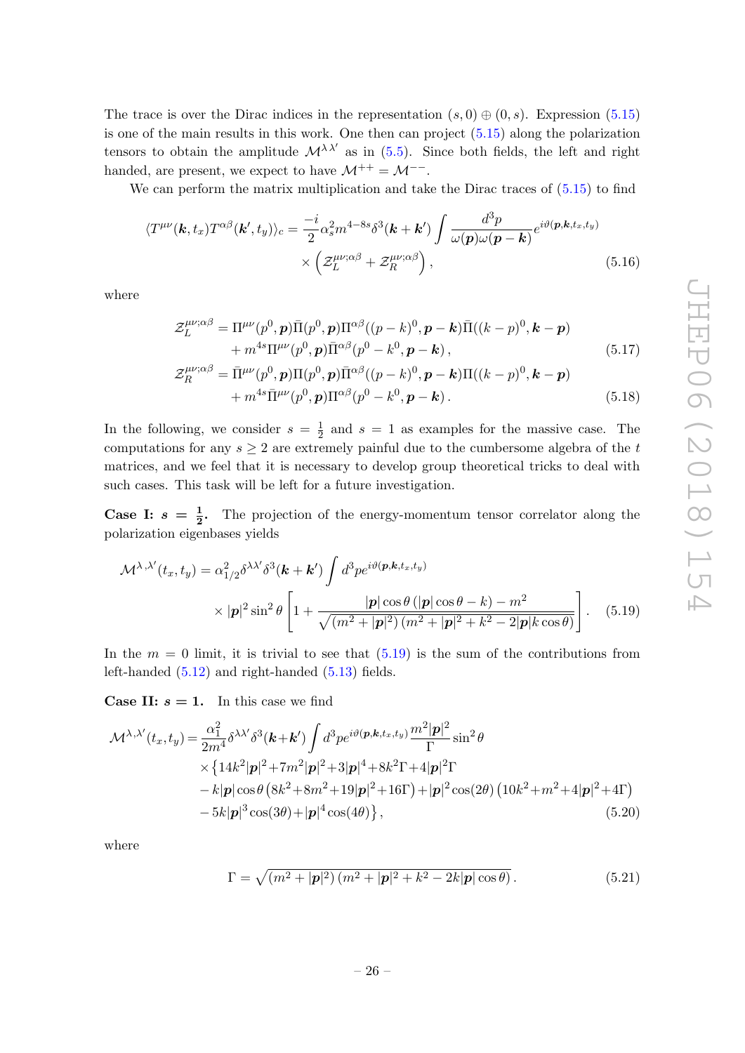The trace is over the Dirac indices in the representation $(s,0)\oplus(0,s)$. Expression (5.15) is one of the main results in this work. One then can project (5.15) along the polarization tensors to obtain the amplitude $\mathcal{M}^{\lambda\lambda'}$ as in (5.5). Since both fields, the left and right handed, are present, we expect to have $\mathcal{M}^{++}=\mathcal{M}^{--}$.

We can perform the matrix multiplication and take the Dirac traces of (5.15) to find

$$\langle T^{\mu\nu}(\boldsymbol{k},t_x)T^{\alpha\beta}(\boldsymbol{k}',t_y)\rangle_c = \frac{-i}{2}\alpha_s^2 m^{4-8s}\delta^3(\boldsymbol{k}+\boldsymbol{k}')\int\frac{d^3p}{\omega(\boldsymbol{p})\omega(\boldsymbol{p}-\boldsymbol{k})}e^{i\vartheta(\boldsymbol{p},\boldsymbol{k},t_x,t_y)} \times\left(\mathcal{Z}_L^{\mu\nu;\alpha\beta}+\mathcal{Z}_R^{\mu\nu;\alpha\beta}\right), \tag{5.16}$$

where

$$\begin{aligned}
\mathcal{Z}_L^{\mu\nu;\alpha\beta} &= \Pi^{\mu\nu}(p^0,\boldsymbol{p})\bar{\Pi}(p^0,\boldsymbol{p})\Pi^{\alpha\beta}((p-k)^0,\boldsymbol{p}-\boldsymbol{k})\bar{\Pi}((k-p)^0,\boldsymbol{k}-\boldsymbol{p}) \\
&\quad + m^{4s}\Pi^{\mu\nu}(p^0,\boldsymbol{p})\bar{\Pi}^{\alpha\beta}(p^0-k^0,\boldsymbol{p}-\boldsymbol{k}), \qquad (5.17)\\
\mathcal{Z}_R^{\mu\nu;\alpha\beta} &= \bar{\Pi}^{\mu\nu}(p^0,\boldsymbol{p})\Pi(p^0,\boldsymbol{p})\bar{\Pi}^{\alpha\beta}((p-k)^0,\boldsymbol{p}-\boldsymbol{k})\Pi((k-p)^0,\boldsymbol{k}-\boldsymbol{p}) \\
&\quad + m^{4s}\bar{\Pi}^{\mu\nu}(p^0,\boldsymbol{p})\Pi^{\alpha\beta}(p^0-k^0,\boldsymbol{p}-\boldsymbol{k}). \qquad (5.18)
\end{aligned}$$

In the following, we consider $s=\frac{1}{2}$ and $s=1$ as examples for the massive case. The computations for any $s\geq 2$ are extremely painful due to the cumbersome algebra of the $t$ matrices, and we feel that it is necessary to develop group theoretical tricks to deal with such cases. This task will be left for a future investigation.

**Case I: $s=\frac{1}{2}$.** The projection of the energy-momentum tensor correlator along the polarization eigenbases yields

$$\mathcal{M}^{\lambda,\lambda'}(t_x,t_y) = \alpha_{1/2}^2\delta^{\lambda\lambda'}\delta^3(\boldsymbol{k}+\boldsymbol{k}')\int d^3p\, e^{i\vartheta(\boldsymbol{p},\boldsymbol{k},t_x,t_y)} \times|\boldsymbol{p}|^2\sin^2\theta\left[1+\frac{|\boldsymbol{p}|\cos\theta\,(|\boldsymbol{p}|\cos\theta-k)-m^2}{\sqrt{(m^2+|\boldsymbol{p}|^2)\,(m^2+|\boldsymbol{p}|^2+k^2-2|\boldsymbol{p}|k\cos\theta)}}\right]. \tag{5.19}$$

In the $m=0$ limit, it is trivial to see that (5.19) is the sum of the contributions from left-handed (5.12) and right-handed (5.13) fields.

**Case II: $s=1$.** In this case we find

$$\begin{aligned}
\mathcal{M}^{\lambda,\lambda'}(t_x,t_y) = {}& \frac{\alpha_1^2}{2m^4}\delta^{\lambda\lambda'}\delta^3(\boldsymbol{k}+\boldsymbol{k}')\int d^3p\, e^{i\vartheta(\boldsymbol{p},\boldsymbol{k},t_x,t_y)}\frac{m^2|\boldsymbol{p}|^2}{\Gamma}\sin^2\theta \\
&\times\big\{14k^2|\boldsymbol{p}|^2+7m^2|\boldsymbol{p}|^2+3|\boldsymbol{p}|^4+8k^2\Gamma+4|\boldsymbol{p}|^2\Gamma \\
&-k|\boldsymbol{p}|\cos\theta\left(8k^2+8m^2+19|\boldsymbol{p}|^2+16\Gamma\right)+|\boldsymbol{p}|^2\cos(2\theta)\left(10k^2+m^2+4|\boldsymbol{p}|^2+4\Gamma\right) \\
&-5k|\boldsymbol{p}|^3\cos(3\theta)+|\boldsymbol{p}|^4\cos(4\theta)\big\},
\end{aligned} \tag{5.20}$$

where

$$\Gamma=\sqrt{(m^2+|\boldsymbol{p}|^2)\,(m^2+|\boldsymbol{p}|^2+k^2-2k|\boldsymbol{p}|\cos\theta)}\,. \tag{5.21}$$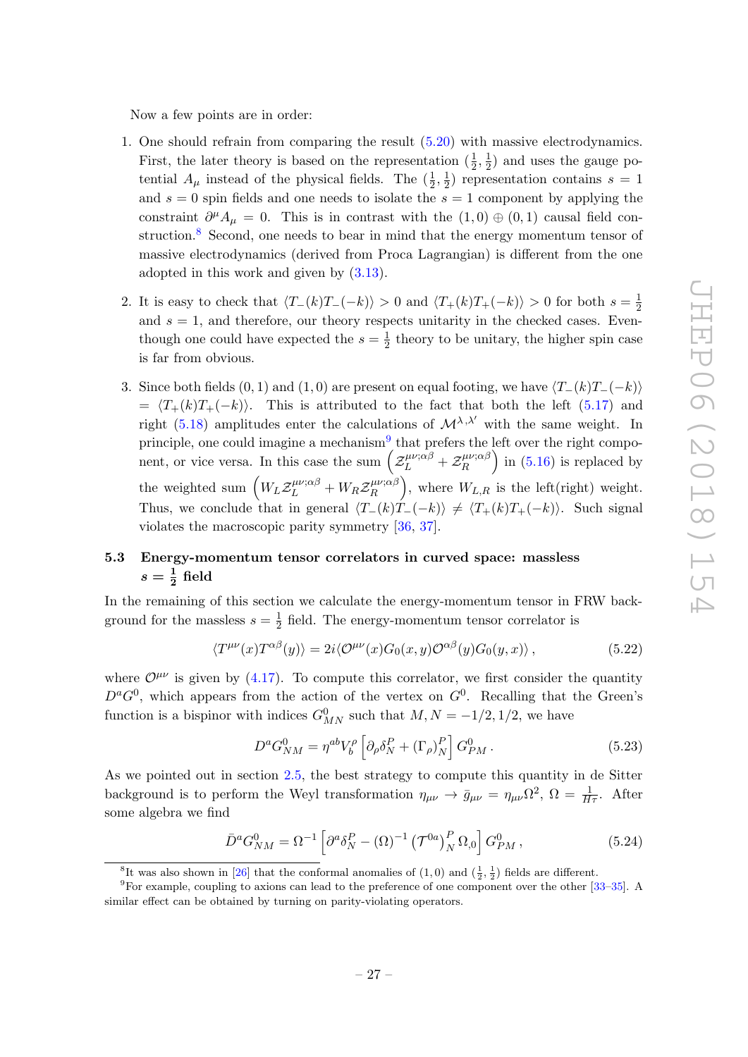Now a few points are in order:

1. One should refrain from comparing the result (5.20) with massive electrodynamics. First, the later theory is based on the representation $(\frac{1}{2}, \frac{1}{2})$ and uses the gauge potential $A_\mu$ instead of the physical fields. The $(\frac{1}{2}, \frac{1}{2})$ representation contains $s = 1$ and $s = 0$ spin fields and one needs to isolate the $s = 1$ component by applying the constraint $\partial^\mu A_\mu = 0$. This is in contrast with the $(1, 0) \oplus (0, 1)$ causal field construction.[8] Second, one needs to bear in mind that the energy momentum tensor of massive electrodynamics (derived from Proca Lagrangian) is different from the one adopted in this work and given by (3.13).

2. It is easy to check that $\langle T_-(k) T_-(-k) \rangle > 0$ and $\langle T_+(k) T_+(-k) \rangle > 0$ for both $s = \frac{1}{2}$ and $s = 1$, and therefore, our theory respects unitarity in the checked cases. Eventhough one could have expected the $s = \frac{1}{2}$ theory to be unitary, the higher spin case is far from obvious.

3. Since both fields $(0, 1)$ and $(1, 0)$ are present on equal footing, we have $\langle T_-(k) T_-(-k) \rangle = \langle T_+(k) T_+(-k) \rangle$. This is attributed to the fact that both the left (5.17) and right (5.18) amplitudes enter the calculations of $\mathcal{M}^{\lambda, \lambda'}$ with the same weight. In principle, one could imagine a mechanism[9] that prefers the left over the right component, or vice versa. In this case the sum $\left(\mathcal{Z}_L^{\mu\nu;\alpha\beta} + \mathcal{Z}_R^{\mu\nu;\alpha\beta}\right)$ in (5.16) is replaced by the weighted sum $\left(W_L \mathcal{Z}_L^{\mu\nu;\alpha\beta} + W_R \mathcal{Z}_R^{\mu\nu;\alpha\beta}\right)$, where $W_{L,R}$ is the left(right) weight. Thus, we conclude that in general $\langle T_-(k) T_-(-k) \rangle \neq \langle T_+(k) T_+(-k) \rangle$. Such signal violates the macroscopic parity symmetry [36, 37].

### 5.3 Energy-momentum tensor correlators in curved space: massless $s = \frac{1}{2}$ field

In the remaining of this section we calculate the energy-momentum tensor in FRW background for the massless $s = \frac{1}{2}$ field. The energy-momentum tensor correlator is

$$\langle T^{\mu\nu}(x) T^{\alpha\beta}(y) \rangle = 2i \langle \mathcal{O}^{\mu\nu}(x) G_0(x, y) \mathcal{O}^{\alpha\beta}(y) G_0(y, x) \rangle \,, \tag{5.22}$$

where $\mathcal{O}^{\mu\nu}$ is given by (4.17). To compute this correlator, we first consider the quantity $D^a G^0$, which appears from the action of the vertex on $G^0$. Recalling that the Green's function is a bispinor with indices $G^0_{MN}$ such that $M, N = -1/2, 1/2$, we have

$$D^a G^0_{NM} = \eta^{ab} V_b^\rho \left[ \partial_\rho \delta_N^P + (\Gamma_\rho)_N^P \right] G^0_{PM} \,. \tag{5.23}$$

As we pointed out in section 2.5, the best strategy to compute this quantity in de Sitter background is to perform the Weyl transformation $\eta_{\mu\nu} \to \bar{g}_{\mu\nu} = \eta_{\mu\nu} \Omega^2$, $\Omega = \frac{1}{H\tau}$. After some algebra we find

$$\bar{D}^a G^0_{NM} = \Omega^{-1} \left[ \partial^a \delta_N^P - (\Omega)^{-1} \left( \mathcal{T}^{0a} \right)_N^P \Omega_{,0} \right] G^0_{PM} \,, \tag{5.24}$$

[8] It was also shown in [26] that the conformal anomalies of $(1, 0)$ and $(\frac{1}{2}, \frac{1}{2})$ fields are different.

[9] For example, coupling to axions can lead to the preference of one component over the other [33–35]. A similar effect can be obtained by turning on parity-violating operators.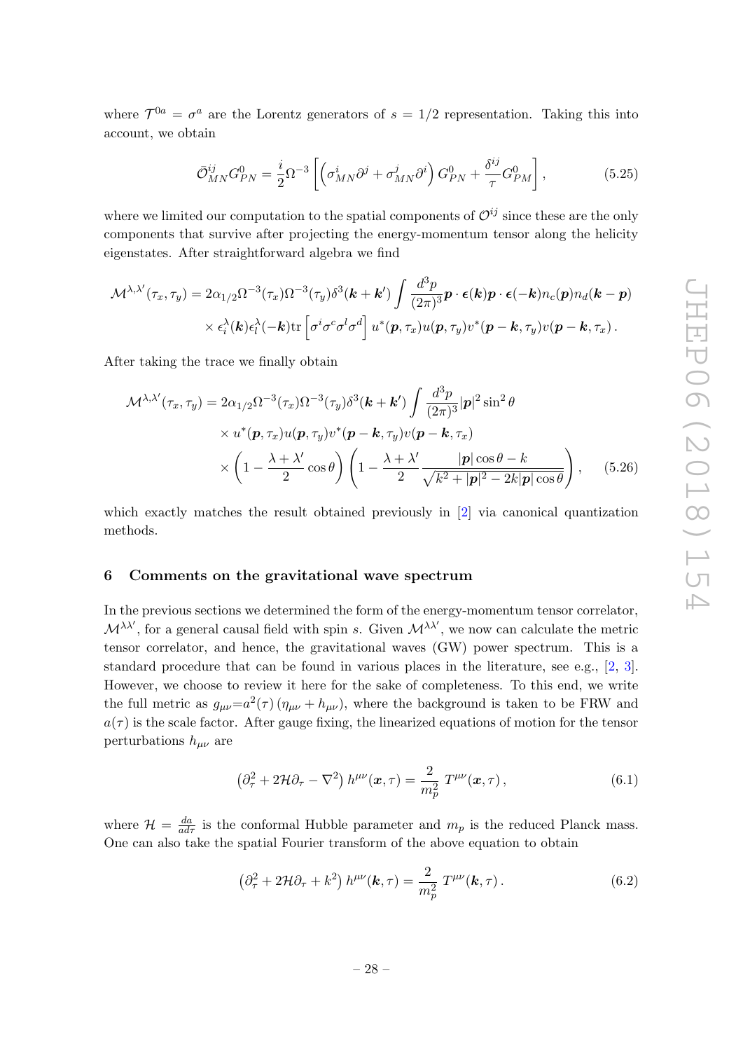where $\mathcal{T}^{0a} = \sigma^a$ are the Lorentz generators of $s = 1/2$ representation. Taking this into account, we obtain

$$\bar{\mathcal{O}}^{ij}_{MN} G^0_{PN} = \frac{i}{2}\Omega^{-3}\left[\left(\sigma^i_{MN}\partial^j + \sigma^j_{MN}\partial^i\right) G^0_{PN} + \frac{\delta^{ij}}{\tau} G^0_{PM}\right], \tag{5.25}$$

where we limited our computation to the spatial components of $\mathcal{O}^{ij}$ since these are the only components that survive after projecting the energy-momentum tensor along the helicity eigenstates. After straightforward algebra we find

$$\mathcal{M}^{\lambda,\lambda'}(\tau_x,\tau_y) = 2\alpha_{1/2}\Omega^{-3}(\tau_x)\Omega^{-3}(\tau_y)\delta^3(\boldsymbol{k}+\boldsymbol{k}')\int \frac{d^3p}{(2\pi)^3}\boldsymbol{p}\cdot\boldsymbol{\epsilon}(\boldsymbol{k})\boldsymbol{p}\cdot\boldsymbol{\epsilon}(-\boldsymbol{k})n_c(\boldsymbol{p})n_d(\boldsymbol{k}-\boldsymbol{p})$$
$$\times\,\epsilon^\lambda_i(\boldsymbol{k})\epsilon^\lambda_l(-\boldsymbol{k})\mathrm{tr}\left[\sigma^i\sigma^c\sigma^l\sigma^d\right]u^*(\boldsymbol{p},\tau_x)u(\boldsymbol{p},\tau_y)v^*(\boldsymbol{p}-\boldsymbol{k},\tau_y)v(\boldsymbol{p}-\boldsymbol{k},\tau_x)\,.$$

After taking the trace we finally obtain

$$\mathcal{M}^{\lambda,\lambda'}(\tau_x,\tau_y) = 2\alpha_{1/2}\Omega^{-3}(\tau_x)\Omega^{-3}(\tau_y)\delta^3(\boldsymbol{k}+\boldsymbol{k}')\int \frac{d^3p}{(2\pi)^3}|\boldsymbol{p}|^2\sin^2\theta$$
$$\times\, u^*(\boldsymbol{p},\tau_x)u(\boldsymbol{p},\tau_y)v^*(\boldsymbol{p}-\boldsymbol{k},\tau_y)v(\boldsymbol{p}-\boldsymbol{k},\tau_x)$$
$$\times\left(1-\frac{\lambda+\lambda'}{2}\cos\theta\right)\left(1-\frac{\lambda+\lambda'}{2}\frac{|\boldsymbol{p}|\cos\theta - k}{\sqrt{k^2+|\boldsymbol{p}|^2-2k|\boldsymbol{p}|\cos\theta}}\right), \tag{5.26}$$

which exactly matches the result obtained previously in [2] via canonical quantization methods.

## 6 Comments on the gravitational wave spectrum

In the previous sections we determined the form of the energy-momentum tensor correlator, $\mathcal{M}^{\lambda\lambda'}$, for a general causal field with spin $s$. Given $\mathcal{M}^{\lambda\lambda'}$, we now can calculate the metric tensor correlator, and hence, the gravitational waves (GW) power spectrum. This is a standard procedure that can be found in various places in the literature, see e.g., [2, 3]. However, we choose to review it here for the sake of completeness. To this end, we write the full metric as $g_{\mu\nu}=a^2(\tau)\left(\eta_{\mu\nu}+h_{\mu\nu}\right)$, where the background is taken to be FRW and $a(\tau)$ is the scale factor. After gauge fixing, the linearized equations of motion for the tensor perturbations $h_{\mu\nu}$ are

$$\left(\partial^2_\tau + 2\mathcal{H}\partial_\tau - \nabla^2\right)h^{\mu\nu}(\boldsymbol{x},\tau) = \frac{2}{m_p^2}\,T^{\mu\nu}(\boldsymbol{x},\tau)\,, \tag{6.1}$$

where $\mathcal{H} = \frac{da}{ad\tau}$ is the conformal Hubble parameter and $m_p$ is the reduced Planck mass. One can also take the spatial Fourier transform of the above equation to obtain

$$\left(\partial^2_\tau + 2\mathcal{H}\partial_\tau + k^2\right)h^{\mu\nu}(\boldsymbol{k},\tau) = \frac{2}{m_p^2}\,T^{\mu\nu}(\boldsymbol{k},\tau)\,. \tag{6.2}$$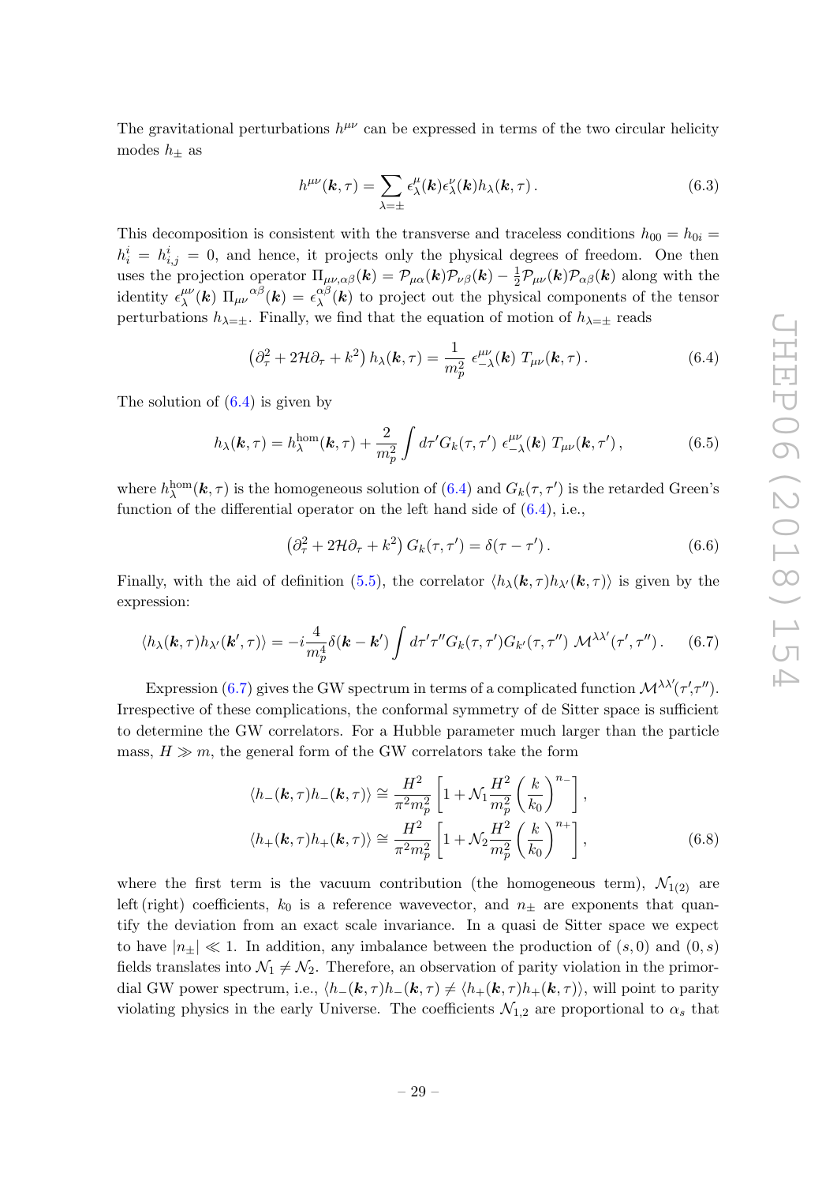The gravitational perturbations $h^{\mu\nu}$ can be expressed in terms of the two circular helicity modes $h_\pm$ as

$$h^{\mu\nu}(\boldsymbol{k},\tau) = \sum_{\lambda=\pm} \epsilon^{\mu}_{\lambda}(\boldsymbol{k})\epsilon^{\nu}_{\lambda}(\boldsymbol{k}) h_\lambda(\boldsymbol{k},\tau)\,. \tag{6.3}$$

This decomposition is consistent with the transverse and traceless conditions $h_{00} = h_{0i} = h^i_i = h^i_{i,j} = 0$, and hence, it projects only the physical degrees of freedom. One then uses the projection operator $\Pi_{\mu\nu,\alpha\beta}(\boldsymbol{k}) = \mathcal{P}_{\mu\alpha}(\boldsymbol{k})\mathcal{P}_{\nu\beta}(\boldsymbol{k}) - \frac{1}{2}\mathcal{P}_{\mu\nu}(\boldsymbol{k})\mathcal{P}_{\alpha\beta}(\boldsymbol{k})$ along with the identity $\epsilon^{\mu\nu}_{\lambda}(\boldsymbol{k})\ \Pi_{\mu\nu}{}^{\alpha\beta}(\boldsymbol{k}) = \epsilon^{\alpha\beta}_{\lambda}(\boldsymbol{k})$ to project out the physical components of the tensor perturbations $h_{\lambda=\pm}$. Finally, we find that the equation of motion of $h_{\lambda=\pm}$ reads

$$\left(\partial_\tau^2 + 2\mathcal{H}\partial_\tau + k^2\right) h_\lambda(\boldsymbol{k},\tau) = \frac{1}{m_p^2}\ \epsilon^{\mu\nu}_{-\lambda}(\boldsymbol{k})\ T_{\mu\nu}(\boldsymbol{k},\tau)\,. \tag{6.4}$$

The solution of (6.4) is given by

$$h_\lambda(\boldsymbol{k},\tau) = h^{\rm hom}_\lambda(\boldsymbol{k},\tau) + \frac{2}{m_p^2}\int d\tau' G_k(\tau,\tau')\ \epsilon^{\mu\nu}_{-\lambda}(\boldsymbol{k})\ T_{\mu\nu}(\boldsymbol{k},\tau')\,, \tag{6.5}$$

where $h^{\rm hom}_\lambda(\boldsymbol{k},\tau)$ is the homogeneous solution of (6.4) and $G_k(\tau,\tau')$ is the retarded Green's function of the differential operator on the left hand side of (6.4), i.e.,

$$\left(\partial_\tau^2 + 2\mathcal{H}\partial_\tau + k^2\right) G_k(\tau,\tau') = \delta(\tau-\tau')\,. \tag{6.6}$$

Finally, with the aid of definition (5.5), the correlator $\langle h_\lambda(\boldsymbol{k},\tau)h_{\lambda'}(\boldsymbol{k},\tau)\rangle$ is given by the expression:

$$\langle h_\lambda(\boldsymbol{k},\tau)h_{\lambda'}(\boldsymbol{k}',\tau)\rangle = -i\frac{4}{m_p^4}\delta(\boldsymbol{k}-\boldsymbol{k}')\int d\tau'\tau'' G_k(\tau,\tau')G_{k'}(\tau,\tau'')\ \mathcal{M}^{\lambda\lambda'}(\tau',\tau'')\,. \tag{6.7}$$

Expression (6.7) gives the GW spectrum in terms of a complicated function $\mathcal{M}^{\lambda\lambda'}(\tau',\tau'')$. Irrespective of these complications, the conformal symmetry of de Sitter space is sufficient to determine the GW correlators. For a Hubble parameter much larger than the particle mass, $H \gg m$, the general form of the GW correlators take the form

$$\begin{aligned}
\langle h_-(\boldsymbol{k},\tau)h_-(\boldsymbol{k},\tau)\rangle &\cong \frac{H^2}{\pi^2 m_p^2}\left[1 + \mathcal{N}_1\frac{H^2}{m_p^2}\left(\frac{k}{k_0}\right)^{n_-}\right],\\
\langle h_+(\boldsymbol{k},\tau)h_+(\boldsymbol{k},\tau)\rangle &\cong \frac{H^2}{\pi^2 m_p^2}\left[1 + \mathcal{N}_2\frac{H^2}{m_p^2}\left(\frac{k}{k_0}\right)^{n_+}\right],
\end{aligned} \tag{6.8}$$

where the first term is the vacuum contribution (the homogeneous term), $\mathcal{N}_{1(2)}$ are left (right) coefficients, $k_0$ is a reference wavevector, and $n_\pm$ are exponents that quantify the deviation from an exact scale invariance. In a quasi de Sitter space we expect to have $|n_\pm| \ll 1$. In addition, any imbalance between the production of $(s,0)$ and $(0,s)$ fields translates into $\mathcal{N}_1 \neq \mathcal{N}_2$. Therefore, an observation of parity violation in the primordial GW power spectrum, i.e., $\langle h_-(\boldsymbol{k},\tau)h_-(\boldsymbol{k},\tau) \neq \langle h_+(\boldsymbol{k},\tau)h_+(\boldsymbol{k},\tau)\rangle$, will point to parity violating physics in the early Universe. The coefficients $\mathcal{N}_{1,2}$ are proportional to $\alpha_s$ that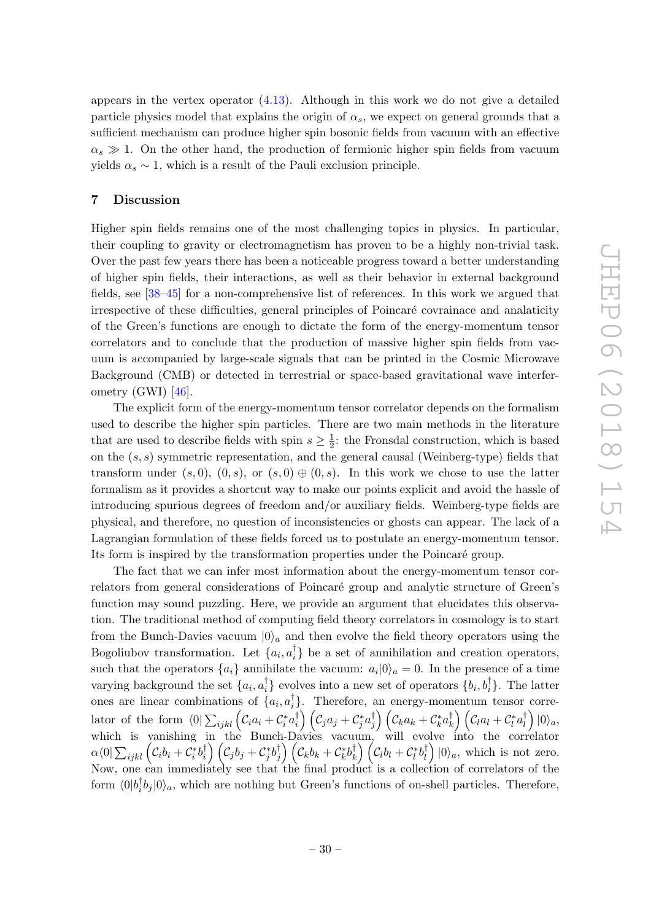appears in the vertex operator (4.13). Although in this work we do not give a detailed particle physics model that explains the origin of $\alpha_s$, we expect on general grounds that a sufficient mechanism can produce higher spin bosonic fields from vacuum with an effective $\alpha_s \gg 1$. On the other hand, the production of fermionic higher spin fields from vacuum yields $\alpha_s \sim 1$, which is a result of the Pauli exclusion principle.

## 7 Discussion

Higher spin fields remains one of the most challenging topics in physics. In particular, their coupling to gravity or electromagnetism has proven to be a highly non-trivial task. Over the past few years there has been a noticeable progress toward a better understanding of higher spin fields, their interactions, as well as their behavior in external background fields, see [38–45] for a non-comprehensive list of references. In this work we argued that irrespective of these difficulties, general principles of Poincaré covrainace and analaticity of the Green's functions are enough to dictate the form of the energy-momentum tensor correlators and to conclude that the production of massive higher spin fields from vacuum is accompanied by large-scale signals that can be printed in the Cosmic Microwave Background (CMB) or detected in terrestrial or space-based gravitational wave interferometry (GWI) [46].

The explicit form of the energy-momentum tensor correlator depends on the formalism used to describe the higher spin particles. There are two main methods in the literature that are used to describe fields with spin $s \geq \frac{1}{2}$: the Fronsdal construction, which is based on the $(s,s)$ symmetric representation, and the general causal (Weinberg-type) fields that transform under $(s,0)$, $(0,s)$, or $(s,0)\oplus(0,s)$. In this work we chose to use the latter formalism as it provides a shortcut way to make our points explicit and avoid the hassle of introducing spurious degrees of freedom and/or auxiliary fields. Weinberg-type fields are physical, and therefore, no question of inconsistencies or ghosts can appear. The lack of a Lagrangian formulation of these fields forced us to postulate an energy-momentum tensor. Its form is inspired by the transformation properties under the Poincaré group.

The fact that we can infer most information about the energy-momentum tensor correlators from general considerations of Poincaré group and analytic structure of Green's function may sound puzzling. Here, we provide an argument that elucidates this observation. The traditional method of computing field theory correlators in cosmology is to start from the Bunch-Davies vacuum $|0\rangle_a$ and then evolve the field theory operators using the Bogoliubov transformation. Let $\{a_i, a_i^\dagger\}$ be a set of annihilation and creation operators, such that the operators $\{a_i\}$ annihilate the vacuum: $a_i|0\rangle_a = 0$. In the presence of a time varying background the set $\{a_i, a_i^\dagger\}$ evolves into a new set of operators $\{b_i, b_i^\dagger\}$. The latter ones are linear combinations of $\{a_i, a_i^\dagger\}$. Therefore, an energy-momentum tensor correlator of the form $\langle 0|\sum_{ijkl}\left(\mathcal{C}_i a_i + \mathcal{C}_i^* a_i^\dagger\right)\left(\mathcal{C}_j a_j + \mathcal{C}_j^* a_j^\dagger\right)\left(\mathcal{C}_k a_k + \mathcal{C}_k^* a_k^\dagger\right)\left(\mathcal{C}_l a_l + \mathcal{C}_l^* a_l^\dagger\right)|0\rangle_a$, which is vanishing in the Bunch-Davies vacuum, will evolve into the correlator $\alpha\langle 0|\sum_{ijkl}\left(\mathcal{C}_i b_i + \mathcal{C}_i^* b_i^\dagger\right)\left(\mathcal{C}_j b_j + \mathcal{C}_j^* b_j^\dagger\right)\left(\mathcal{C}_k b_k + \mathcal{C}_k^* b_k^\dagger\right)\left(\mathcal{C}_l b_l + \mathcal{C}_l^* b_l^\dagger\right)|0\rangle_a$, which is not zero. Now, one can immediately see that the final product is a collection of correlators of the form $\langle 0|b_i^\dagger b_j|0\rangle_a$, which are nothing but Green's functions of on-shell particles. Therefore,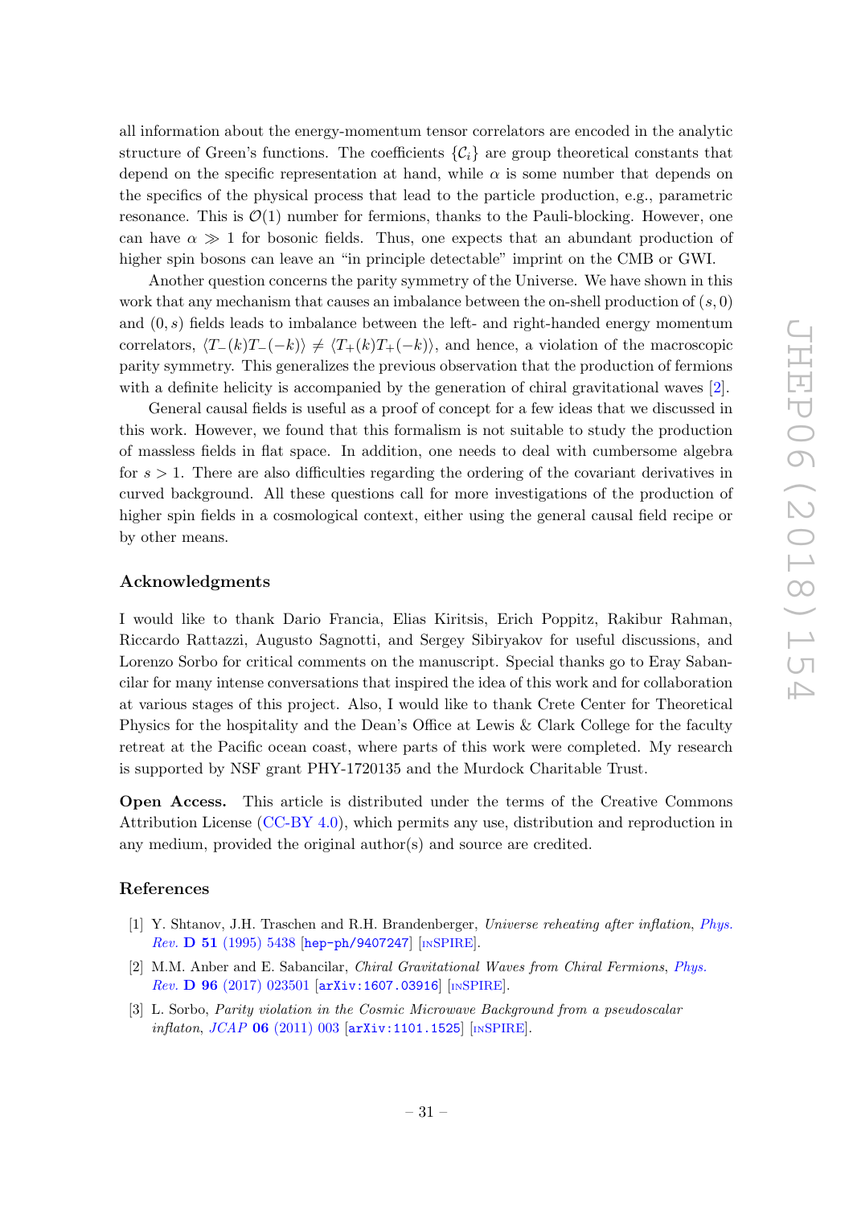all information about the energy-momentum tensor correlators are encoded in the analytic structure of Green's functions. The coefficients $\{\mathcal{C}_i\}$ are group theoretical constants that depend on the specific representation at hand, while $\alpha$ is some number that depends on the specifics of the physical process that lead to the particle production, e.g., parametric resonance. This is $\mathcal{O}(1)$ number for fermions, thanks to the Pauli-blocking. However, one can have $\alpha \gg 1$ for bosonic fields. Thus, one expects that an abundant production of higher spin bosons can leave an "in principle detectable" imprint on the CMB or GWI.

Another question concerns the parity symmetry of the Universe. We have shown in this work that any mechanism that causes an imbalance between the on-shell production of $(s, 0)$ and $(0, s)$ fields leads to imbalance between the left- and right-handed energy momentum correlators, $\langle T_-(k)T_-(-k)\rangle \neq \langle T_+(k)T_+(-k)\rangle$, and hence, a violation of the macroscopic parity symmetry. This generalizes the previous observation that the production of fermions with a definite helicity is accompanied by the generation of chiral gravitational waves [2].

General causal fields is useful as a proof of concept for a few ideas that we discussed in this work. However, we found that this formalism is not suitable to study the production of massless fields in flat space. In addition, one needs to deal with cumbersome algebra for $s > 1$. There are also difficulties regarding the ordering of the covariant derivatives in curved background. All these questions call for more investigations of the production of higher spin fields in a cosmological context, either using the general causal field recipe or by other means.

## Acknowledgments

I would like to thank Dario Francia, Elias Kiritsis, Erich Poppitz, Rakibur Rahman, Riccardo Rattazzi, Augusto Sagnotti, and Sergey Sibiryakov for useful discussions, and Lorenzo Sorbo for critical comments on the manuscript. Special thanks go to Eray Sabancilar for many intense conversations that inspired the idea of this work and for collaboration at various stages of this project. Also, I would like to thank Crete Center for Theoretical Physics for the hospitality and the Dean's Office at Lewis & Clark College for the faculty retreat at the Pacific ocean coast, where parts of this work were completed. My research is supported by NSF grant PHY-1720135 and the Murdock Charitable Trust.

**Open Access.** This article is distributed under the terms of the Creative Commons Attribution License (CC-BY 4.0), which permits any use, distribution and reproduction in any medium, provided the original author(s) and source are credited.

## References

[1] Y. Shtanov, J.H. Traschen and R.H. Brandenberger, *Universe reheating after inflation*, *Phys. Rev.* **D 51** (1995) 5438 [hep-ph/9407247] [INSPIRE].

[2] M.M. Anber and E. Sabancilar, *Chiral Gravitational Waves from Chiral Fermions*, *Phys. Rev.* **D 96** (2017) 023501 [arXiv:1607.03916] [INSPIRE].

[3] L. Sorbo, *Parity violation in the Cosmic Microwave Background from a pseudoscalar inflaton*, *JCAP* **06** (2011) 003 [arXiv:1101.1525] [INSPIRE].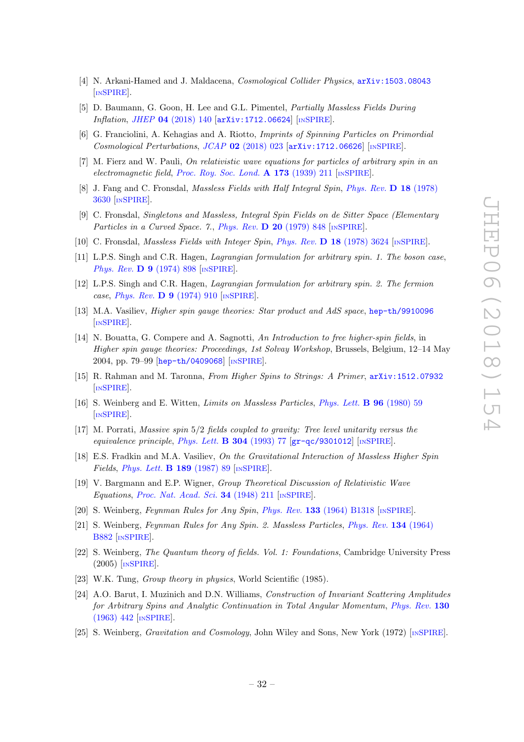- [4] N. Arkani-Hamed and J. Maldacena, *Cosmological Collider Physics*, arXiv:1503.08043 [INSPIRE].
- [5] D. Baumann, G. Goon, H. Lee and G.L. Pimentel, *Partially Massless Fields During Inflation*, *JHEP* **04** (2018) 140 [arXiv:1712.06624] [INSPIRE].
- [6] G. Franciolini, A. Kehagias and A. Riotto, *Imprints of Spinning Particles on Primordial Cosmological Perturbations*, *JCAP* **02** (2018) 023 [arXiv:1712.06626] [INSPIRE].
- [7] M. Fierz and W. Pauli, *On relativistic wave equations for particles of arbitrary spin in an electromagnetic field*, *Proc. Roy. Soc. Lond.* **A 173** (1939) 211 [INSPIRE].
- [8] J. Fang and C. Fronsdal, *Massless Fields with Half Integral Spin*, *Phys. Rev.* **D 18** (1978) 3630 [INSPIRE].
- [9] C. Fronsdal, *Singletons and Massless, Integral Spin Fields on de Sitter Space (Elementary Particles in a Curved Space. 7.*, *Phys. Rev.* **D 20** (1979) 848 [INSPIRE].
- [10] C. Fronsdal, *Massless Fields with Integer Spin*, *Phys. Rev.* **D 18** (1978) 3624 [INSPIRE].
- [11] L.P.S. Singh and C.R. Hagen, *Lagrangian formulation for arbitrary spin. 1. The boson case*, *Phys. Rev.* **D 9** (1974) 898 [INSPIRE].
- [12] L.P.S. Singh and C.R. Hagen, *Lagrangian formulation for arbitrary spin. 2. The fermion case*, *Phys. Rev.* **D 9** (1974) 910 [INSPIRE].
- [13] M.A. Vasiliev, *Higher spin gauge theories: Star product and AdS space*, hep-th/9910096 [INSPIRE].
- [14] N. Bouatta, G. Compere and A. Sagnotti, *An Introduction to free higher-spin fields*, in *Higher spin gauge theories: Proceedings, 1st Solvay Workshop*, Brussels, Belgium, 12–14 May 2004, pp. 79–99 [hep-th/0409068] [INSPIRE].
- [15] R. Rahman and M. Taronna, *From Higher Spins to Strings: A Primer*, arXiv:1512.07932 [INSPIRE].
- [16] S. Weinberg and E. Witten, *Limits on Massless Particles*, *Phys. Lett.* **B 96** (1980) 59 [INSPIRE].
- [17] M. Porrati, *Massive spin 5/2 fields coupled to gravity: Tree level unitarity versus the equivalence principle*, *Phys. Lett.* **B 304** (1993) 77 [gr-qc/9301012] [INSPIRE].
- [18] E.S. Fradkin and M.A. Vasiliev, *On the Gravitational Interaction of Massless Higher Spin Fields*, *Phys. Lett.* **B 189** (1987) 89 [INSPIRE].
- [19] V. Bargmann and E.P. Wigner, *Group Theoretical Discussion of Relativistic Wave Equations*, *Proc. Nat. Acad. Sci.* **34** (1948) 211 [INSPIRE].
- [20] S. Weinberg, *Feynman Rules for Any Spin*, *Phys. Rev.* **133** (1964) B1318 [INSPIRE].
- [21] S. Weinberg, *Feynman Rules for Any Spin. 2. Massless Particles*, *Phys. Rev.* **134** (1964) B882 [INSPIRE].
- [22] S. Weinberg, *The Quantum theory of fields. Vol. 1: Foundations*, Cambridge University Press (2005) [INSPIRE].
- [23] W.K. Tung, *Group theory in physics*, World Scientific (1985).
- [24] A.O. Barut, I. Muzinich and D.N. Williams, *Construction of Invariant Scattering Amplitudes for Arbitrary Spins and Analytic Continuation in Total Angular Momentum*, *Phys. Rev.* **130** (1963) 442 [INSPIRE].
- [25] S. Weinberg, *Gravitation and Cosmology*, John Wiley and Sons, New York (1972) [INSPIRE].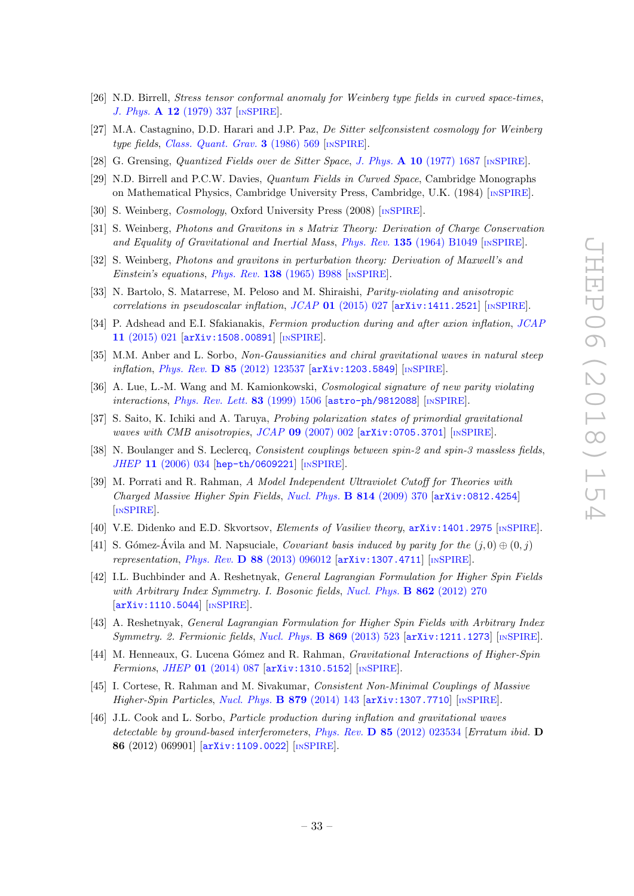[26] N.D. Birrell, *Stress tensor conformal anomaly for Weinberg type fields in curved space-times*, *J. Phys.* **A 12** (1979) 337 [INSPIRE].

[27] M.A. Castagnino, D.D. Harari and J.P. Paz, *De Sitter selfconsistent cosmology for Weinberg type fields*, *Class. Quant. Grav.* **3** (1986) 569 [INSPIRE].

[28] G. Grensing, *Quantized Fields over de Sitter Space*, *J. Phys.* **A 10** (1977) 1687 [INSPIRE].

[29] N.D. Birrell and P.C.W. Davies, *Quantum Fields in Curved Space*, Cambridge Monographs on Mathematical Physics, Cambridge University Press, Cambridge, U.K. (1984) [INSPIRE].

[30] S. Weinberg, *Cosmology*, Oxford University Press (2008) [INSPIRE].

[31] S. Weinberg, *Photons and Gravitons in s Matrix Theory: Derivation of Charge Conservation and Equality of Gravitational and Inertial Mass*, *Phys. Rev.* **135** (1964) B1049 [INSPIRE].

[32] S. Weinberg, *Photons and gravitons in perturbation theory: Derivation of Maxwell's and Einstein's equations*, *Phys. Rev.* **138** (1965) B988 [INSPIRE].

[33] N. Bartolo, S. Matarrese, M. Peloso and M. Shiraishi, *Parity-violating and anisotropic correlations in pseudoscalar inflation*, *JCAP* **01** (2015) 027 [arXiv:1411.2521] [INSPIRE].

[34] P. Adshead and E.I. Sfakianakis, *Fermion production during and after axion inflation*, *JCAP* **11** (2015) 021 [arXiv:1508.00891] [INSPIRE].

[35] M.M. Anber and L. Sorbo, *Non-Gaussianities and chiral gravitational waves in natural steep inflation*, *Phys. Rev.* **D 85** (2012) 123537 [arXiv:1203.5849] [INSPIRE].

[36] A. Lue, L.-M. Wang and M. Kamionkowski, *Cosmological signature of new parity violating interactions*, *Phys. Rev. Lett.* **83** (1999) 1506 [astro-ph/9812088] [INSPIRE].

[37] S. Saito, K. Ichiki and A. Taruya, *Probing polarization states of primordial gravitational waves with CMB anisotropies*, *JCAP* **09** (2007) 002 [arXiv:0705.3701] [INSPIRE].

[38] N. Boulanger and S. Leclercq, *Consistent couplings between spin-2 and spin-3 massless fields*, *JHEP* **11** (2006) 034 [hep-th/0609221] [INSPIRE].

[39] M. Porrati and R. Rahman, *A Model Independent Ultraviolet Cutoff for Theories with Charged Massive Higher Spin Fields*, *Nucl. Phys.* **B 814** (2009) 370 [arXiv:0812.4254] [INSPIRE].

[40] V.E. Didenko and E.D. Skvortsov, *Elements of Vasiliev theory*, arXiv:1401.2975 [INSPIRE].

[41] S. Gómez-Ávila and M. Napsuciale, *Covariant basis induced by parity for the $(j, 0) \oplus (0, j)$ representation*, *Phys. Rev.* **D 88** (2013) 096012 [arXiv:1307.4711] [INSPIRE].

[42] I.L. Buchbinder and A. Reshetnyak, *General Lagrangian Formulation for Higher Spin Fields with Arbitrary Index Symmetry. I. Bosonic fields*, *Nucl. Phys.* **B 862** (2012) 270 [arXiv:1110.5044] [INSPIRE].

[43] A. Reshetnyak, *General Lagrangian Formulation for Higher Spin Fields with Arbitrary Index Symmetry. 2. Fermionic fields*, *Nucl. Phys.* **B 869** (2013) 523 [arXiv:1211.1273] [INSPIRE].

[44] M. Henneaux, G. Lucena Gómez and R. Rahman, *Gravitational Interactions of Higher-Spin Fermions*, *JHEP* **01** (2014) 087 [arXiv:1310.5152] [INSPIRE].

[45] I. Cortese, R. Rahman and M. Sivakumar, *Consistent Non-Minimal Couplings of Massive Higher-Spin Particles*, *Nucl. Phys.* **B 879** (2014) 143 [arXiv:1307.7710] [INSPIRE].

[46] J.L. Cook and L. Sorbo, *Particle production during inflation and gravitational waves detectable by ground-based interferometers*, *Phys. Rev.* **D 85** (2012) 023534 [*Erratum ibid.* **D 86** (2012) 069901] [arXiv:1109.0022] [INSPIRE].